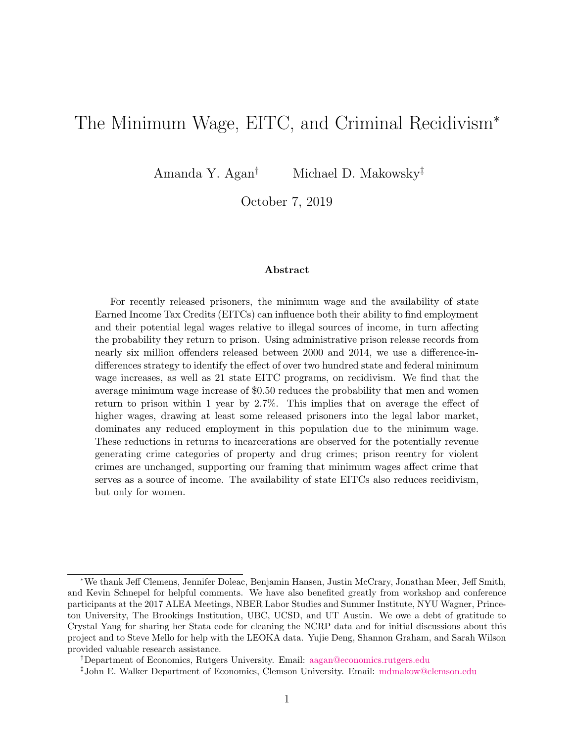# The Minimum Wage, EITC, and Criminal Recidivism*

Amanda Y. Agan[†] Michael D. Makowsky[‡]

October 7, 2019

### Abstract

For recently released prisoners, the minimum wage and the availability of state Earned Income Tax Credits (EITCs) can influence both their ability to find employment and their potential legal wages relative to illegal sources of income, in turn affecting the probability they return to prison. Using administrative prison release records from nearly six million offenders released between 2000 and 2014, we use a difference-in-differences strategy to identify the effect of over two hundred state and federal minimum wage increases, as well as 21 state EITC programs, on recidivism. We find that the average minimum wage increase of $0.50 reduces the probability that men and women return to prison within 1 year by 2.7%. This implies that on average the effect of higher wages, drawing at least some released prisoners into the legal labor market, dominates any reduced employment in this population due to the minimum wage. These reductions in returns to incarcerations are observed for the potentially revenue generating crime categories of property and drug crimes; prison reentry for violent crimes are unchanged, supporting our framing that minimum wages affect crime that serves as a source of income. The availability of state EITCs also reduces recidivism, but only for women.

---

*We thank Jeff Clemens, Jennifer Doleac, Benjamin Hansen, Justin McCrary, Jonathan Meer, Jeff Smith, and Kevin Schnepel for helpful comments. We have also benefited greatly from workshop and conference participants at the 2017 ALEA Meetings, NBER Labor Studies and Summer Institute, NYU Wagner, Princeton University, The Brookings Institution, UBC, UCSD, and UT Austin. We owe a debt of gratitude to Crystal Yang for sharing her Stata code for cleaning the NCRP data and for initial discussions about this project and to Steve Mello for help with the LEOKA data. Yujie Deng, Shannon Graham, and Sarah Wilson provided valuable research assistance.

[†]Department of Economics, Rutgers University. Email: aagan@economics.rutgers.edu

[‡]John E. Walker Department of Economics, Clemson University. Email: mdmakow@clemson.edu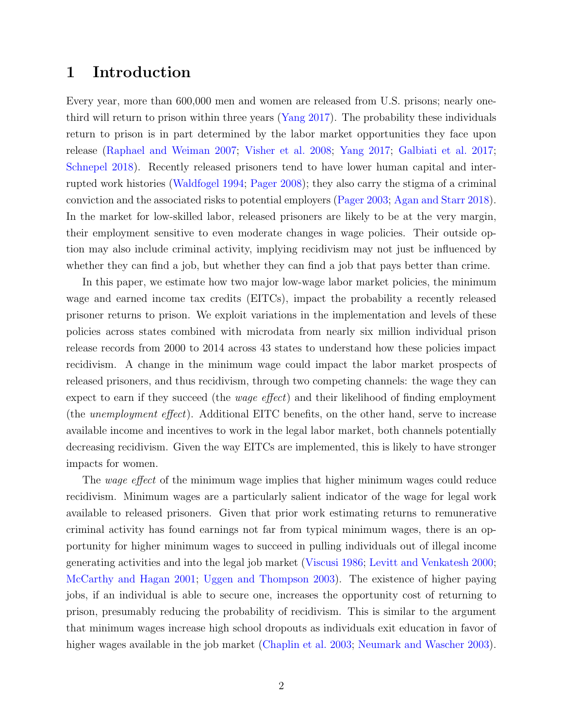# 1 Introduction

Every year, more than 600,000 men and women are released from U.S. prisons; nearly one-third will return to prison within three years (Yang 2017). The probability these individuals return to prison is in part determined by the labor market opportunities they face upon release (Raphael and Weiman 2007; Visher et al. 2008; Yang 2017; Galbiati et al. 2017; Schnepel 2018). Recently released prisoners tend to have lower human capital and interrupted work histories (Waldfogel 1994; Pager 2008); they also carry the stigma of a criminal conviction and the associated risks to potential employers (Pager 2003; Agan and Starr 2018). In the market for low-skilled labor, released prisoners are likely to be at the very margin, their employment sensitive to even moderate changes in wage policies. Their outside option may also include criminal activity, implying recidivism may not just be influenced by whether they can find a job, but whether they can find a job that pays better than crime.

In this paper, we estimate how two major low-wage labor market policies, the minimum wage and earned income tax credits (EITCs), impact the probability a recently released prisoner returns to prison. We exploit variations in the implementation and levels of these policies across states combined with microdata from nearly six million individual prison release records from 2000 to 2014 across 43 states to understand how these policies impact recidivism. A change in the minimum wage could impact the labor market prospects of released prisoners, and thus recidivism, through two competing channels: the wage they can expect to earn if they succeed (the *wage effect*) and their likelihood of finding employment (the *unemployment effect*). Additional EITC benefits, on the other hand, serve to increase available income and incentives to work in the legal labor market, both channels potentially decreasing recidivism. Given the way EITCs are implemented, this is likely to have stronger impacts for women.

The *wage effect* of the minimum wage implies that higher minimum wages could reduce recidivism. Minimum wages are a particularly salient indicator of the wage for legal work available to released prisoners. Given that prior work estimating returns to remunerative criminal activity has found earnings not far from typical minimum wages, there is an opportunity for higher minimum wages to succeed in pulling individuals out of illegal income generating activities and into the legal job market (Viscusi 1986; Levitt and Venkatesh 2000; McCarthy and Hagan 2001; Uggen and Thompson 2003). The existence of higher paying jobs, if an individual is able to secure one, increases the opportunity cost of returning to prison, presumably reducing the probability of recidivism. This is similar to the argument that minimum wages increase high school dropouts as individuals exit education in favor of higher wages available in the job market (Chaplin et al. 2003; Neumark and Wascher 2003).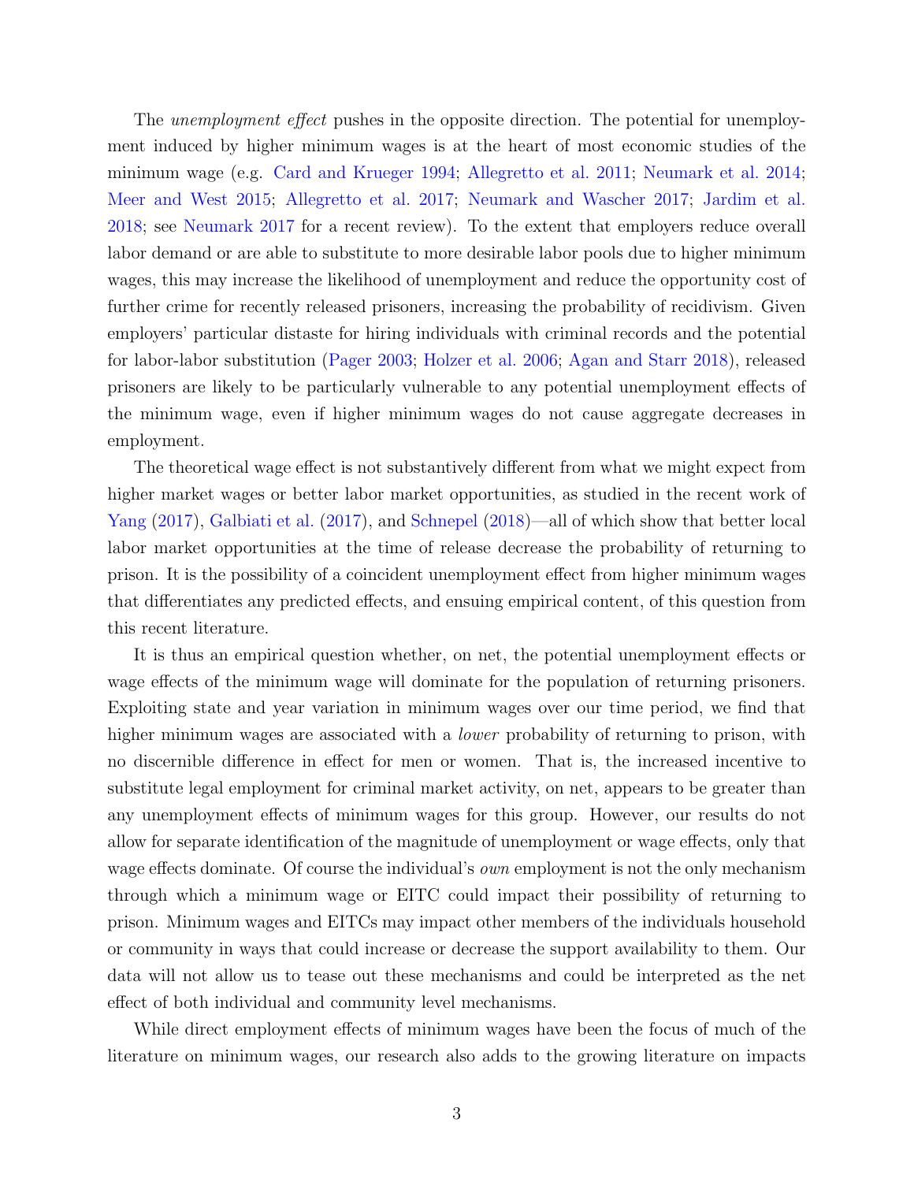The *unemployment effect* pushes in the opposite direction. The potential for unemployment induced by higher minimum wages is at the heart of most economic studies of the minimum wage (e.g. Card and Krueger 1994; Allegretto et al. 2011; Neumark et al. 2014; Meer and West 2015; Allegretto et al. 2017; Neumark and Wascher 2017; Jardim et al. 2018; see Neumark 2017 for a recent review). To the extent that employers reduce overall labor demand or are able to substitute to more desirable labor pools due to higher minimum wages, this may increase the likelihood of unemployment and reduce the opportunity cost of further crime for recently released prisoners, increasing the probability of recidivism. Given employers' particular distaste for hiring individuals with criminal records and the potential for labor-labor substitution (Pager 2003; Holzer et al. 2006; Agan and Starr 2018), released prisoners are likely to be particularly vulnerable to any potential unemployment effects of the minimum wage, even if higher minimum wages do not cause aggregate decreases in employment.

The theoretical wage effect is not substantively different from what we might expect from higher market wages or better labor market opportunities, as studied in the recent work of Yang (2017), Galbiati et al. (2017), and Schnepel (2018)—all of which show that better local labor market opportunities at the time of release decrease the probability of returning to prison. It is the possibility of a coincident unemployment effect from higher minimum wages that differentiates any predicted effects, and ensuing empirical content, of this question from this recent literature.

It is thus an empirical question whether, on net, the potential unemployment effects or wage effects of the minimum wage will dominate for the population of returning prisoners. Exploiting state and year variation in minimum wages over our time period, we find that higher minimum wages are associated with a *lower* probability of returning to prison, with no discernible difference in effect for men or women. That is, the increased incentive to substitute legal employment for criminal market activity, on net, appears to be greater than any unemployment effects of minimum wages for this group. However, our results do not allow for separate identification of the magnitude of unemployment or wage effects, only that wage effects dominate. Of course the individual's *own* employment is not the only mechanism through which a minimum wage or EITC could impact their possibility of returning to prison. Minimum wages and EITCs may impact other members of the individuals household or community in ways that could increase or decrease the support availability to them. Our data will not allow us to tease out these mechanisms and could be interpreted as the net effect of both individual and community level mechanisms.

While direct employment effects of minimum wages have been the focus of much of the literature on minimum wages, our research also adds to the growing literature on impacts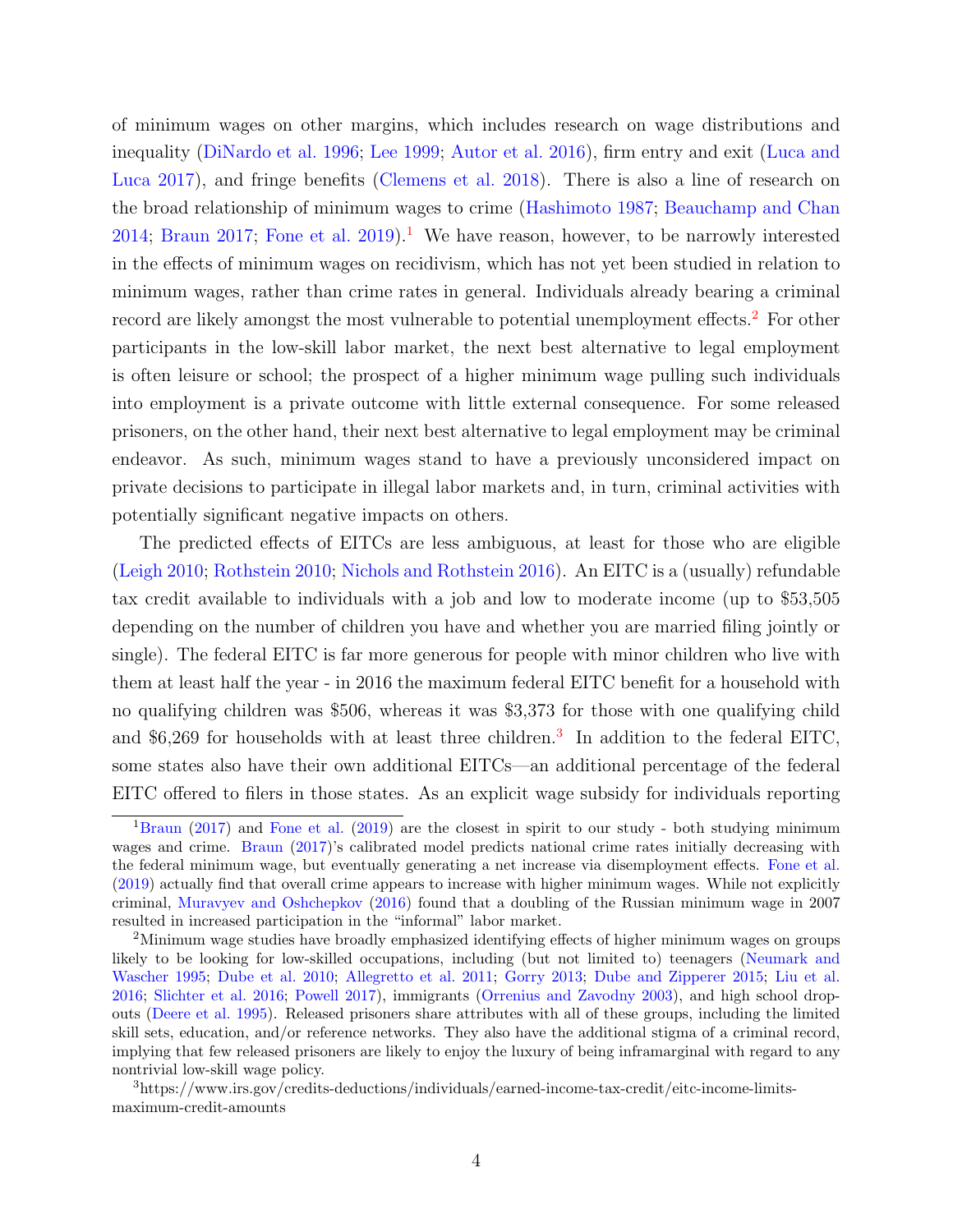of minimum wages on other margins, which includes research on wage distributions and inequality (DiNardo et al. 1996; Lee 1999; Autor et al. 2016), firm entry and exit (Luca and Luca 2017), and fringe benefits (Clemens et al. 2018). There is also a line of research on the broad relationship of minimum wages to crime (Hashimoto 1987; Beauchamp and Chan 2014; Braun 2017; Fone et al. 2019).[1] We have reason, however, to be narrowly interested in the effects of minimum wages on recidivism, which has not yet been studied in relation to minimum wages, rather than crime rates in general. Individuals already bearing a criminal record are likely amongst the most vulnerable to potential unemployment effects.[2] For other participants in the low-skill labor market, the next best alternative to legal employment is often leisure or school; the prospect of a higher minimum wage pulling such individuals into employment is a private outcome with little external consequence. For some released prisoners, on the other hand, their next best alternative to legal employment may be criminal endeavor. As such, minimum wages stand to have a previously unconsidered impact on private decisions to participate in illegal labor markets and, in turn, criminal activities with potentially significant negative impacts on others.

The predicted effects of EITCs are less ambiguous, at least for those who are eligible (Leigh 2010; Rothstein 2010; Nichols and Rothstein 2016). An EITC is a (usually) refundable tax credit available to individuals with a job and low to moderate income (up to $53,505 depending on the number of children you have and whether you are married filing jointly or single). The federal EITC is far more generous for people with minor children who live with them at least half the year - in 2016 the maximum federal EITC benefit for a household with no qualifying children was $506, whereas it was $3,373 for those with one qualifying child and $6,269 for households with at least three children.[3] In addition to the federal EITC, some states also have their own additional EITCs—an additional percentage of the federal EITC offered to filers in those states. As an explicit wage subsidy for individuals reporting

[1] Braun (2017) and Fone et al. (2019) are the closest in spirit to our study - both studying minimum wages and crime. Braun (2017)'s calibrated model predicts national crime rates initially decreasing with the federal minimum wage, but eventually generating a net increase via disemployment effects. Fone et al. (2019) actually find that overall crime appears to increase with higher minimum wages. While not explicitly criminal, Muravyev and Oshchepkov (2016) found that a doubling of the Russian minimum wage in 2007 resulted in increased participation in the "informal" labor market.

[2] Minimum wage studies have broadly emphasized identifying effects of higher minimum wages on groups likely to be looking for low-skilled occupations, including (but not limited to) teenagers (Neumark and Wascher 1995; Dube et al. 2010; Allegretto et al. 2011; Gorry 2013; Dube and Zipperer 2015; Liu et al. 2016; Slichter et al. 2016; Powell 2017), immigrants (Orrenius and Zavodny 2003), and high school dropouts (Deere et al. 1995). Released prisoners share attributes with all of these groups, including the limited skill sets, education, and/or reference networks. They also have the additional stigma of a criminal record, implying that few released prisoners are likely to enjoy the luxury of being inframarginal with regard to any nontrivial low-skill wage policy.

[3] https://www.irs.gov/credits-deductions/individuals/earned-income-tax-credit/eitc-income-limits-maximum-credit-amounts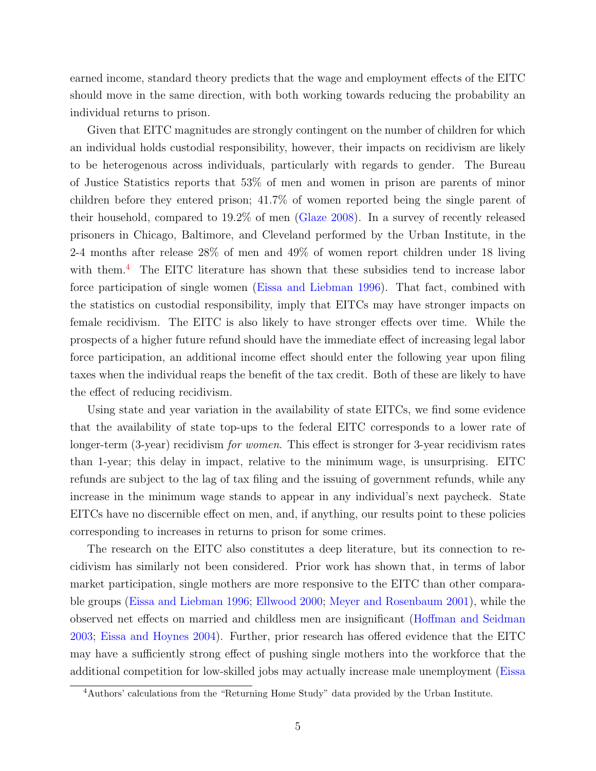earned income, standard theory predicts that the wage and employment effects of the EITC should move in the same direction, with both working towards reducing the probability an individual returns to prison.

Given that EITC magnitudes are strongly contingent on the number of children for which an individual holds custodial responsibility, however, their impacts on recidivism are likely to be heterogenous across individuals, particularly with regards to gender. The Bureau of Justice Statistics reports that 53% of men and women in prison are parents of minor children before they entered prison; 41.7% of women reported being the single parent of their household, compared to 19.2% of men (Glaze 2008). In a survey of recently released prisoners in Chicago, Baltimore, and Cleveland performed by the Urban Institute, in the 2-4 months after release 28% of men and 49% of women report children under 18 living with them.[4] The EITC literature has shown that these subsidies tend to increase labor force participation of single women (Eissa and Liebman 1996). That fact, combined with the statistics on custodial responsibility, imply that EITCs may have stronger impacts on female recidivism. The EITC is also likely to have stronger effects over time. While the prospects of a higher future refund should have the immediate effect of increasing legal labor force participation, an additional income effect should enter the following year upon filing taxes when the individual reaps the benefit of the tax credit. Both of these are likely to have the effect of reducing recidivism.

Using state and year variation in the availability of state EITCs, we find some evidence that the availability of state top-ups to the federal EITC corresponds to a lower rate of longer-term (3-year) recidivism *for women*. This effect is stronger for 3-year recidivism rates than 1-year; this delay in impact, relative to the minimum wage, is unsurprising. EITC refunds are subject to the lag of tax filing and the issuing of government refunds, while any increase in the minimum wage stands to appear in any individual's next paycheck. State EITCs have no discernible effect on men, and, if anything, our results point to these policies corresponding to increases in returns to prison for some crimes.

The research on the EITC also constitutes a deep literature, but its connection to recidivism has similarly not been considered. Prior work has shown that, in terms of labor market participation, single mothers are more responsive to the EITC than other comparable groups (Eissa and Liebman 1996; Ellwood 2000; Meyer and Rosenbaum 2001), while the observed net effects on married and childless men are insignificant (Hoffman and Seidman 2003; Eissa and Hoynes 2004). Further, prior research has offered evidence that the EITC may have a sufficiently strong effect of pushing single mothers into the workforce that the additional competition for low-skilled jobs may actually increase male unemployment (Eissa

[4] Authors' calculations from the "Returning Home Study" data provided by the Urban Institute.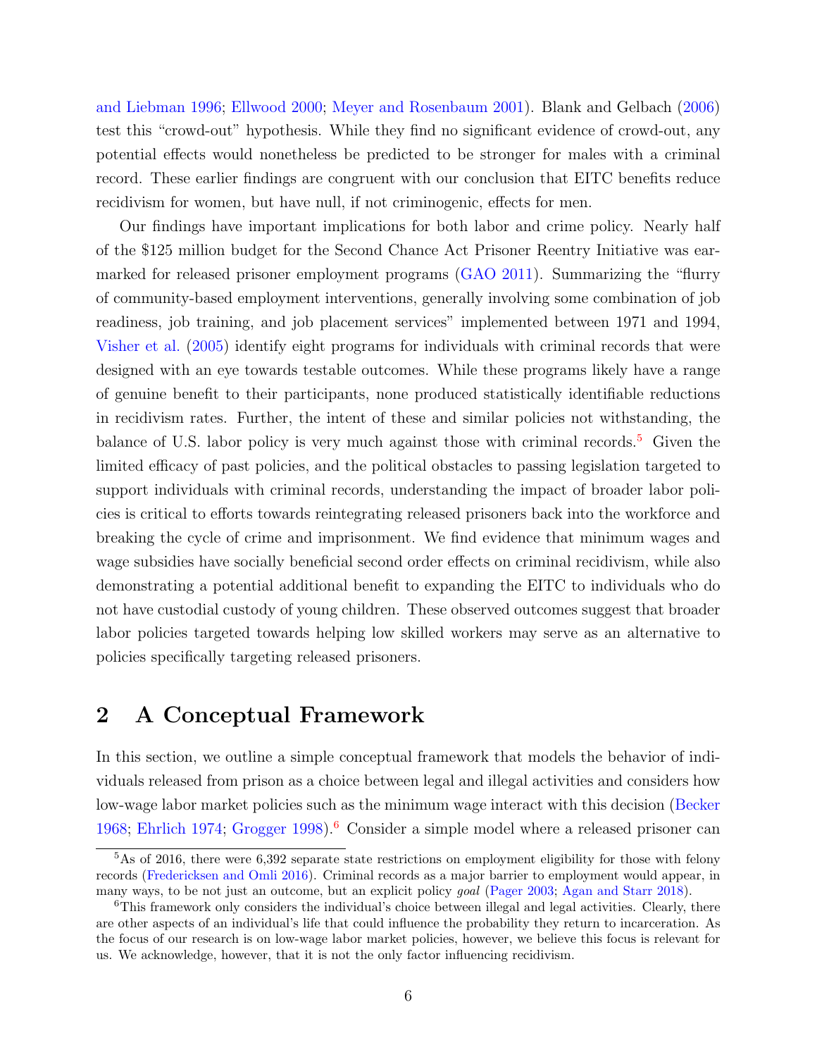and Liebman 1996; Ellwood 2000; Meyer and Rosenbaum 2001). Blank and Gelbach (2006) test this "crowd-out" hypothesis. While they find no significant evidence of crowd-out, any potential effects would nonetheless be predicted to be stronger for males with a criminal record. These earlier findings are congruent with our conclusion that EITC benefits reduce recidivism for women, but have null, if not criminogenic, effects for men.

Our findings have important implications for both labor and crime policy. Nearly half of the $125 million budget for the Second Chance Act Prisoner Reentry Initiative was earmarked for released prisoner employment programs (GAO 2011). Summarizing the "flurry of community-based employment interventions, generally involving some combination of job readiness, job training, and job placement services" implemented between 1971 and 1994, Visher et al. (2005) identify eight programs for individuals with criminal records that were designed with an eye towards testable outcomes. While these programs likely have a range of genuine benefit to their participants, none produced statistically identifiable reductions in recidivism rates. Further, the intent of these and similar policies not withstanding, the balance of U.S. labor policy is very much against those with criminal records.[5] Given the limited efficacy of past policies, and the political obstacles to passing legislation targeted to support individuals with criminal records, understanding the impact of broader labor policies is critical to efforts towards reintegrating released prisoners back into the workforce and breaking the cycle of crime and imprisonment. We find evidence that minimum wages and wage subsidies have socially beneficial second order effects on criminal recidivism, while also demonstrating a potential additional benefit to expanding the EITC to individuals who do not have custodial custody of young children. These observed outcomes suggest that broader labor policies targeted towards helping low skilled workers may serve as an alternative to policies specifically targeting released prisoners.

## 2 A Conceptual Framework

In this section, we outline a simple conceptual framework that models the behavior of individuals released from prison as a choice between legal and illegal activities and considers how low-wage labor market policies such as the minimum wage interact with this decision (Becker 1968; Ehrlich 1974; Grogger 1998).[6] Consider a simple model where a released prisoner can

[5] As of 2016, there were 6,392 separate state restrictions on employment eligibility for those with felony records (Fredericksen and Omli 2016). Criminal records as a major barrier to employment would appear, in many ways, to be not just an outcome, but an explicit policy *goal* (Pager 2003; Agan and Starr 2018).

[6] This framework only considers the individual's choice between illegal and legal activities. Clearly, there are other aspects of an individual's life that could influence the probability they return to incarceration. As the focus of our research is on low-wage labor market policies, however, we believe this focus is relevant for us. We acknowledge, however, that it is not the only factor influencing recidivism.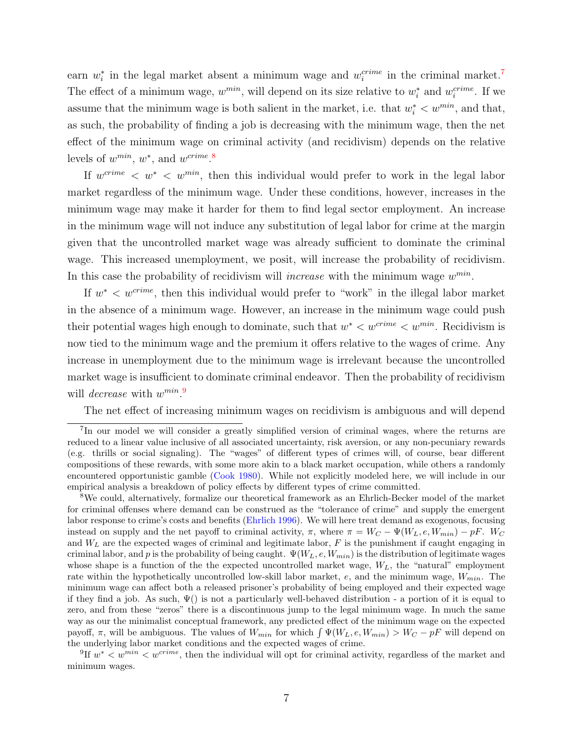earn $w_i^*$ in the legal market absent a minimum wage and $w_i^{crime}$ in the criminal market.[7] The effect of a minimum wage, $w^{min}$, will depend on its size relative to $w_i^*$ and $w_i^{crime}$. If we assume that the minimum wage is both salient in the market, i.e. that $w_i^* < w^{min}$, and that, as such, the probability of finding a job is decreasing with the minimum wage, then the net effect of the minimum wage on criminal activity (and recidivism) depends on the relative levels of $w^{min}$, $w^*$, and $w^{crime}$.[8]

If $w^{crime} < w^* < w^{min}$, then this individual would prefer to work in the legal labor market regardless of the minimum wage. Under these conditions, however, increases in the minimum wage may make it harder for them to find legal sector employment. An increase in the minimum wage will not induce any substitution of legal labor for crime at the margin given that the uncontrolled market wage was already sufficient to dominate the criminal wage. This increased unemployment, we posit, will increase the probability of recidivism. In this case the probability of recidivism will *increase* with the minimum wage $w^{min}$.

If $w^* < w^{crime}$, then this individual would prefer to "work" in the illegal labor market in the absence of a minimum wage. However, an increase in the minimum wage could push their potential wages high enough to dominate, such that $w^* < w^{crime} < w^{min}$. Recidivism is now tied to the minimum wage and the premium it offers relative to the wages of crime. Any increase in unemployment due to the minimum wage is irrelevant because the uncontrolled market wage is insufficient to dominate criminal endeavor. Then the probability of recidivism will *decrease* with $w^{min}$.[9]

The net effect of increasing minimum wages on recidivism is ambiguous and will depend

---

[7] In our model we will consider a greatly simplified version of criminal wages, where the returns are reduced to a linear value inclusive of all associated uncertainty, risk aversion, or any non-pecuniary rewards (e.g. thrills or social signaling). The "wages" of different types of crimes will, of course, bear different compositions of these rewards, with some more akin to a black market occupation, while others a randomly encountered opportunistic gamble (Cook 1980). While not explicitly modeled here, we will include in our empirical analysis a breakdown of policy effects by different types of crime committed.

[8] We could, alternatively, formalize our theoretical framework as an Ehrlich-Becker model of the market for criminal offenses where demand can be construed as the "tolerance of crime" and supply the emergent labor response to crime's costs and benefits (Ehrlich 1996). We will here treat demand as exogenous, focusing instead on supply and the net payoff to criminal activity, $\pi$, where $\pi = W_C - \Psi(W_L, e, W_{min}) - pF$. $W_C$ and $W_L$ are the expected wages of criminal and legitimate labor, $F$ is the punishment if caught engaging in criminal labor, and $p$ is the probability of being caught. $\Psi(W_L, e, W_{min})$ is the distribution of legitimate wages whose shape is a function of the the expected uncontrolled market wage, $W_L$, the "natural" employment rate within the hypothetically uncontrolled low-skill labor market, $e$, and the minimum wage, $W_{min}$. The minimum wage can affect both a released prisoner's probability of being employed and their expected wage if they find a job. As such, $\Psi()$ is not a particularly well-behaved distribution - a portion of it is equal to zero, and from these "zeros" there is a discontinuous jump to the legal minimum wage. In much the same way as our the minimalist conceptual framework, any predicted effect of the minimum wage on the expected payoff, $\pi$, will be ambiguous. The values of $W_{min}$ for which $\int \Psi(W_L, e, W_{min}) > W_C - pF$ will depend on the underlying labor market conditions and the expected wages of crime.

[9] If $w^* < w^{min} < w^{crime}$, then the individual will opt for criminal activity, regardless of the market and minimum wages.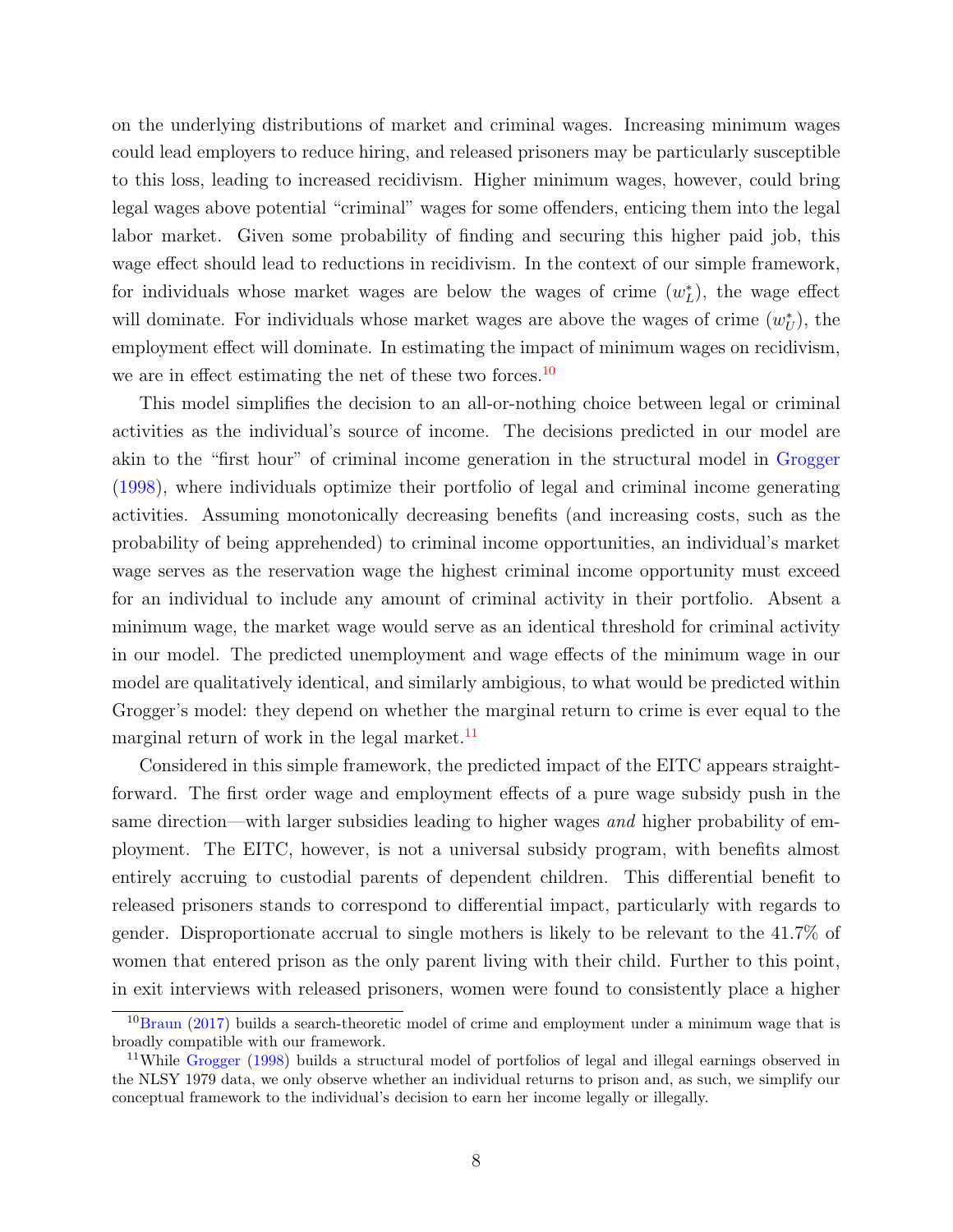on the underlying distributions of market and criminal wages. Increasing minimum wages could lead employers to reduce hiring, and released prisoners may be particularly susceptible to this loss, leading to increased recidivism. Higher minimum wages, however, could bring legal wages above potential "criminal" wages for some offenders, enticing them into the legal labor market. Given some probability of finding and securing this higher paid job, this wage effect should lead to reductions in recidivism. In the context of our simple framework, for individuals whose market wages are below the wages of crime ($w_L^*$), the wage effect will dominate. For individuals whose market wages are above the wages of crime ($w_U^*$), the employment effect will dominate. In estimating the impact of minimum wages on recidivism, we are in effect estimating the net of these two forces.[10]

This model simplifies the decision to an all-or-nothing choice between legal or criminal activities as the individual's source of income. The decisions predicted in our model are akin to the "first hour" of criminal income generation in the structural model in Grogger (1998), where individuals optimize their portfolio of legal and criminal income generating activities. Assuming monotonically decreasing benefits (and increasing costs, such as the probability of being apprehended) to criminal income opportunities, an individual's market wage serves as the reservation wage the highest criminal income opportunity must exceed for an individual to include any amount of criminal activity in their portfolio. Absent a minimum wage, the market wage would serve as an identical threshold for criminal activity in our model. The predicted unemployment and wage effects of the minimum wage in our model are qualitatively identical, and similarly ambigious, to what would be predicted within Grogger's model: they depend on whether the marginal return to crime is ever equal to the marginal return of work in the legal market.[11]

Considered in this simple framework, the predicted impact of the EITC appears straightforward. The first order wage and employment effects of a pure wage subsidy push in the same direction—with larger subsidies leading to higher wages *and* higher probability of employment. The EITC, however, is not a universal subsidy program, with benefits almost entirely accruing to custodial parents of dependent children. This differential benefit to released prisoners stands to correspond to differential impact, particularly with regards to gender. Disproportionate accrual to single mothers is likely to be relevant to the 41.7% of women that entered prison as the only parent living with their child. Further to this point, in exit interviews with released prisoners, women were found to consistently place a higher

[10] Braun (2017) builds a search-theoretic model of crime and employment under a minimum wage that is broadly compatible with our framework.

[11] While Grogger (1998) builds a structural model of portfolios of legal and illegal earnings observed in the NLSY 1979 data, we only observe whether an individual returns to prison and, as such, we simplify our conceptual framework to the individual's decision to earn her income legally or illegally.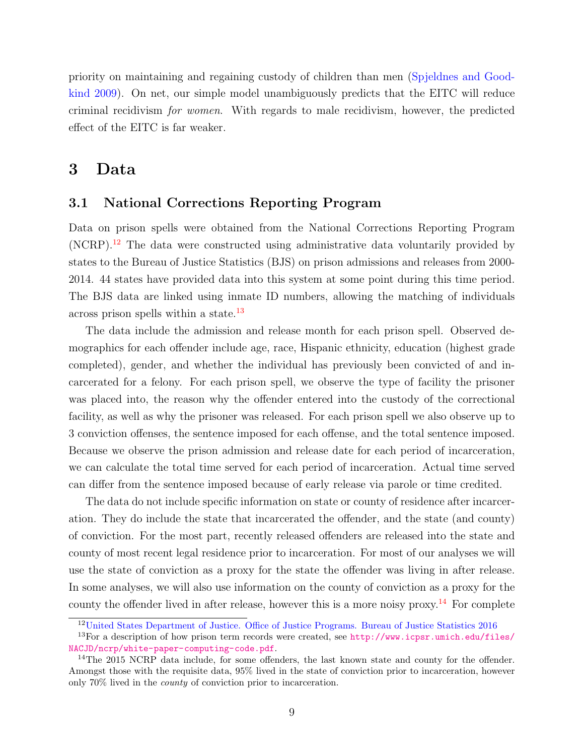priority on maintaining and regaining custody of children than men (Spjeldnes and Goodkind 2009). On net, our simple model unambiguously predicts that the EITC will reduce criminal recidivism *for women*. With regards to male recidivism, however, the predicted effect of the EITC is far weaker.

# 3 Data

## 3.1 National Corrections Reporting Program

Data on prison spells were obtained from the National Corrections Reporting Program (NCRP).[12] The data were constructed using administrative data voluntarily provided by states to the Bureau of Justice Statistics (BJS) on prison admissions and releases from 2000-2014. 44 states have provided data into this system at some point during this time period. The BJS data are linked using inmate ID numbers, allowing the matching of individuals across prison spells within a state.[13]

The data include the admission and release month for each prison spell. Observed demographics for each offender include age, race, Hispanic ethnicity, education (highest grade completed), gender, and whether the individual has previously been convicted of and incarcerated for a felony. For each prison spell, we observe the type of facility the prisoner was placed into, the reason why the offender entered into the custody of the correctional facility, as well as why the prisoner was released. For each prison spell we also observe up to 3 conviction offenses, the sentence imposed for each offense, and the total sentence imposed. Because we observe the prison admission and release date for each period of incarceration, we can calculate the total time served for each period of incarceration. Actual time served can differ from the sentence imposed because of early release via parole or time credited.

The data do not include specific information on state or county of residence after incarceration. They do include the state that incarcerated the offender, and the state (and county) of conviction. For the most part, recently released offenders are released into the state and county of most recent legal residence prior to incarceration. For most of our analyses we will use the state of conviction as a proxy for the state the offender was living in after release. In some analyses, we will also use information on the county of conviction as a proxy for the county the offender lived in after release, however this is a more noisy proxy.[14] For complete

[12] United States Department of Justice. Office of Justice Programs. Bureau of Justice Statistics 2016

[13] For a description of how prison term records were created, see http://www.icpsr.umich.edu/files/NACJD/ncrp/white-paper-computing-code.pdf.

[14] The 2015 NCRP data include, for some offenders, the last known state and county for the offender. Amongst those with the requisite data, 95% lived in the state of conviction prior to incarceration, however only 70% lived in the *county* of conviction prior to incarceration.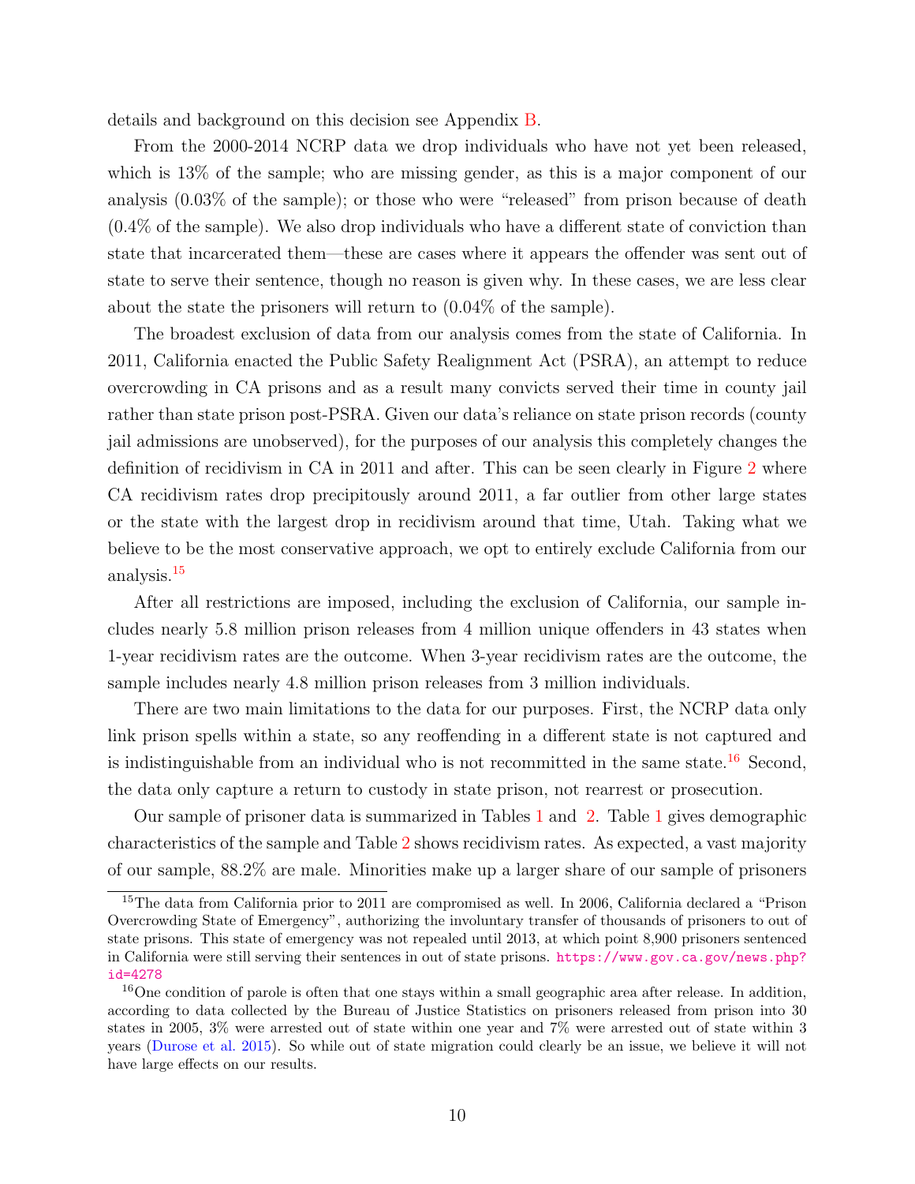details and background on this decision see Appendix B.

From the 2000-2014 NCRP data we drop individuals who have not yet been released, which is 13% of the sample; who are missing gender, as this is a major component of our analysis (0.03% of the sample); or those who were "released" from prison because of death (0.4% of the sample). We also drop individuals who have a different state of conviction than state that incarcerated them—these are cases where it appears the offender was sent out of state to serve their sentence, though no reason is given why. In these cases, we are less clear about the state the prisoners will return to (0.04% of the sample).

The broadest exclusion of data from our analysis comes from the state of California. In 2011, California enacted the Public Safety Realignment Act (PSRA), an attempt to reduce overcrowding in CA prisons and as a result many convicts served their time in county jail rather than state prison post-PSRA. Given our data's reliance on state prison records (county jail admissions are unobserved), for the purposes of our analysis this completely changes the definition of recidivism in CA in 2011 and after. This can be seen clearly in Figure 2 where CA recidivism rates drop precipitously around 2011, a far outlier from other large states or the state with the largest drop in recidivism around that time, Utah. Taking what we believe to be the most conservative approach, we opt to entirely exclude California from our analysis.[15]

After all restrictions are imposed, including the exclusion of California, our sample includes nearly 5.8 million prison releases from 4 million unique offenders in 43 states when 1-year recidivism rates are the outcome. When 3-year recidivism rates are the outcome, the sample includes nearly 4.8 million prison releases from 3 million individuals.

There are two main limitations to the data for our purposes. First, the NCRP data only link prison spells within a state, so any reoffending in a different state is not captured and is indistinguishable from an individual who is not recommitted in the same state.[16] Second, the data only capture a return to custody in state prison, not rearrest or prosecution.

Our sample of prisoner data is summarized in Tables 1 and 2. Table 1 gives demographic characteristics of the sample and Table 2 shows recidivism rates. As expected, a vast majority of our sample, 88.2% are male. Minorities make up a larger share of our sample of prisoners

[15] The data from California prior to 2011 are compromised as well. In 2006, California declared a "Prison Overcrowding State of Emergency", authorizing the involuntary transfer of thousands of prisoners to out of state prisons. This state of emergency was not repealed until 2013, at which point 8,900 prisoners sentenced in California were still serving their sentences in out of state prisons. https://www.gov.ca.gov/news.php?id=4278

[16] One condition of parole is often that one stays within a small geographic area after release. In addition, according to data collected by the Bureau of Justice Statistics on prisoners released from prison into 30 states in 2005, 3% were arrested out of state within one year and 7% were arrested out of state within 3 years (Durose et al. 2015). So while out of state migration could clearly be an issue, we believe it will not have large effects on our results.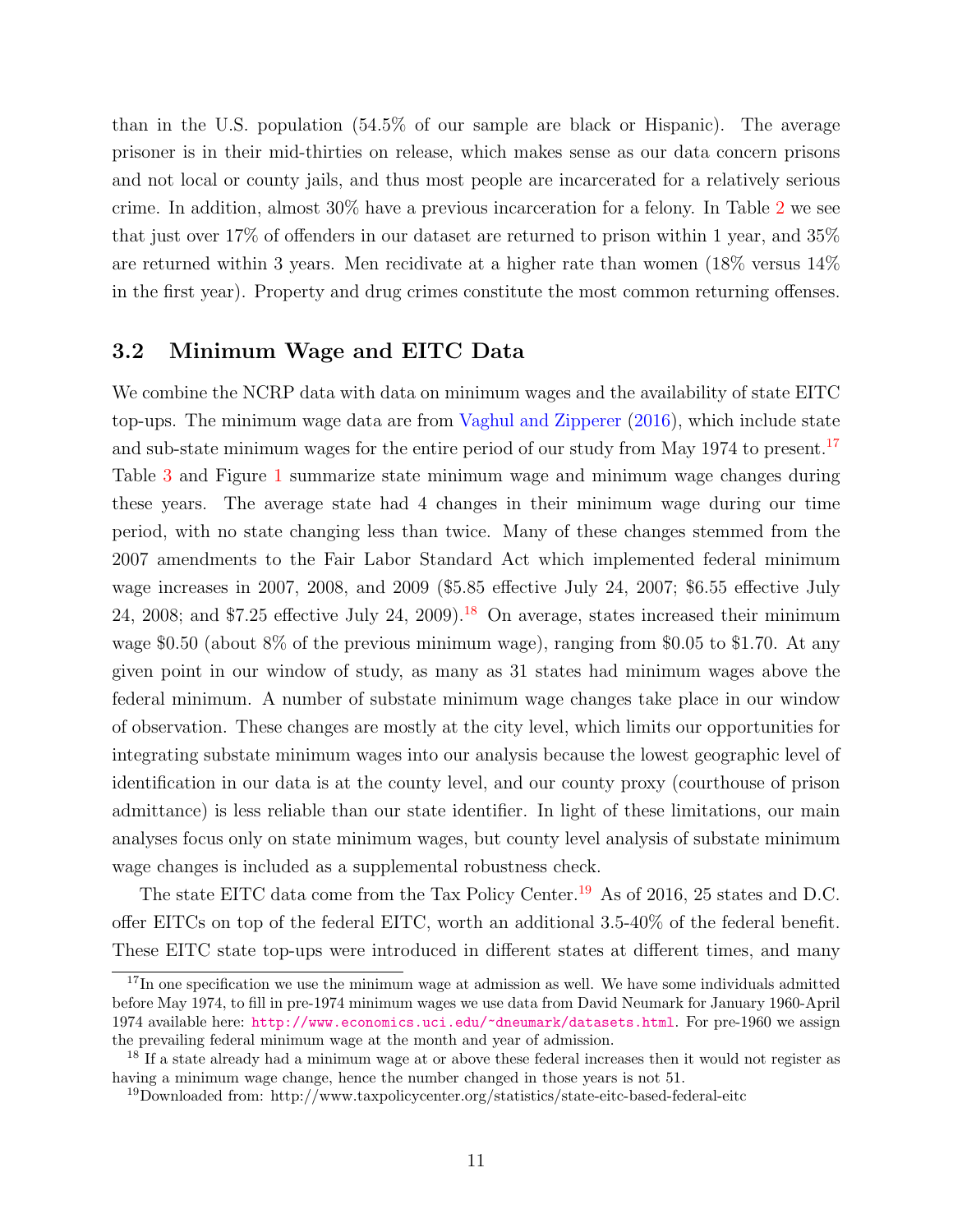than in the U.S. population (54.5% of our sample are black or Hispanic). The average prisoner is in their mid-thirties on release, which makes sense as our data concern prisons and not local or county jails, and thus most people are incarcerated for a relatively serious crime. In addition, almost 30% have a previous incarceration for a felony. In Table 2 we see that just over 17% of offenders in our dataset are returned to prison within 1 year, and 35% are returned within 3 years. Men recidivate at a higher rate than women (18% versus 14% in the first year). Property and drug crimes constitute the most common returning offenses.

## 3.2 Minimum Wage and EITC Data

We combine the NCRP data with data on minimum wages and the availability of state EITC top-ups. The minimum wage data are from Vaghul and Zipperer (2016), which include state and sub-state minimum wages for the entire period of our study from May 1974 to present.[17] Table 3 and Figure 1 summarize state minimum wage and minimum wage changes during these years. The average state had 4 changes in their minimum wage during our time period, with no state changing less than twice. Many of these changes stemmed from the 2007 amendments to the Fair Labor Standard Act which implemented federal minimum wage increases in 2007, 2008, and 2009 ($5.85 effective July 24, 2007; $6.55 effective July 24, 2008; and $7.25 effective July 24, 2009).[18] On average, states increased their minimum wage $0.50 (about 8% of the previous minimum wage), ranging from $0.05 to $1.70. At any given point in our window of study, as many as 31 states had minimum wages above the federal minimum. A number of substate minimum wage changes take place in our window of observation. These changes are mostly at the city level, which limits our opportunities for integrating substate minimum wages into our analysis because the lowest geographic level of identification in our data is at the county level, and our county proxy (courthouse of prison admittance) is less reliable than our state identifier. In light of these limitations, our main analyses focus only on state minimum wages, but county level analysis of substate minimum wage changes is included as a supplemental robustness check.

The state EITC data come from the Tax Policy Center.[19] As of 2016, 25 states and D.C. offer EITCs on top of the federal EITC, worth an additional 3.5-40% of the federal benefit. These EITC state top-ups were introduced in different states at different times, and many

---

[17] In one specification we use the minimum wage at admission as well. We have some individuals admitted before May 1974, to fill in pre-1974 minimum wages we use data from David Neumark for January 1960-April 1974 available here: http://www.economics.uci.edu/~dneumark/datasets.html. For pre-1960 we assign the prevailing federal minimum wage at the month and year of admission.

[18] If a state already had a minimum wage at or above these federal increases then it would not register as having a minimum wage change, hence the number changed in those years is not 51.

[19] Downloaded from: http://www.taxpolicycenter.org/statistics/state-eitc-based-federal-eitc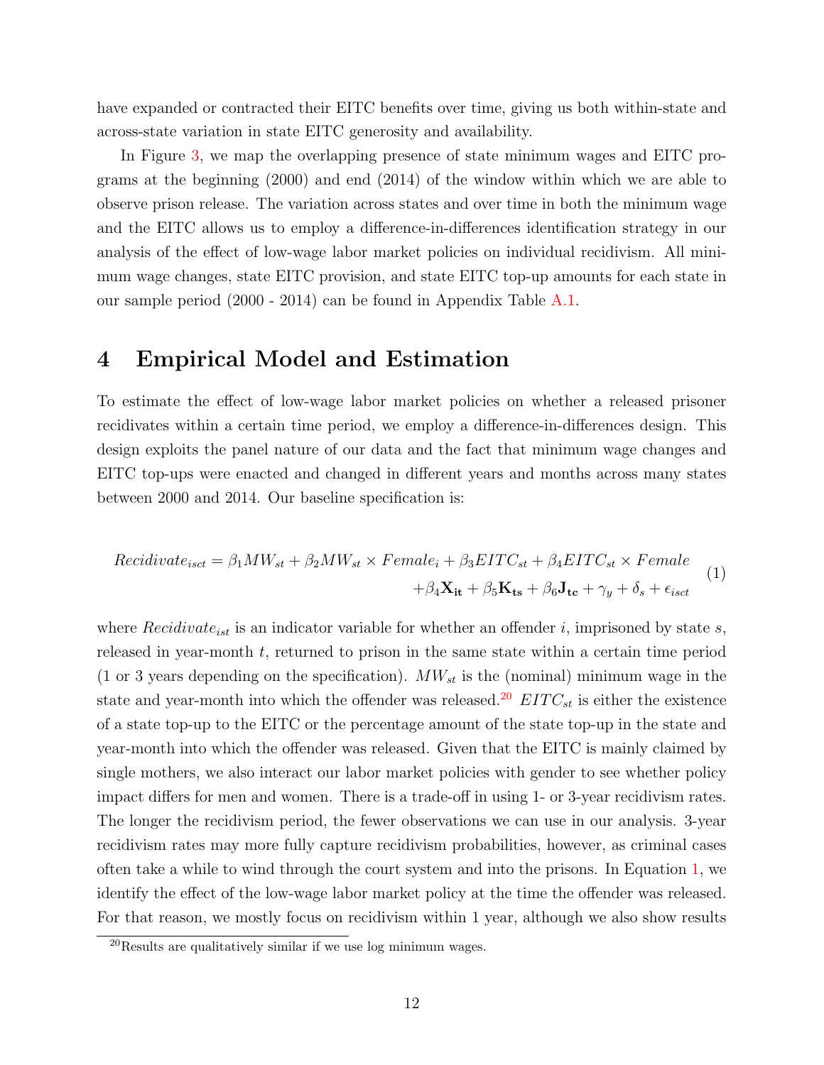have expanded or contracted their EITC benefits over time, giving us both within-state and across-state variation in state EITC generosity and availability.

In Figure 3, we map the overlapping presence of state minimum wages and EITC programs at the beginning (2000) and end (2014) of the window within which we are able to observe prison release. The variation across states and over time in both the minimum wage and the EITC allows us to employ a difference-in-differences identification strategy in our analysis of the effect of low-wage labor market policies on individual recidivism. All minimum wage changes, state EITC provision, and state EITC top-up amounts for each state in our sample period (2000 - 2014) can be found in Appendix Table A.1.

# 4 Empirical Model and Estimation

To estimate the effect of low-wage labor market policies on whether a released prisoner recidivates within a certain time period, we employ a difference-in-differences design. This design exploits the panel nature of our data and the fact that minimum wage changes and EITC top-ups were enacted and changed in different years and months across many states between 2000 and 2014. Our baseline specification is:

$$
\begin{aligned}
Recidivate_{isct} = \beta_1 MW_{st} + \beta_2 MW_{st} \times Female_i + \beta_3 EITC_{st} + \beta_4 EITC_{st} \times Female \\
+ \beta_4 \mathbf{X_{it}} + \beta_5 \mathbf{K_{ts}} + \beta_6 \mathbf{J_{tc}} + \gamma_y + \delta_s + \epsilon_{isct}
\end{aligned}
\tag{1}
$$

where $Recidivate_{ist}$ is an indicator variable for whether an offender $i$, imprisoned by state $s$, released in year-month $t$, returned to prison in the same state within a certain time period (1 or 3 years depending on the specification). $MW_{st}$ is the (nominal) minimum wage in the state and year-month into which the offender was released.[20] $EITC_{st}$ is either the existence of a state top-up to the EITC or the percentage amount of the state top-up in the state and year-month into which the offender was released. Given that the EITC is mainly claimed by single mothers, we also interact our labor market policies with gender to see whether policy impact differs for men and women. There is a trade-off in using 1- or 3-year recidivism rates. The longer the recidivism period, the fewer observations we can use in our analysis. 3-year recidivism rates may more fully capture recidivism probabilities, however, as criminal cases often take a while to wind through the court system and into the prisons. In Equation 1, we identify the effect of the low-wage labor market policy at the time the offender was released. For that reason, we mostly focus on recidivism within 1 year, although we also show results

[20] Results are qualitatively similar if we use log minimum wages.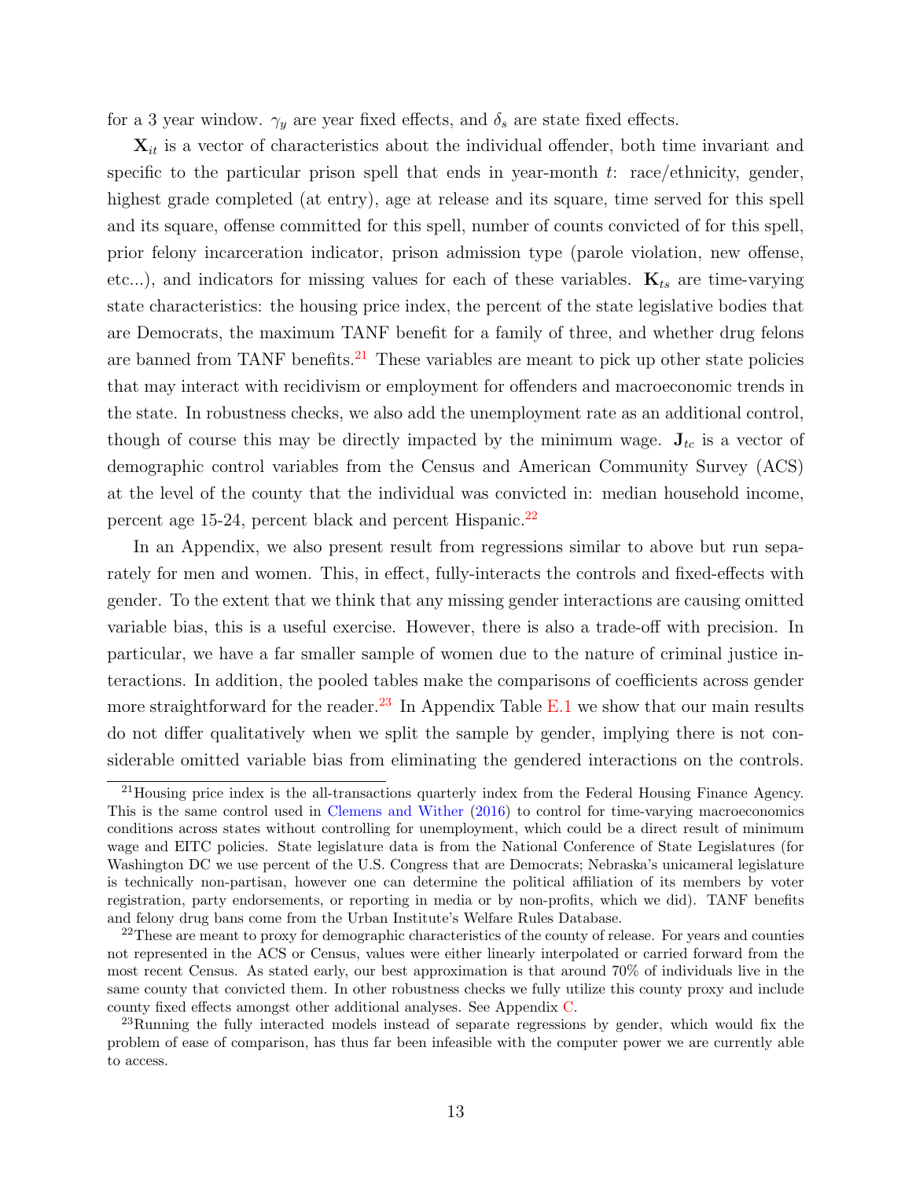for a 3 year window. $\gamma_y$ are year fixed effects, and $\delta_s$ are state fixed effects.

$\mathbf{X}_{it}$ is a vector of characteristics about the individual offender, both time invariant and specific to the particular prison spell that ends in year-month $t$: race/ethnicity, gender, highest grade completed (at entry), age at release and its square, time served for this spell and its square, offense committed for this spell, number of counts convicted of for this spell, prior felony incarceration indicator, prison admission type (parole violation, new offense, etc...), and indicators for missing values for each of these variables. $\mathbf{K}_{ts}$ are time-varying state characteristics: the housing price index, the percent of the state legislative bodies that are Democrats, the maximum TANF benefit for a family of three, and whether drug felons are banned from TANF benefits.[21] These variables are meant to pick up other state policies that may interact with recidivism or employment for offenders and macroeconomic trends in the state. In robustness checks, we also add the unemployment rate as an additional control, though of course this may be directly impacted by the minimum wage. $\mathbf{J}_{tc}$ is a vector of demographic control variables from the Census and American Community Survey (ACS) at the level of the county that the individual was convicted in: median household income, percent age 15-24, percent black and percent Hispanic.[22]

In an Appendix, we also present result from regressions similar to above but run separately for men and women. This, in effect, fully-interacts the controls and fixed-effects with gender. To the extent that we think that any missing gender interactions are causing omitted variable bias, this is a useful exercise. However, there is also a trade-off with precision. In particular, we have a far smaller sample of women due to the nature of criminal justice interactions. In addition, the pooled tables make the comparisons of coefficients across gender more straightforward for the reader.[23] In Appendix Table E.1 we show that our main results do not differ qualitatively when we split the sample by gender, implying there is not considerable omitted variable bias from eliminating the gendered interactions on the controls.

[21] Housing price index is the all-transactions quarterly index from the Federal Housing Finance Agency. This is the same control used in Clemens and Wither (2016) to control for time-varying macroeconomics conditions across states without controlling for unemployment, which could be a direct result of minimum wage and EITC policies. State legislature data is from the National Conference of State Legislatures (for Washington DC we use percent of the U.S. Congress that are Democrats; Nebraska's unicameral legislature is technically non-partisan, however one can determine the political affiliation of its members by voter registration, party endorsements, or reporting in media or by non-profits, which we did). TANF benefits and felony drug bans come from the Urban Institute's Welfare Rules Database.

[22] These are meant to proxy for demographic characteristics of the county of release. For years and counties not represented in the ACS or Census, values were either linearly interpolated or carried forward from the most recent Census. As stated early, our best approximation is that around 70% of individuals live in the same county that convicted them. In other robustness checks we fully utilize this county proxy and include county fixed effects amongst other additional analyses. See Appendix C.

[23] Running the fully interacted models instead of separate regressions by gender, which would fix the problem of ease of comparison, has thus far been infeasible with the computer power we are currently able to access.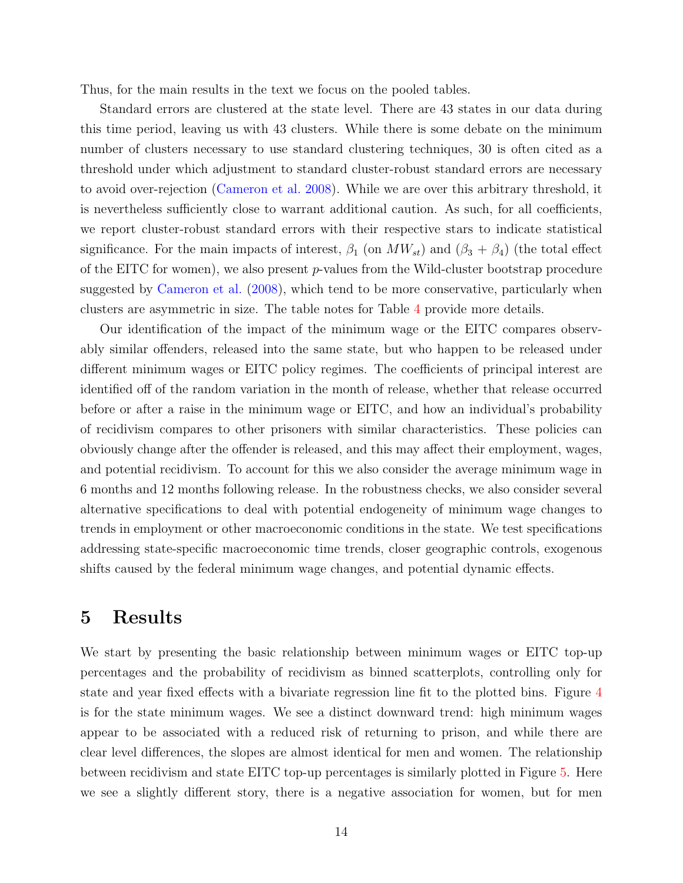Thus, for the main results in the text we focus on the pooled tables.

Standard errors are clustered at the state level. There are 43 states in our data during this time period, leaving us with 43 clusters. While there is some debate on the minimum number of clusters necessary to use standard clustering techniques, 30 is often cited as a threshold under which adjustment to standard cluster-robust standard errors are necessary to avoid over-rejection (Cameron et al. 2008). While we are over this arbitrary threshold, it is nevertheless sufficiently close to warrant additional caution. As such, for all coefficients, we report cluster-robust standard errors with their respective stars to indicate statistical significance. For the main impacts of interest, $\beta_1$ (on $MW_{st}$) and ($\beta_3$ + $\beta_4$) (the total effect of the EITC for women), we also present $p$-values from the Wild-cluster bootstrap procedure suggested by Cameron et al. (2008), which tend to be more conservative, particularly when clusters are asymmetric in size. The table notes for Table 4 provide more details.

Our identification of the impact of the minimum wage or the EITC compares observably similar offenders, released into the same state, but who happen to be released under different minimum wages or EITC policy regimes. The coefficients of principal interest are identified off of the random variation in the month of release, whether that release occurred before or after a raise in the minimum wage or EITC, and how an individual's probability of recidivism compares to other prisoners with similar characteristics. These policies can obviously change after the offender is released, and this may affect their employment, wages, and potential recidivism. To account for this we also consider the average minimum wage in 6 months and 12 months following release. In the robustness checks, we also consider several alternative specifications to deal with potential endogeneity of minimum wage changes to trends in employment or other macroeconomic conditions in the state. We test specifications addressing state-specific macroeconomic time trends, closer geographic controls, exogenous shifts caused by the federal minimum wage changes, and potential dynamic effects.

# 5 Results

We start by presenting the basic relationship between minimum wages or EITC top-up percentages and the probability of recidivism as binned scatterplots, controlling only for state and year fixed effects with a bivariate regression line fit to the plotted bins. Figure 4 is for the state minimum wages. We see a distinct downward trend: high minimum wages appear to be associated with a reduced risk of returning to prison, and while there are clear level differences, the slopes are almost identical for men and women. The relationship between recidivism and state EITC top-up percentages is similarly plotted in Figure 5. Here we see a slightly different story, there is a negative association for women, but for men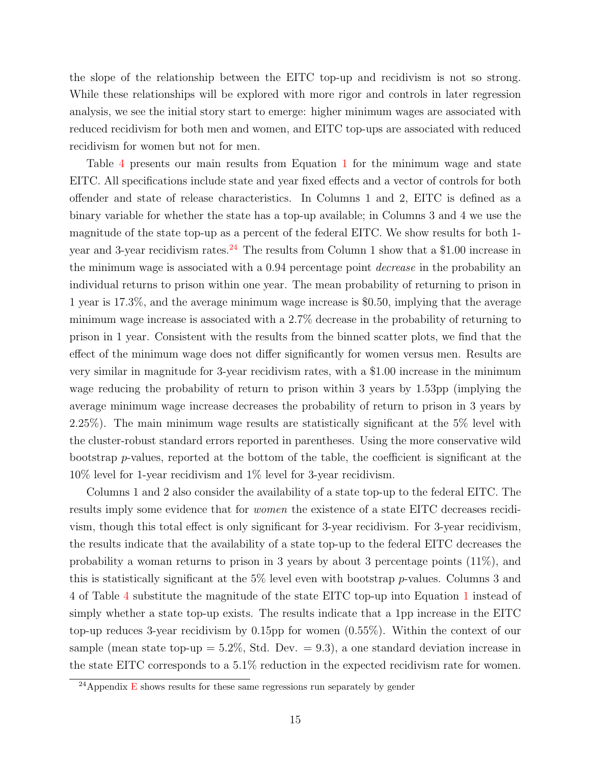the slope of the relationship between the EITC top-up and recidivism is not so strong. While these relationships will be explored with more rigor and controls in later regression analysis, we see the initial story start to emerge: higher minimum wages are associated with reduced recidivism for both men and women, and EITC top-ups are associated with reduced recidivism for women but not for men.

Table 4 presents our main results from Equation 1 for the minimum wage and state EITC. All specifications include state and year fixed effects and a vector of controls for both offender and state of release characteristics. In Columns 1 and 2, EITC is defined as a binary variable for whether the state has a top-up available; in Columns 3 and 4 we use the magnitude of the state top-up as a percent of the federal EITC. We show results for both 1-year and 3-year recidivism rates.[24] The results from Column 1 show that a $1.00 increase in the minimum wage is associated with a 0.94 percentage point *decrease* in the probability an individual returns to prison within one year. The mean probability of returning to prison in 1 year is 17.3%, and the average minimum wage increase is $0.50, implying that the average minimum wage increase is associated with a 2.7% decrease in the probability of returning to prison in 1 year. Consistent with the results from the binned scatter plots, we find that the effect of the minimum wage does not differ significantly for women versus men. Results are very similar in magnitude for 3-year recidivism rates, with a $1.00 increase in the minimum wage reducing the probability of return to prison within 3 years by 1.53pp (implying the average minimum wage increase decreases the probability of return to prison in 3 years by 2.25%). The main minimum wage results are statistically significant at the 5% level with the cluster-robust standard errors reported in parentheses. Using the more conservative wild bootstrap $p$-values, reported at the bottom of the table, the coefficient is significant at the 10% level for 1-year recidivism and 1% level for 3-year recidivism.

Columns 1 and 2 also consider the availability of a state top-up to the federal EITC. The results imply some evidence that for *women* the existence of a state EITC decreases recidivism, though this total effect is only significant for 3-year recidivism. For 3-year recidivism, the results indicate that the availability of a state top-up to the federal EITC decreases the probability a woman returns to prison in 3 years by about 3 percentage points (11%), and this is statistically significant at the 5% level even with bootstrap $p$-values. Columns 3 and 4 of Table 4 substitute the magnitude of the state EITC top-up into Equation 1 instead of simply whether a state top-up exists. The results indicate that a 1pp increase in the EITC top-up reduces 3-year recidivism by 0.15pp for women (0.55%). Within the context of our sample (mean state top-up = 5.2%, Std. Dev. = 9.3), a one standard deviation increase in the state EITC corresponds to a 5.1% reduction in the expected recidivism rate for women.

[24] Appendix E shows results for these same regressions run separately by gender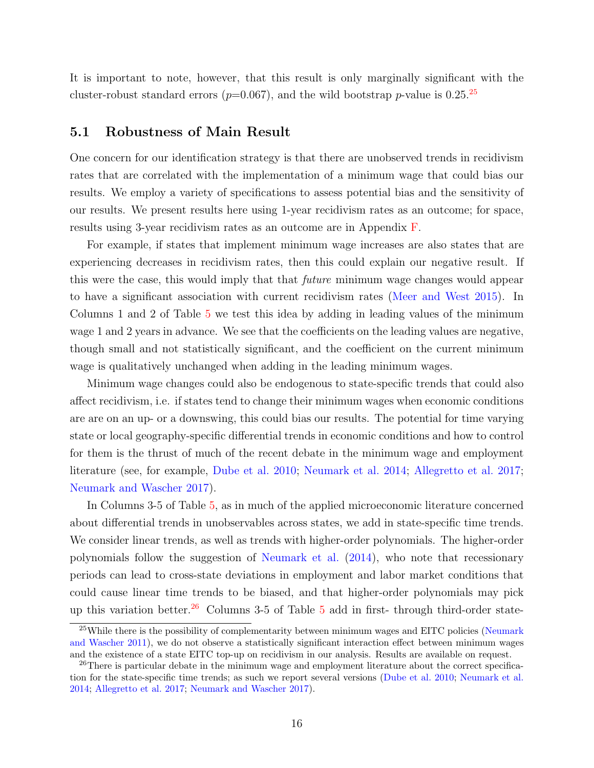It is important to note, however, that this result is only marginally significant with the cluster-robust standard errors ($p$=0.067), and the wild bootstrap $p$-value is 0.25.[25]

## 5.1 Robustness of Main Result

One concern for our identification strategy is that there are unobserved trends in recidivism rates that are correlated with the implementation of a minimum wage that could bias our results. We employ a variety of specifications to assess potential bias and the sensitivity of our results. We present results here using 1-year recidivism rates as an outcome; for space, results using 3-year recidivism rates as an outcome are in Appendix F.

For example, if states that implement minimum wage increases are also states that are experiencing decreases in recidivism rates, then this could explain our negative result. If this were the case, this would imply that that *future* minimum wage changes would appear to have a significant association with current recidivism rates (Meer and West 2015). In Columns 1 and 2 of Table 5 we test this idea by adding in leading values of the minimum wage 1 and 2 years in advance. We see that the coefficients on the leading values are negative, though small and not statistically significant, and the coefficient on the current minimum wage is qualitatively unchanged when adding in the leading minimum wages.

Minimum wage changes could also be endogenous to state-specific trends that could also affect recidivism, i.e. if states tend to change their minimum wages when economic conditions are are on an up- or a downswing, this could bias our results. The potential for time varying state or local geography-specific differential trends in economic conditions and how to control for them is the thrust of much of the recent debate in the minimum wage and employment literature (see, for example, Dube et al. 2010; Neumark et al. 2014; Allegretto et al. 2017; Neumark and Wascher 2017).

In Columns 3-5 of Table 5, as in much of the applied microeconomic literature concerned about differential trends in unobservables across states, we add in state-specific time trends. We consider linear trends, as well as trends with higher-order polynomials. The higher-order polynomials follow the suggestion of Neumark et al. (2014), who note that recessionary periods can lead to cross-state deviations in employment and labor market conditions that could cause linear time trends to be biased, and that higher-order polynomials may pick up this variation better.[26] Columns 3-5 of Table 5 add in first- through third-order state-

[25] While there is the possibility of complementarity between minimum wages and EITC policies (Neumark and Wascher 2011), we do not observe a statistically significant interaction effect between minimum wages and the existence of a state EITC top-up on recidivism in our analysis. Results are available on request.

[26] There is particular debate in the minimum wage and employment literature about the correct specification for the state-specific time trends; as such we report several versions (Dube et al. 2010; Neumark et al. 2014; Allegretto et al. 2017; Neumark and Wascher 2017).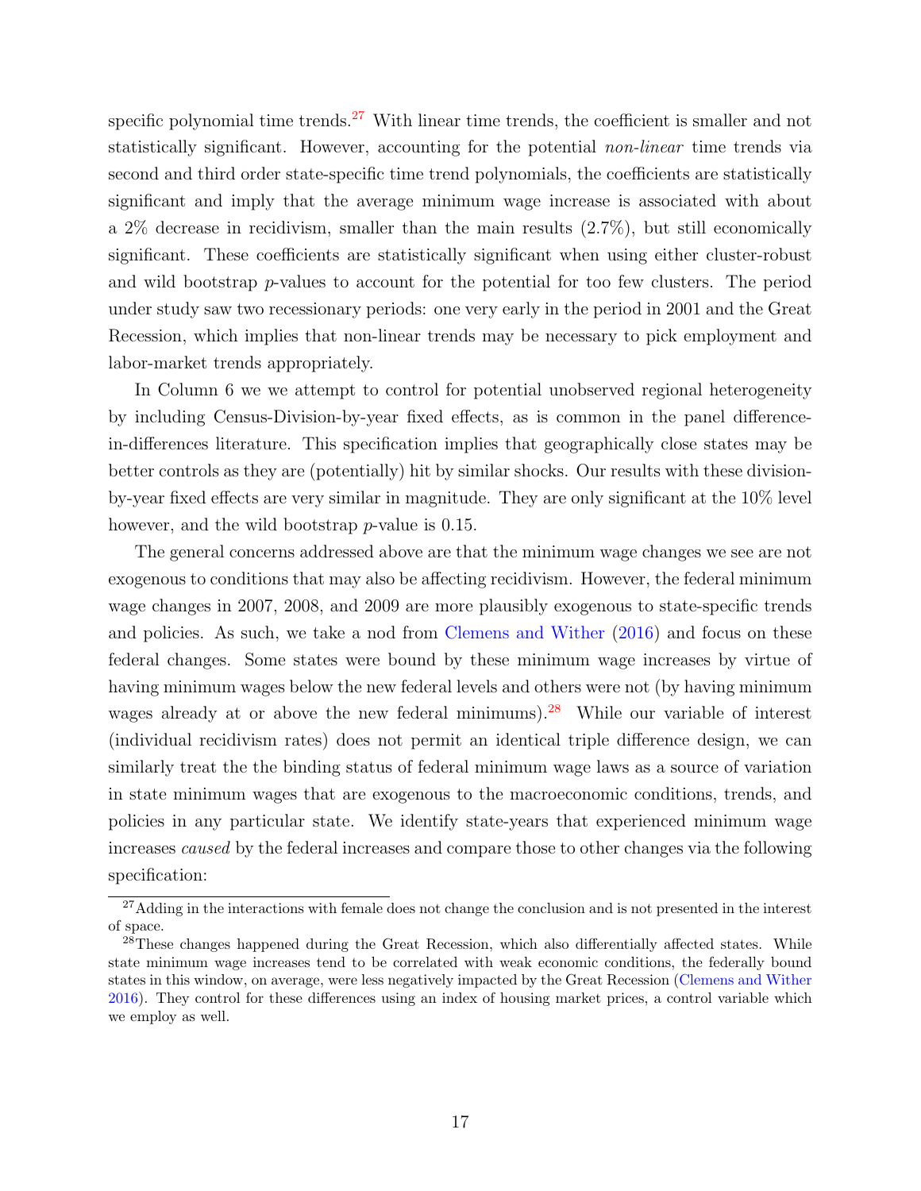specific polynomial time trends.[27] With linear time trends, the coefficient is smaller and not statistically significant. However, accounting for the potential *non-linear* time trends via second and third order state-specific time trend polynomials, the coefficients are statistically significant and imply that the average minimum wage increase is associated with about a 2% decrease in recidivism, smaller than the main results (2.7%), but still economically significant. These coefficients are statistically significant when using either cluster-robust and wild bootstrap $p$-values to account for the potential for too few clusters. The period under study saw two recessionary periods: one very early in the period in 2001 and the Great Recession, which implies that non-linear trends may be necessary to pick employment and labor-market trends appropriately.

In Column 6 we we attempt to control for potential unobserved regional heterogeneity by including Census-Division-by-year fixed effects, as is common in the panel difference-in-differences literature. This specification implies that geographically close states may be better controls as they are (potentially) hit by similar shocks. Our results with these division-by-year fixed effects are very similar in magnitude. They are only significant at the 10% level however, and the wild bootstrap $p$-value is 0.15.

The general concerns addressed above are that the minimum wage changes we see are not exogenous to conditions that may also be affecting recidivism. However, the federal minimum wage changes in 2007, 2008, and 2009 are more plausibly exogenous to state-specific trends and policies. As such, we take a nod from Clemens and Wither (2016) and focus on these federal changes. Some states were bound by these minimum wage increases by virtue of having minimum wages below the new federal levels and others were not (by having minimum wages already at or above the new federal minimums).[28] While our variable of interest (individual recidivism rates) does not permit an identical triple difference design, we can similarly treat the the binding status of federal minimum wage laws as a source of variation in state minimum wages that are exogenous to the macroeconomic conditions, trends, and policies in any particular state. We identify state-years that experienced minimum wage increases *caused* by the federal increases and compare those to other changes via the following specification:

[27] Adding in the interactions with female does not change the conclusion and is not presented in the interest of space.

[28] These changes happened during the Great Recession, which also differentially affected states. While state minimum wage increases tend to be correlated with weak economic conditions, the federally bound states in this window, on average, were less negatively impacted by the Great Recession (Clemens and Wither 2016). They control for these differences using an index of housing market prices, a control variable which we employ as well.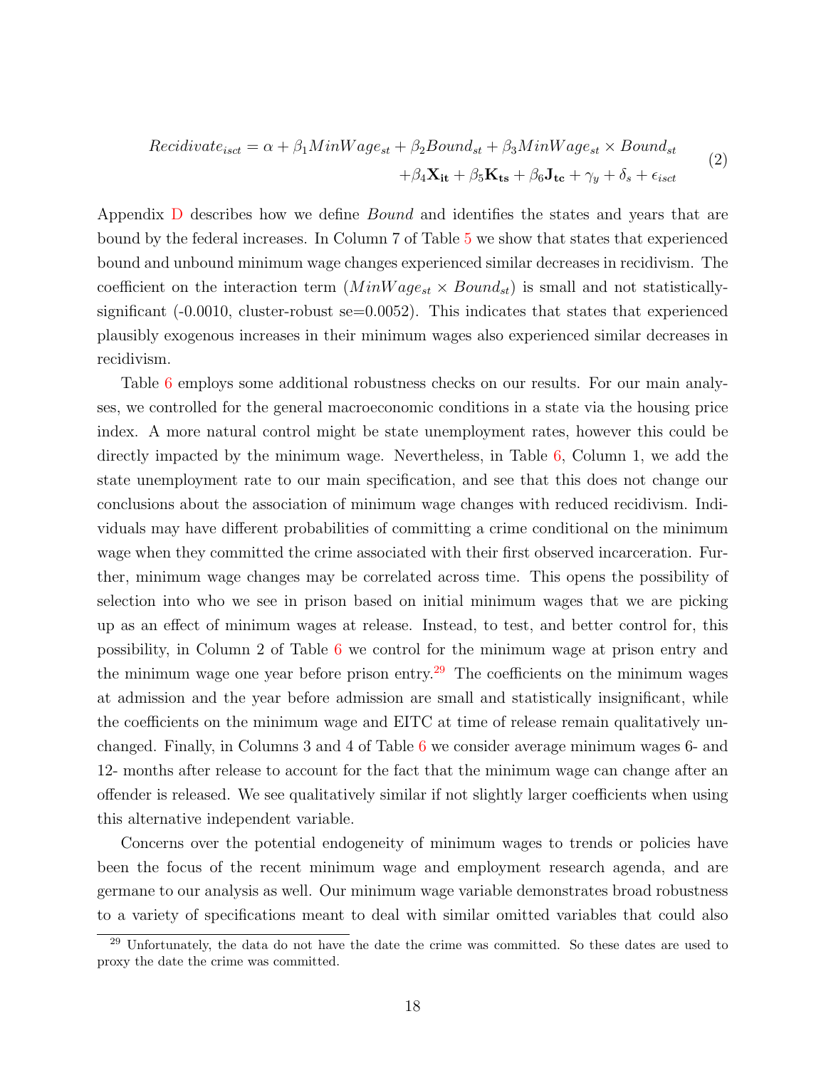$$Recidivate_{isct} = \alpha + \beta_1 MinWage_{st} + \beta_2 Bound_{st} + \beta_3 MinWage_{st} \times Bound_{st} \\ + \beta_4 \mathbf{X_{it}} + \beta_5 \mathbf{K_{ts}} + \beta_6 \mathbf{J_{tc}} + \gamma_y + \delta_s + \epsilon_{isct} \tag{2}$$

Appendix D describes how we define *Bound* and identifies the states and years that are bound by the federal increases. In Column 7 of Table 5 we show that states that experienced bound and unbound minimum wage changes experienced similar decreases in recidivism. The coefficient on the interaction term ($MinWage_{st} \times Bound_{st}$) is small and not statistically-significant (-0.0010, cluster-robust se=0.0052). This indicates that states that experienced plausibly exogenous increases in their minimum wages also experienced similar decreases in recidivism.

Table 6 employs some additional robustness checks on our results. For our main analyses, we controlled for the general macroeconomic conditions in a state via the housing price index. A more natural control might be state unemployment rates, however this could be directly impacted by the minimum wage. Nevertheless, in Table 6, Column 1, we add the state unemployment rate to our main specification, and see that this does not change our conclusions about the association of minimum wage changes with reduced recidivism. Individuals may have different probabilities of committing a crime conditional on the minimum wage when they committed the crime associated with their first observed incarceration. Further, minimum wage changes may be correlated across time. This opens the possibility of selection into who we see in prison based on initial minimum wages that we are picking up as an effect of minimum wages at release. Instead, to test, and better control for, this possibility, in Column 2 of Table 6 we control for the minimum wage at prison entry and the minimum wage one year before prison entry.[29] The coefficients on the minimum wages at admission and the year before admission are small and statistically insignificant, while the coefficients on the minimum wage and EITC at time of release remain qualitatively unchanged. Finally, in Columns 3 and 4 of Table 6 we consider average minimum wages 6- and 12- months after release to account for the fact that the minimum wage can change after an offender is released. We see qualitatively similar if not slightly larger coefficients when using this alternative independent variable.

Concerns over the potential endogeneity of minimum wages to trends or policies have been the focus of the recent minimum wage and employment research agenda, and are germane to our analysis as well. Our minimum wage variable demonstrates broad robustness to a variety of specifications meant to deal with similar omitted variables that could also

[29] Unfortunately, the data do not have the date the crime was committed. So these dates are used to proxy the date the crime was committed.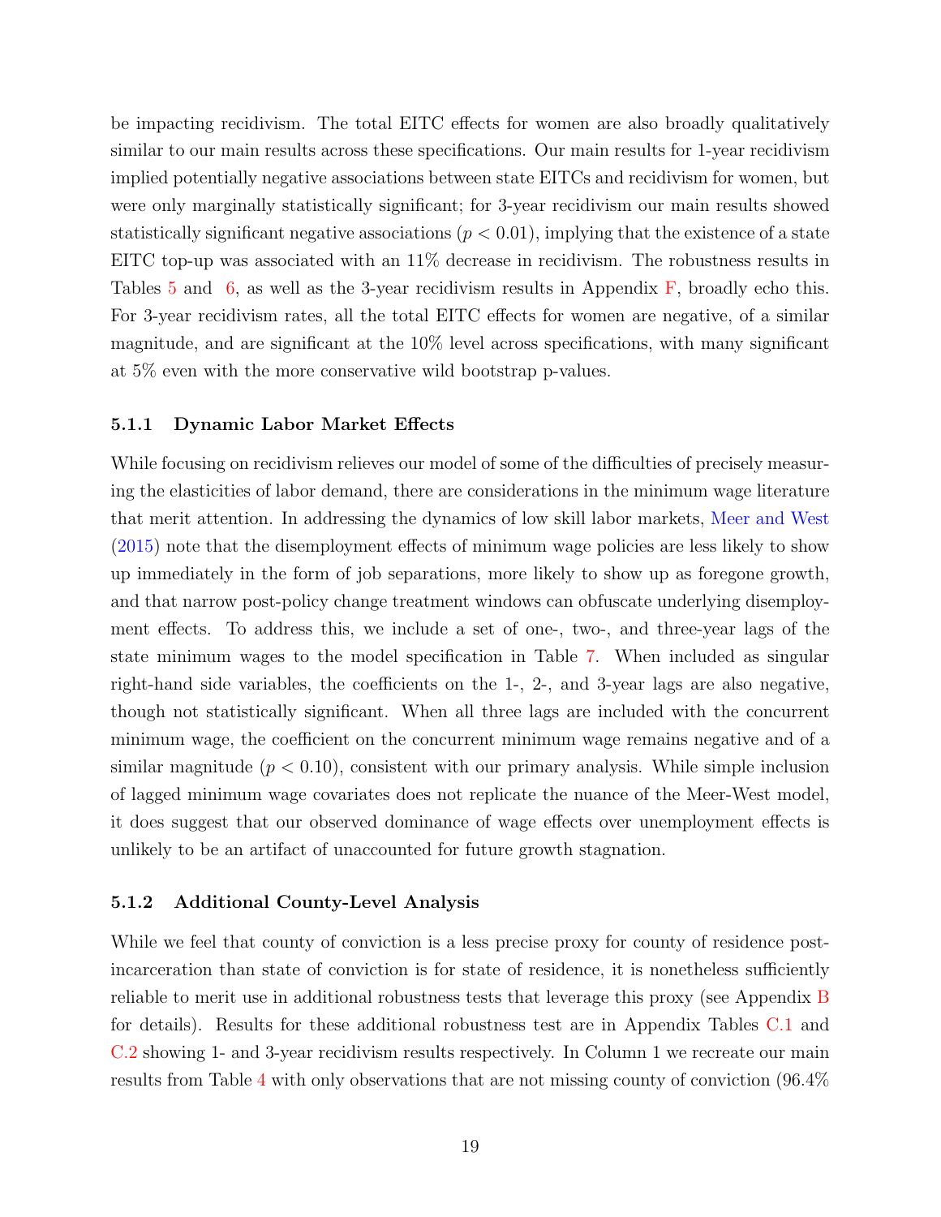be impacting recidivism. The total EITC effects for women are also broadly qualitatively similar to our main results across these specifications. Our main results for 1-year recidivism implied potentially negative associations between state EITCs and recidivism for women, but were only marginally statistically significant; for 3-year recidivism our main results showed statistically significant negative associations ($p < 0.01$), implying that the existence of a state EITC top-up was associated with an 11% decrease in recidivism. The robustness results in Tables 5 and 6, as well as the 3-year recidivism results in Appendix F, broadly echo this. For 3-year recidivism rates, all the total EITC effects for women are negative, of a similar magnitude, and are significant at the 10% level across specifications, with many significant at 5% even with the more conservative wild bootstrap p-values.

#### 5.1.1 Dynamic Labor Market Effects

While focusing on recidivism relieves our model of some of the difficulties of precisely measuring the elasticities of labor demand, there are considerations in the minimum wage literature that merit attention. In addressing the dynamics of low skill labor markets, Meer and West (2015) note that the disemployment effects of minimum wage policies are less likely to show up immediately in the form of job separations, more likely to show up as foregone growth, and that narrow post-policy change treatment windows can obfuscate underlying disemployment effects. To address this, we include a set of one-, two-, and three-year lags of the state minimum wages to the model specification in Table 7. When included as singular right-hand side variables, the coefficients on the 1-, 2-, and 3-year lags are also negative, though not statistically significant. When all three lags are included with the concurrent minimum wage, the coefficient on the concurrent minimum wage remains negative and of a similar magnitude ($p < 0.10$), consistent with our primary analysis. While simple inclusion of lagged minimum wage covariates does not replicate the nuance of the Meer-West model, it does suggest that our observed dominance of wage effects over unemployment effects is unlikely to be an artifact of unaccounted for future growth stagnation.

#### 5.1.2 Additional County-Level Analysis

While we feel that county of conviction is a less precise proxy for county of residence post-incarceration than state of conviction is for state of residence, it is nonetheless sufficiently reliable to merit use in additional robustness tests that leverage this proxy (see Appendix B for details). Results for these additional robustness test are in Appendix Tables C.1 and C.2 showing 1- and 3-year recidivism results respectively. In Column 1 we recreate our main results from Table 4 with only observations that are not missing county of conviction (96.4%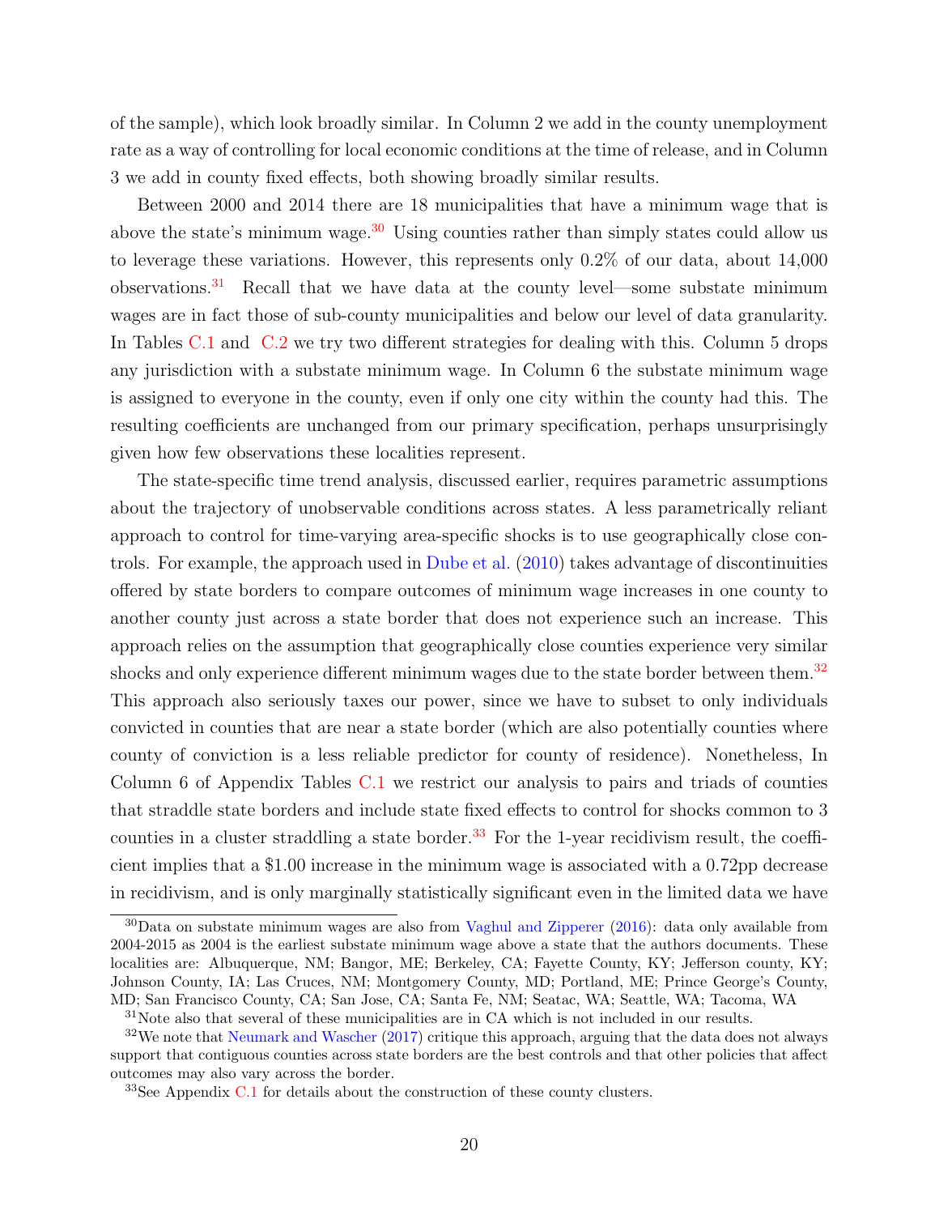of the sample), which look broadly similar. In Column 2 we add in the county unemployment rate as a way of controlling for local economic conditions at the time of release, and in Column 3 we add in county fixed effects, both showing broadly similar results.

Between 2000 and 2014 there are 18 municipalities that have a minimum wage that is above the state's minimum wage.[30] Using counties rather than simply states could allow us to leverage these variations. However, this represents only 0.2% of our data, about 14,000 observations.[31] Recall that we have data at the county level—some substate minimum wages are in fact those of sub-county municipalities and below our level of data granularity. In Tables C.1 and C.2 we try two different strategies for dealing with this. Column 5 drops any jurisdiction with a substate minimum wage. In Column 6 the substate minimum wage is assigned to everyone in the county, even if only one city within the county had this. The resulting coefficients are unchanged from our primary specification, perhaps unsurprisingly given how few observations these localities represent.

The state-specific time trend analysis, discussed earlier, requires parametric assumptions about the trajectory of unobservable conditions across states. A less parametrically reliant approach to control for time-varying area-specific shocks is to use geographically close controls. For example, the approach used in Dube et al. (2010) takes advantage of discontinuities offered by state borders to compare outcomes of minimum wage increases in one county to another county just across a state border that does not experience such an increase. This approach relies on the assumption that geographically close counties experience very similar shocks and only experience different minimum wages due to the state border between them.[32] This approach also seriously taxes our power, since we have to subset to only individuals convicted in counties that are near a state border (which are also potentially counties where county of conviction is a less reliable predictor for county of residence). Nonetheless, In Column 6 of Appendix Tables C.1 we restrict our analysis to pairs and triads of counties that straddle state borders and include state fixed effects to control for shocks common to 3 counties in a cluster straddling a state border.[33] For the 1-year recidivism result, the coefficient implies that a $1.00 increase in the minimum wage is associated with a 0.72pp decrease in recidivism, and is only marginally statistically significant even in the limited data we have

[30] Data on substate minimum wages are also from Vaghul and Zipperer (2016): data only available from 2004-2015 as 2004 is the earliest substate minimum wage above a state that the authors documents. These localities are: Albuquerque, NM; Bangor, ME; Berkeley, CA; Fayette County, KY; Jefferson county, KY; Johnson County, IA; Las Cruces, NM; Montgomery County, MD; Portland, ME; Prince George's County, MD; San Francisco County, CA; San Jose, CA; Santa Fe, NM; Seatac, WA; Seattle, WA; Tacoma, WA

[31] Note also that several of these municipalities are in CA which is not included in our results.

[32] We note that Neumark and Wascher (2017) critique this approach, arguing that the data does not always support that contiguous counties across state borders are the best controls and that other policies that affect outcomes may also vary across the border.

[33] See Appendix C.1 for details about the construction of these county clusters.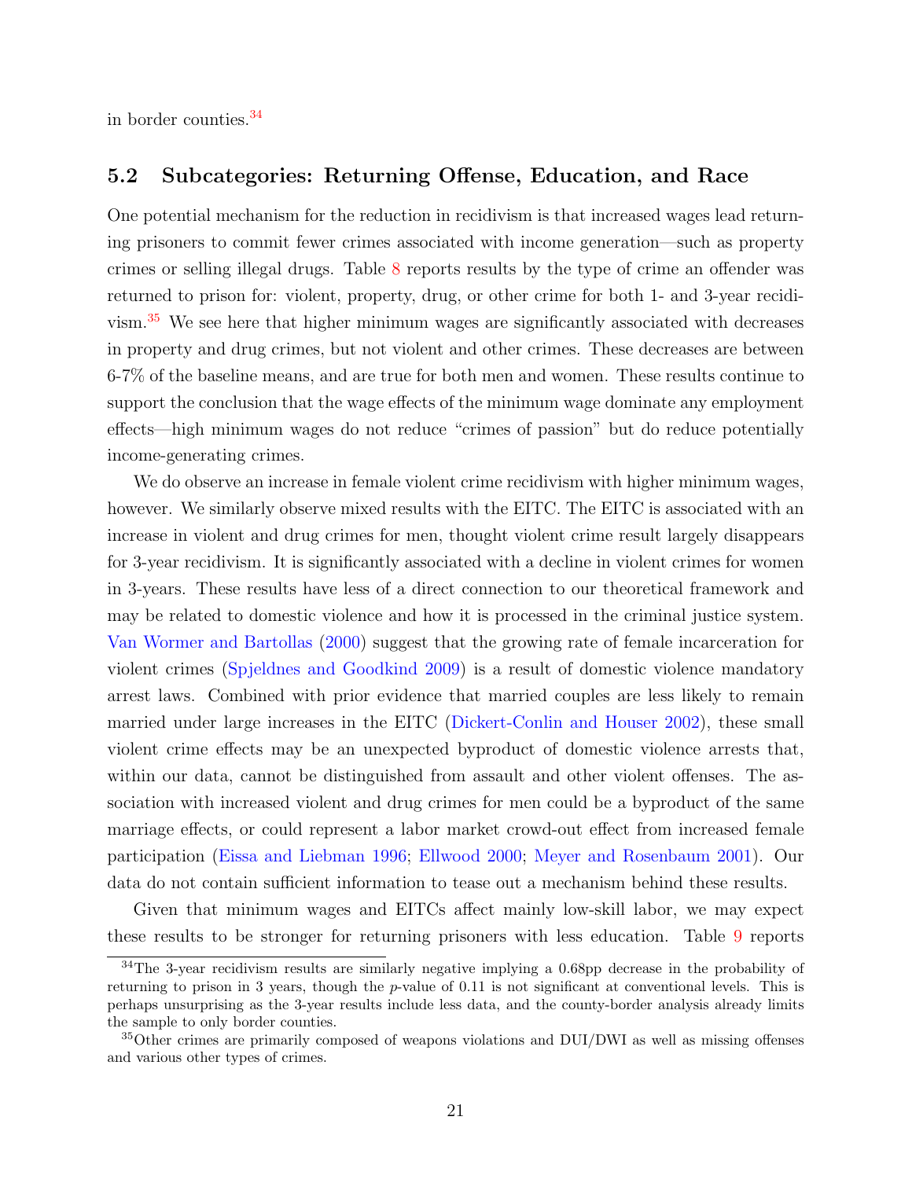in border counties.[34]

### 5.2 Subcategories: Returning Offense, Education, and Race

One potential mechanism for the reduction in recidivism is that increased wages lead returning prisoners to commit fewer crimes associated with income generation—such as property crimes or selling illegal drugs. Table 8 reports results by the type of crime an offender was returned to prison for: violent, property, drug, or other crime for both 1- and 3-year recidivism.[35] We see here that higher minimum wages are significantly associated with decreases in property and drug crimes, but not violent and other crimes. These decreases are between 6-7% of the baseline means, and are true for both men and women. These results continue to support the conclusion that the wage effects of the minimum wage dominate any employment effects—high minimum wages do not reduce "crimes of passion" but do reduce potentially income-generating crimes.

We do observe an increase in female violent crime recidivism with higher minimum wages, however. We similarly observe mixed results with the EITC. The EITC is associated with an increase in violent and drug crimes for men, thought violent crime result largely disappears for 3-year recidivism. It is significantly associated with a decline in violent crimes for women in 3-years. These results have less of a direct connection to our theoretical framework and may be related to domestic violence and how it is processed in the criminal justice system. Van Wormer and Bartollas (2000) suggest that the growing rate of female incarceration for violent crimes (Spjeldnes and Goodkind 2009) is a result of domestic violence mandatory arrest laws. Combined with prior evidence that married couples are less likely to remain married under large increases in the EITC (Dickert-Conlin and Houser 2002), these small violent crime effects may be an unexpected byproduct of domestic violence arrests that, within our data, cannot be distinguished from assault and other violent offenses. The association with increased violent and drug crimes for men could be a byproduct of the same marriage effects, or could represent a labor market crowd-out effect from increased female participation (Eissa and Liebman 1996; Ellwood 2000; Meyer and Rosenbaum 2001). Our data do not contain sufficient information to tease out a mechanism behind these results.

Given that minimum wages and EITCs affect mainly low-skill labor, we may expect these results to be stronger for returning prisoners with less education. Table 9 reports

[34] The 3-year recidivism results are similarly negative implying a 0.68pp decrease in the probability of returning to prison in 3 years, though the *p*-value of 0.11 is not significant at conventional levels. This is perhaps unsurprising as the 3-year results include less data, and the county-border analysis already limits the sample to only border counties.

[35] Other crimes are primarily composed of weapons violations and DUI/DWI as well as missing offenses and various other types of crimes.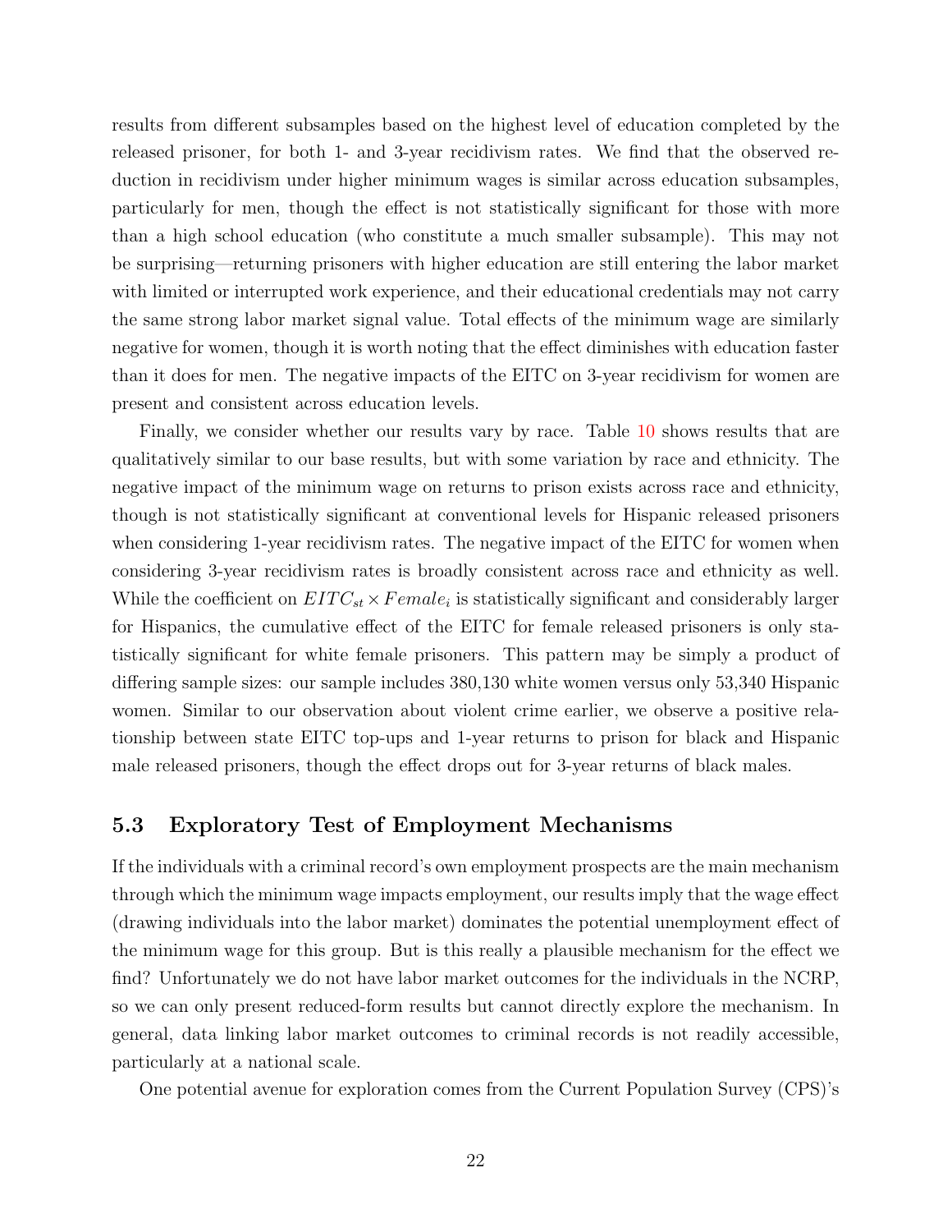results from different subsamples based on the highest level of education completed by the released prisoner, for both 1- and 3-year recidivism rates. We find that the observed reduction in recidivism under higher minimum wages is similar across education subsamples, particularly for men, though the effect is not statistically significant for those with more than a high school education (who constitute a much smaller subsample). This may not be surprising—returning prisoners with higher education are still entering the labor market with limited or interrupted work experience, and their educational credentials may not carry the same strong labor market signal value. Total effects of the minimum wage are similarly negative for women, though it is worth noting that the effect diminishes with education faster than it does for men. The negative impacts of the EITC on 3-year recidivism for women are present and consistent across education levels.

Finally, we consider whether our results vary by race. Table 10 shows results that are qualitatively similar to our base results, but with some variation by race and ethnicity. The negative impact of the minimum wage on returns to prison exists across race and ethnicity, though is not statistically significant at conventional levels for Hispanic released prisoners when considering 1-year recidivism rates. The negative impact of the EITC for women when considering 3-year recidivism rates is broadly consistent across race and ethnicity as well. While the coefficient on $EITC_{st} \times Female_i$ is statistically significant and considerably larger for Hispanics, the cumulative effect of the EITC for female released prisoners is only statistically significant for white female prisoners. This pattern may be simply a product of differing sample sizes: our sample includes 380,130 white women versus only 53,340 Hispanic women. Similar to our observation about violent crime earlier, we observe a positive relationship between state EITC top-ups and 1-year returns to prison for black and Hispanic male released prisoners, though the effect drops out for 3-year returns of black males.

## 5.3 Exploratory Test of Employment Mechanisms

If the individuals with a criminal record's own employment prospects are the main mechanism through which the minimum wage impacts employment, our results imply that the wage effect (drawing individuals into the labor market) dominates the potential unemployment effect of the minimum wage for this group. But is this really a plausible mechanism for the effect we find? Unfortunately we do not have labor market outcomes for the individuals in the NCRP, so we can only present reduced-form results but cannot directly explore the mechanism. In general, data linking labor market outcomes to criminal records is not readily accessible, particularly at a national scale.

One potential avenue for exploration comes from the Current Population Survey (CPS)'s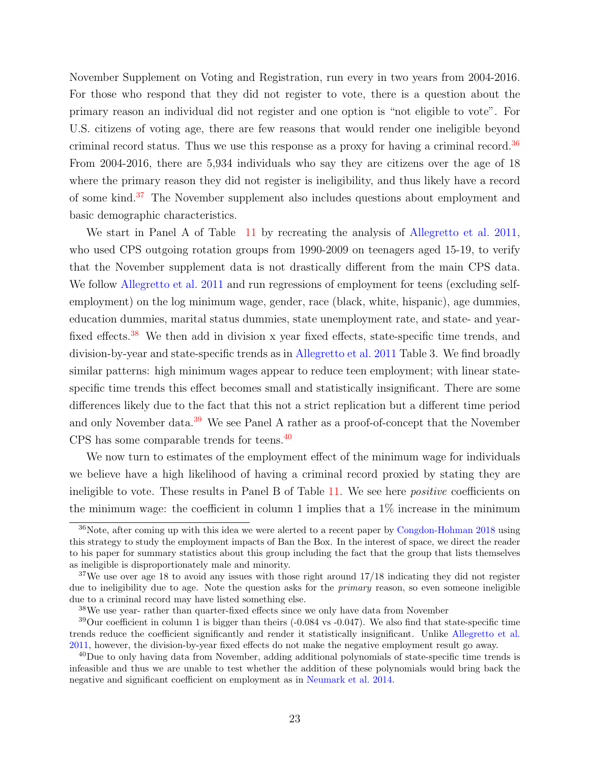November Supplement on Voting and Registration, run every in two years from 2004-2016. For those who respond that they did not register to vote, there is a question about the primary reason an individual did not register and one option is "not eligible to vote". For U.S. citizens of voting age, there are few reasons that would render one ineligible beyond criminal record status. Thus we use this response as a proxy for having a criminal record.[36] From 2004-2016, there are 5,934 individuals who say they are citizens over the age of 18 where the primary reason they did not register is ineligibility, and thus likely have a record of some kind.[37] The November supplement also includes questions about employment and basic demographic characteristics.

We start in Panel A of Table 11 by recreating the analysis of Allegretto et al. 2011, who used CPS outgoing rotation groups from 1990-2009 on teenagers aged 15-19, to verify that the November supplement data is not drastically different from the main CPS data. We follow Allegretto et al. 2011 and run regressions of employment for teens (excluding self-employment) on the log minimum wage, gender, race (black, white, hispanic), age dummies, education dummies, marital status dummies, state unemployment rate, and state- and year-fixed effects.[38] We then add in division x year fixed effects, state-specific time trends, and division-by-year and state-specific trends as in Allegretto et al. 2011 Table 3. We find broadly similar patterns: high minimum wages appear to reduce teen employment; with linear state-specific time trends this effect becomes small and statistically insignificant. There are some differences likely due to the fact that this not a strict replication but a different time period and only November data.[39] We see Panel A rather as a proof-of-concept that the November CPS has some comparable trends for teens.[40]

We now turn to estimates of the employment effect of the minimum wage for individuals we believe have a high likelihood of having a criminal record proxied by stating they are ineligible to vote. These results in Panel B of Table 11. We see here *positive* coefficients on the minimum wage: the coefficient in column 1 implies that a 1% increase in the minimum

[36] Note, after coming up with this idea we were alerted to a recent paper by Congdon-Hohman 2018 using this strategy to study the employment impacts of Ban the Box. In the interest of space, we direct the reader to his paper for summary statistics about this group including the fact that the group that lists themselves as ineligible is disproportionately male and minority.

[37] We use over age 18 to avoid any issues with those right around 17/18 indicating they did not register due to ineligibility due to age. Note the question asks for the *primary* reason, so even someone ineligible due to a criminal record may have listed something else.

[38] We use year- rather than quarter-fixed effects since we only have data from November

[39] Our coefficient in column 1 is bigger than theirs (-0.084 vs -0.047). We also find that state-specific time trends reduce the coefficient significantly and render it statistically insignificant. Unlike Allegretto et al. 2011, however, the division-by-year fixed effects do not make the negative employment result go away.

[40] Due to only having data from November, adding additional polynomials of state-specific time trends is infeasible and thus we are unable to test whether the addition of these polynomials would bring back the negative and significant coefficient on employment as in Neumark et al. 2014.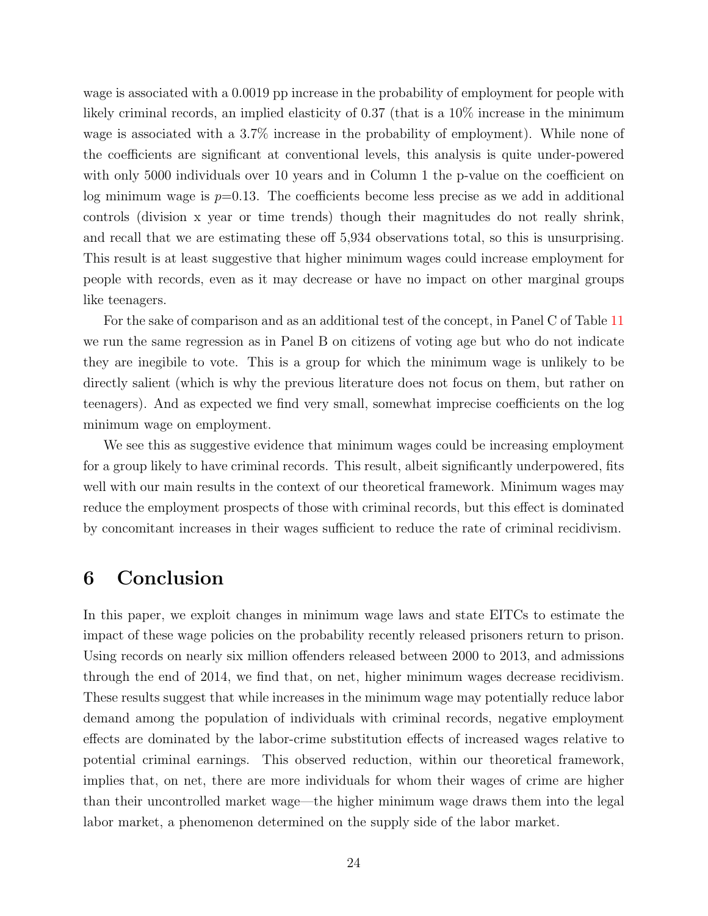wage is associated with a 0.0019 pp increase in the probability of employment for people with likely criminal records, an implied elasticity of 0.37 (that is a 10% increase in the minimum wage is associated with a 3.7% increase in the probability of employment). While none of the coefficients are significant at conventional levels, this analysis is quite under-powered with only 5000 individuals over 10 years and in Column 1 the p-value on the coefficient on log minimum wage is $p$=0.13. The coefficients become less precise as we add in additional controls (division x year or time trends) though their magnitudes do not really shrink, and recall that we are estimating these off 5,934 observations total, so this is unsurprising. This result is at least suggestive that higher minimum wages could increase employment for people with records, even as it may decrease or have no impact on other marginal groups like teenagers.

For the sake of comparison and as an additional test of the concept, in Panel C of Table 11 we run the same regression as in Panel B on citizens of voting age but who do not indicate they are inegibile to vote. This is a group for which the minimum wage is unlikely to be directly salient (which is why the previous literature does not focus on them, but rather on teenagers). And as expected we find very small, somewhat imprecise coefficients on the log minimum wage on employment.

We see this as suggestive evidence that minimum wages could be increasing employment for a group likely to have criminal records. This result, albeit significantly underpowered, fits well with our main results in the context of our theoretical framework. Minimum wages may reduce the employment prospects of those with criminal records, but this effect is dominated by concomitant increases in their wages sufficient to reduce the rate of criminal recidivism.

# 6 Conclusion

In this paper, we exploit changes in minimum wage laws and state EITCs to estimate the impact of these wage policies on the probability recently released prisoners return to prison. Using records on nearly six million offenders released between 2000 to 2013, and admissions through the end of 2014, we find that, on net, higher minimum wages decrease recidivism. These results suggest that while increases in the minimum wage may potentially reduce labor demand among the population of individuals with criminal records, negative employment effects are dominated by the labor-crime substitution effects of increased wages relative to potential criminal earnings. This observed reduction, within our theoretical framework, implies that, on net, there are more individuals for whom their wages of crime are higher than their uncontrolled market wage—the higher minimum wage draws them into the legal labor market, a phenomenon determined on the supply side of the labor market.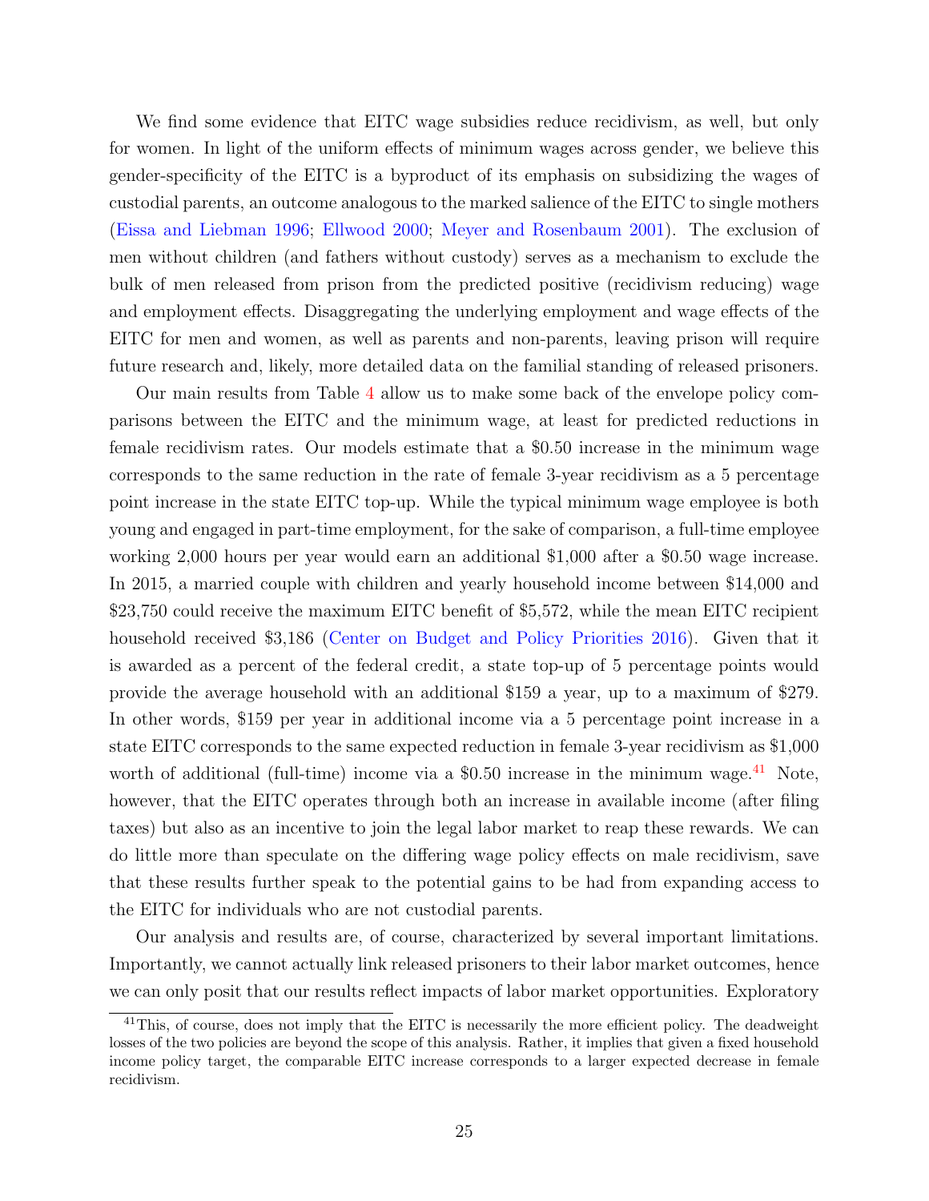We find some evidence that EITC wage subsidies reduce recidivism, as well, but only for women. In light of the uniform effects of minimum wages across gender, we believe this gender-specificity of the EITC is a byproduct of its emphasis on subsidizing the wages of custodial parents, an outcome analogous to the marked salience of the EITC to single mothers (Eissa and Liebman 1996; Ellwood 2000; Meyer and Rosenbaum 2001). The exclusion of men without children (and fathers without custody) serves as a mechanism to exclude the bulk of men released from prison from the predicted positive (recidivism reducing) wage and employment effects. Disaggregating the underlying employment and wage effects of the EITC for men and women, as well as parents and non-parents, leaving prison will require future research and, likely, more detailed data on the familial standing of released prisoners.

Our main results from Table 4 allow us to make some back of the envelope policy comparisons between the EITC and the minimum wage, at least for predicted reductions in female recidivism rates. Our models estimate that a $0.50 increase in the minimum wage corresponds to the same reduction in the rate of female 3-year recidivism as a 5 percentage point increase in the state EITC top-up. While the typical minimum wage employee is both young and engaged in part-time employment, for the sake of comparison, a full-time employee working 2,000 hours per year would earn an additional $1,000 after a $0.50 wage increase. In 2015, a married couple with children and yearly household income between $14,000 and $23,750 could receive the maximum EITC benefit of $5,572, while the mean EITC recipient household received $3,186 (Center on Budget and Policy Priorities 2016). Given that it is awarded as a percent of the federal credit, a state top-up of 5 percentage points would provide the average household with an additional $159 a year, up to a maximum of $279. In other words, $159 per year in additional income via a 5 percentage point increase in a state EITC corresponds to the same expected reduction in female 3-year recidivism as $1,000 worth of additional (full-time) income via a $0.50 increase in the minimum wage.[41] Note, however, that the EITC operates through both an increase in available income (after filing taxes) but also as an incentive to join the legal labor market to reap these rewards. We can do little more than speculate on the differing wage policy effects on male recidivism, save that these results further speak to the potential gains to be had from expanding access to the EITC for individuals who are not custodial parents.

Our analysis and results are, of course, characterized by several important limitations. Importantly, we cannot actually link released prisoners to their labor market outcomes, hence we can only posit that our results reflect impacts of labor market opportunities. Exploratory

[41] This, of course, does not imply that the EITC is necessarily the more efficient policy. The deadweight losses of the two policies are beyond the scope of this analysis. Rather, it implies that given a fixed household income policy target, the comparable EITC increase corresponds to a larger expected decrease in female recidivism.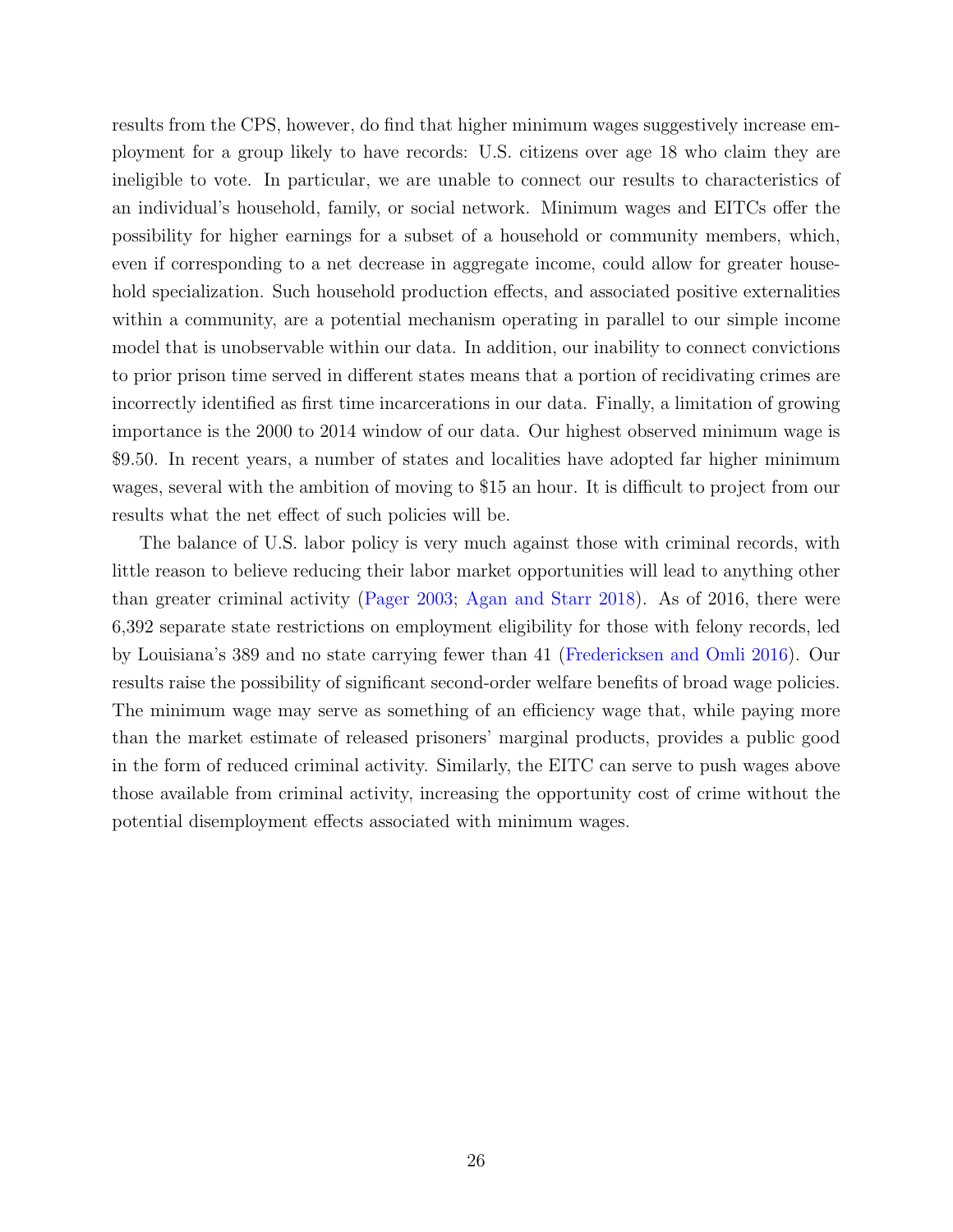results from the CPS, however, do find that higher minimum wages suggestively increase employment for a group likely to have records: U.S. citizens over age 18 who claim they are ineligible to vote. In particular, we are unable to connect our results to characteristics of an individual's household, family, or social network. Minimum wages and EITCs offer the possibility for higher earnings for a subset of a household or community members, which, even if corresponding to a net decrease in aggregate income, could allow for greater household specialization. Such household production effects, and associated positive externalities within a community, are a potential mechanism operating in parallel to our simple income model that is unobservable within our data. In addition, our inability to connect convictions to prior prison time served in different states means that a portion of recidivating crimes are incorrectly identified as first time incarcerations in our data. Finally, a limitation of growing importance is the 2000 to 2014 window of our data. Our highest observed minimum wage is \$9.50. In recent years, a number of states and localities have adopted far higher minimum wages, several with the ambition of moving to \$15 an hour. It is difficult to project from our results what the net effect of such policies will be.

The balance of U.S. labor policy is very much against those with criminal records, with little reason to believe reducing their labor market opportunities will lead to anything other than greater criminal activity (Pager 2003; Agan and Starr 2018). As of 2016, there were 6,392 separate state restrictions on employment eligibility for those with felony records, led by Louisiana's 389 and no state carrying fewer than 41 (Fredericksen and Omli 2016). Our results raise the possibility of significant second-order welfare benefits of broad wage policies. The minimum wage may serve as something of an efficiency wage that, while paying more than the market estimate of released prisoners' marginal products, provides a public good in the form of reduced criminal activity. Similarly, the EITC can serve to push wages above those available from criminal activity, increasing the opportunity cost of crime without the potential disemployment effects associated with minimum wages.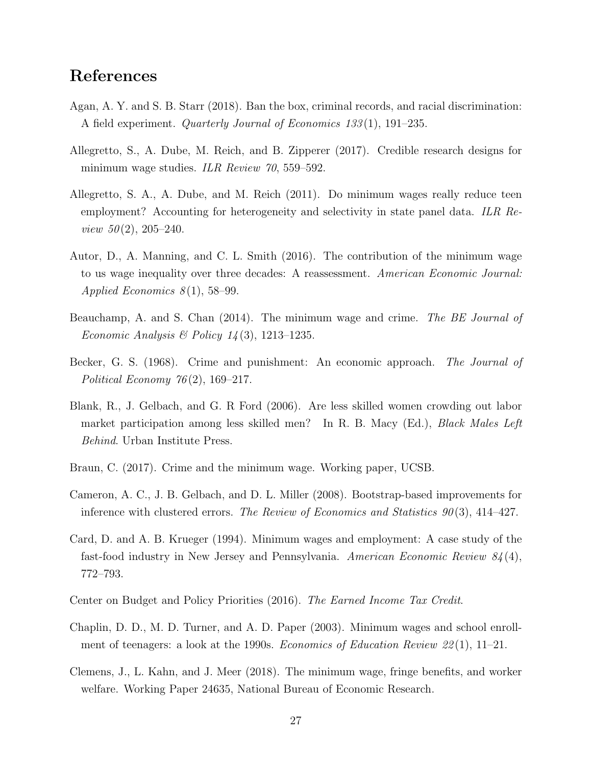## References

Agan, A. Y. and S. B. Starr (2018). Ban the box, criminal records, and racial discrimination: A field experiment. *Quarterly Journal of Economics 133*(1), 191–235.

Allegretto, S., A. Dube, M. Reich, and B. Zipperer (2017). Credible research designs for minimum wage studies. *ILR Review 70*, 559–592.

Allegretto, S. A., A. Dube, and M. Reich (2011). Do minimum wages really reduce teen employment? Accounting for heterogeneity and selectivity in state panel data. *ILR Review 50*(2), 205–240.

Autor, D., A. Manning, and C. L. Smith (2016). The contribution of the minimum wage to us wage inequality over three decades: A reassessment. *American Economic Journal: Applied Economics 8*(1), 58–99.

Beauchamp, A. and S. Chan (2014). The minimum wage and crime. *The BE Journal of Economic Analysis & Policy 14*(3), 1213–1235.

Becker, G. S. (1968). Crime and punishment: An economic approach. *The Journal of Political Economy 76*(2), 169–217.

Blank, R., J. Gelbach, and G. R Ford (2006). Are less skilled women crowding out labor market participation among less skilled men? In R. B. Macy (Ed.), *Black Males Left Behind*. Urban Institute Press.

Braun, C. (2017). Crime and the minimum wage. Working paper, UCSB.

Cameron, A. C., J. B. Gelbach, and D. L. Miller (2008). Bootstrap-based improvements for inference with clustered errors. *The Review of Economics and Statistics 90*(3), 414–427.

Card, D. and A. B. Krueger (1994). Minimum wages and employment: A case study of the fast-food industry in New Jersey and Pennsylvania. *American Economic Review 84*(4), 772–793.

Center on Budget and Policy Priorities (2016). *The Earned Income Tax Credit*.

Chaplin, D. D., M. D. Turner, and A. D. Paper (2003). Minimum wages and school enrollment of teenagers: a look at the 1990s. *Economics of Education Review 22*(1), 11–21.

Clemens, J., L. Kahn, and J. Meer (2018). The minimum wage, fringe benefits, and worker welfare. Working Paper 24635, National Bureau of Economic Research.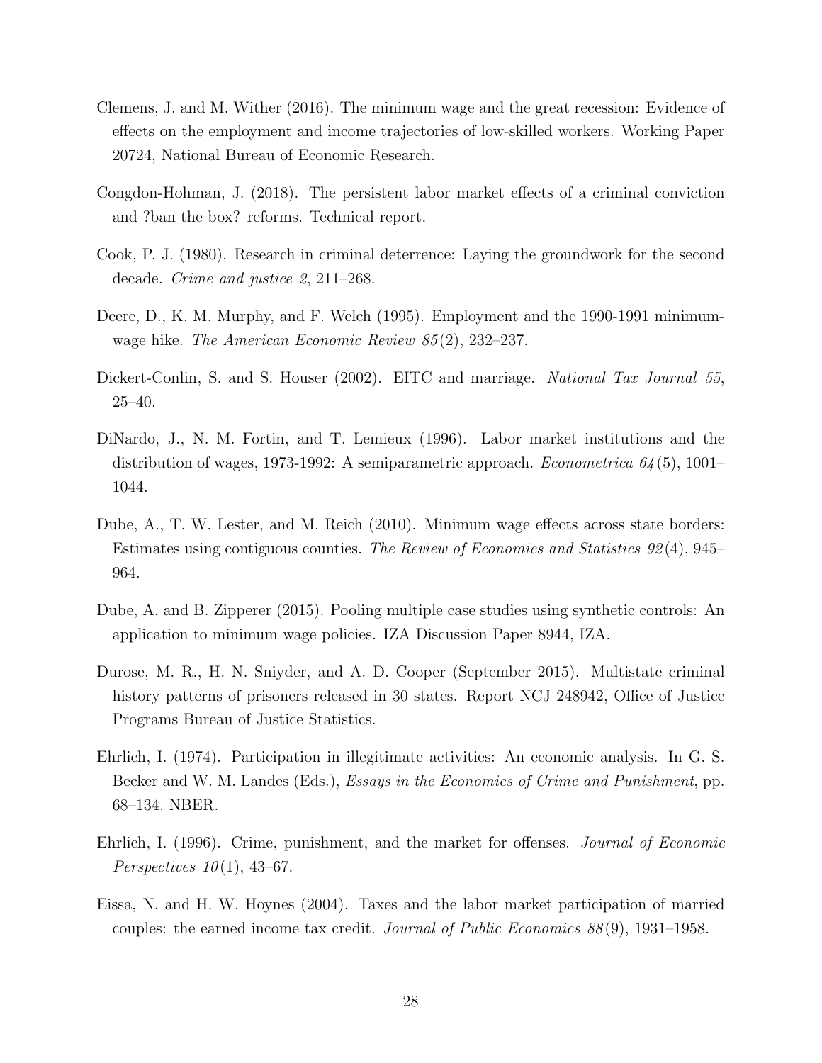Clemens, J. and M. Wither (2016). The minimum wage and the great recession: Evidence of effects on the employment and income trajectories of low-skilled workers. Working Paper 20724, National Bureau of Economic Research.

Congdon-Hohman, J. (2018). The persistent labor market effects of a criminal conviction and ?ban the box? reforms. Technical report.

Cook, P. J. (1980). Research in criminal deterrence: Laying the groundwork for the second decade. *Crime and justice 2*, 211–268.

Deere, D., K. M. Murphy, and F. Welch (1995). Employment and the 1990-1991 minimum-wage hike. *The American Economic Review 85*(2), 232–237.

Dickert-Conlin, S. and S. Houser (2002). EITC and marriage. *National Tax Journal 55*, 25–40.

DiNardo, J., N. M. Fortin, and T. Lemieux (1996). Labor market institutions and the distribution of wages, 1973-1992: A semiparametric approach. *Econometrica 64*(5), 1001–1044.

Dube, A., T. W. Lester, and M. Reich (2010). Minimum wage effects across state borders: Estimates using contiguous counties. *The Review of Economics and Statistics 92*(4), 945–964.

Dube, A. and B. Zipperer (2015). Pooling multiple case studies using synthetic controls: An application to minimum wage policies. IZA Discussion Paper 8944, IZA.

Durose, M. R., H. N. Sniyder, and A. D. Cooper (September 2015). Multistate criminal history patterns of prisoners released in 30 states. Report NCJ 248942, Office of Justice Programs Bureau of Justice Statistics.

Ehrlich, I. (1974). Participation in illegitimate activities: An economic analysis. In G. S. Becker and W. M. Landes (Eds.), *Essays in the Economics of Crime and Punishment*, pp. 68–134. NBER.

Ehrlich, I. (1996). Crime, punishment, and the market for offenses. *Journal of Economic Perspectives 10*(1), 43–67.

Eissa, N. and H. W. Hoynes (2004). Taxes and the labor market participation of married couples: the earned income tax credit. *Journal of Public Economics 88*(9), 1931–1958.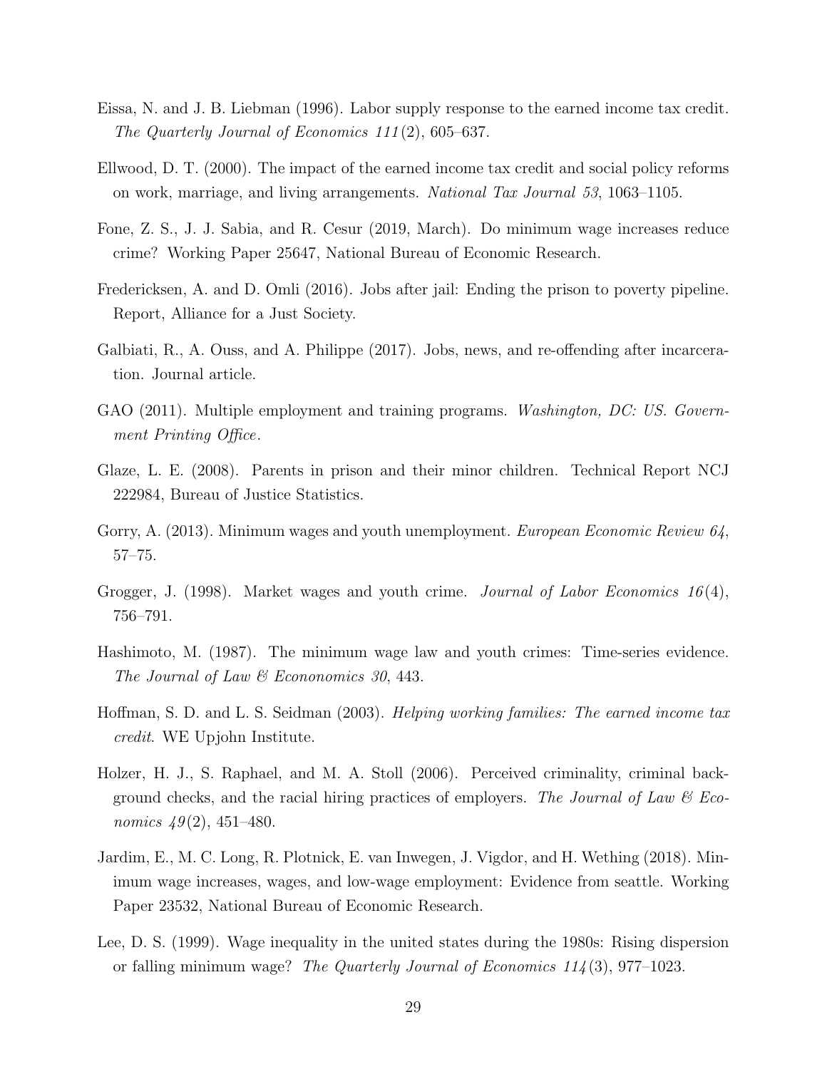Eissa, N. and J. B. Liebman (1996). Labor supply response to the earned income tax credit. *The Quarterly Journal of Economics 111*(2), 605–637.

Ellwood, D. T. (2000). The impact of the earned income tax credit and social policy reforms on work, marriage, and living arrangements. *National Tax Journal 53*, 1063–1105.

Fone, Z. S., J. J. Sabia, and R. Cesur (2019, March). Do minimum wage increases reduce crime? Working Paper 25647, National Bureau of Economic Research.

Fredericksen, A. and D. Omli (2016). Jobs after jail: Ending the prison to poverty pipeline. Report, Alliance for a Just Society.

Galbiati, R., A. Ouss, and A. Philippe (2017). Jobs, news, and re-offending after incarceration. Journal article.

GAO (2011). Multiple employment and training programs. *Washington, DC: US. Government Printing Office*.

Glaze, L. E. (2008). Parents in prison and their minor children. Technical Report NCJ 222984, Bureau of Justice Statistics.

Gorry, A. (2013). Minimum wages and youth unemployment. *European Economic Review 64*, 57–75.

Grogger, J. (1998). Market wages and youth crime. *Journal of Labor Economics 16*(4), 756–791.

Hashimoto, M. (1987). The minimum wage law and youth crimes: Time-series evidence. *The Journal of Law & Econonomics 30*, 443.

Hoffman, S. D. and L. S. Seidman (2003). *Helping working families: The earned income tax credit*. WE Upjohn Institute.

Holzer, H. J., S. Raphael, and M. A. Stoll (2006). Perceived criminality, criminal background checks, and the racial hiring practices of employers. *The Journal of Law & Economics 49*(2), 451–480.

Jardim, E., M. C. Long, R. Plotnick, E. van Inwegen, J. Vigdor, and H. Wething (2018). Minimum wage increases, wages, and low-wage employment: Evidence from seattle. Working Paper 23532, National Bureau of Economic Research.

Lee, D. S. (1999). Wage inequality in the united states during the 1980s: Rising dispersion or falling minimum wage? *The Quarterly Journal of Economics 114*(3), 977–1023.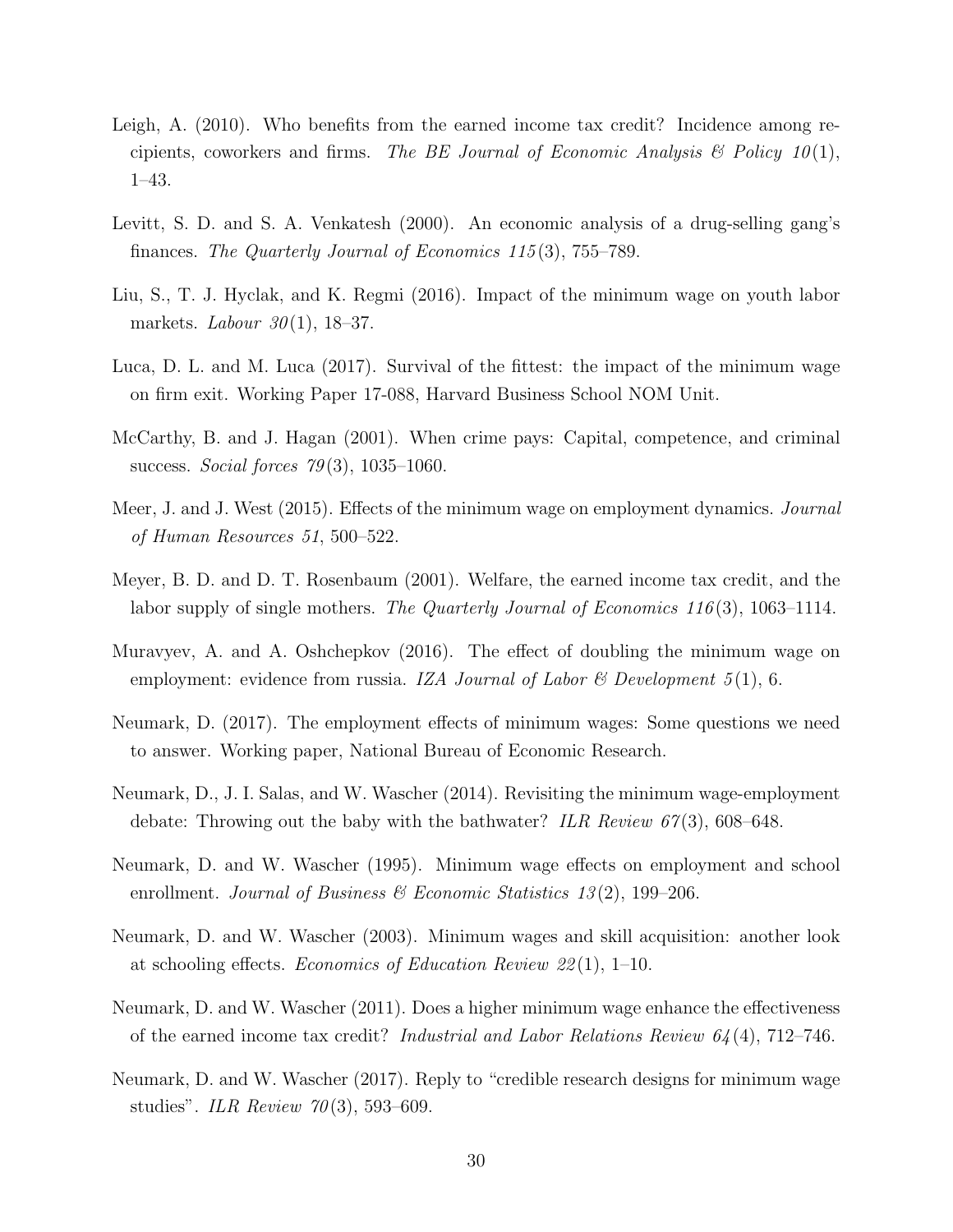Leigh, A. (2010). Who benefits from the earned income tax credit? Incidence among recipients, coworkers and firms. *The BE Journal of Economic Analysis & Policy 10*(1), 1–43.

Levitt, S. D. and S. A. Venkatesh (2000). An economic analysis of a drug-selling gang's finances. *The Quarterly Journal of Economics 115*(3), 755–789.

Liu, S., T. J. Hyclak, and K. Regmi (2016). Impact of the minimum wage on youth labor markets. *Labour 30*(1), 18–37.

Luca, D. L. and M. Luca (2017). Survival of the fittest: the impact of the minimum wage on firm exit. Working Paper 17-088, Harvard Business School NOM Unit.

McCarthy, B. and J. Hagan (2001). When crime pays: Capital, competence, and criminal success. *Social forces 79*(3), 1035–1060.

Meer, J. and J. West (2015). Effects of the minimum wage on employment dynamics. *Journal of Human Resources 51*, 500–522.

Meyer, B. D. and D. T. Rosenbaum (2001). Welfare, the earned income tax credit, and the labor supply of single mothers. *The Quarterly Journal of Economics 116*(3), 1063–1114.

Muravyev, A. and A. Oshchepkov (2016). The effect of doubling the minimum wage on employment: evidence from russia. *IZA Journal of Labor & Development 5*(1), 6.

Neumark, D. (2017). The employment effects of minimum wages: Some questions we need to answer. Working paper, National Bureau of Economic Research.

Neumark, D., J. I. Salas, and W. Wascher (2014). Revisiting the minimum wage-employment debate: Throwing out the baby with the bathwater? *ILR Review 67*(3), 608–648.

Neumark, D. and W. Wascher (1995). Minimum wage effects on employment and school enrollment. *Journal of Business & Economic Statistics 13*(2), 199–206.

Neumark, D. and W. Wascher (2003). Minimum wages and skill acquisition: another look at schooling effects. *Economics of Education Review 22*(1), 1–10.

Neumark, D. and W. Wascher (2011). Does a higher minimum wage enhance the effectiveness of the earned income tax credit? *Industrial and Labor Relations Review 64*(4), 712–746.

Neumark, D. and W. Wascher (2017). Reply to "credible research designs for minimum wage studies". *ILR Review 70*(3), 593–609.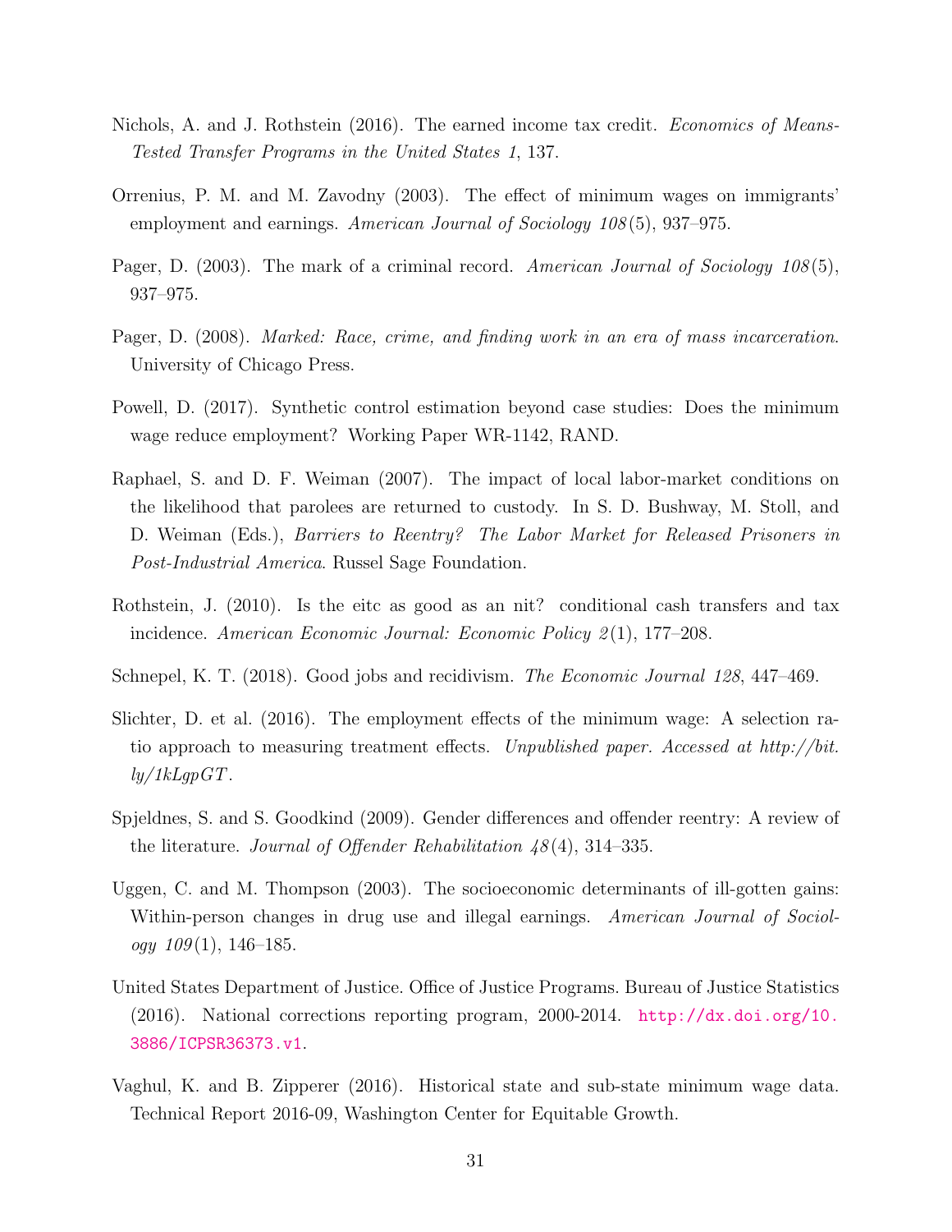Nichols, A. and J. Rothstein (2016). The earned income tax credit. *Economics of Means-Tested Transfer Programs in the United States 1*, 137.

Orrenius, P. M. and M. Zavodny (2003). The effect of minimum wages on immigrants' employment and earnings. *American Journal of Sociology 108*(5), 937–975.

Pager, D. (2003). The mark of a criminal record. *American Journal of Sociology 108*(5), 937–975.

Pager, D. (2008). *Marked: Race, crime, and finding work in an era of mass incarceration*. University of Chicago Press.

Powell, D. (2017). Synthetic control estimation beyond case studies: Does the minimum wage reduce employment? Working Paper WR-1142, RAND.

Raphael, S. and D. F. Weiman (2007). The impact of local labor-market conditions on the likelihood that parolees are returned to custody. In S. D. Bushway, M. Stoll, and D. Weiman (Eds.), *Barriers to Reentry? The Labor Market for Released Prisoners in Post-Industrial America*. Russel Sage Foundation.

Rothstein, J. (2010). Is the eitc as good as an nit? conditional cash transfers and tax incidence. *American Economic Journal: Economic Policy 2*(1), 177–208.

Schnepel, K. T. (2018). Good jobs and recidivism. *The Economic Journal 128*, 447–469.

Slichter, D. et al. (2016). The employment effects of the minimum wage: A selection ratio approach to measuring treatment effects. *Unpublished paper. Accessed at http://bit.ly/1kLgpGT*.

Spjeldnes, S. and S. Goodkind (2009). Gender differences and offender reentry: A review of the literature. *Journal of Offender Rehabilitation 48*(4), 314–335.

Uggen, C. and M. Thompson (2003). The socioeconomic determinants of ill-gotten gains: Within-person changes in drug use and illegal earnings. *American Journal of Sociology 109*(1), 146–185.

United States Department of Justice. Office of Justice Programs. Bureau of Justice Statistics (2016). National corrections reporting program, 2000-2014. http://dx.doi.org/10.3886/ICPSR36373.v1.

Vaghul, K. and B. Zipperer (2016). Historical state and sub-state minimum wage data. Technical Report 2016-09, Washington Center for Equitable Growth.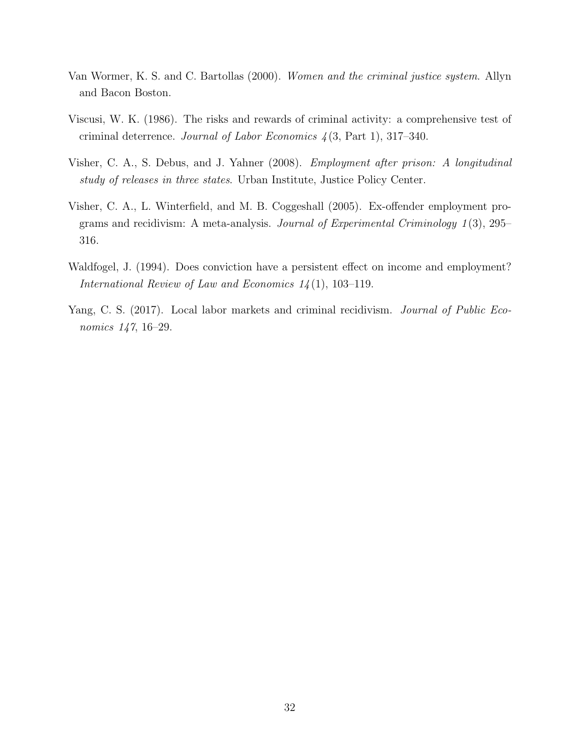Van Wormer, K. S. and C. Bartollas (2000). *Women and the criminal justice system*. Allyn and Bacon Boston.

Viscusi, W. K. (1986). The risks and rewards of criminal activity: a comprehensive test of criminal deterrence. *Journal of Labor Economics 4*(3, Part 1), 317–340.

Visher, C. A., S. Debus, and J. Yahner (2008). *Employment after prison: A longitudinal study of releases in three states*. Urban Institute, Justice Policy Center.

Visher, C. A., L. Winterfield, and M. B. Coggeshall (2005). Ex-offender employment programs and recidivism: A meta-analysis. *Journal of Experimental Criminology 1*(3), 295–316.

Waldfogel, J. (1994). Does conviction have a persistent effect on income and employment? *International Review of Law and Economics 14*(1), 103–119.

Yang, C. S. (2017). Local labor markets and criminal recidivism. *Journal of Public Economics 147*, 16–29.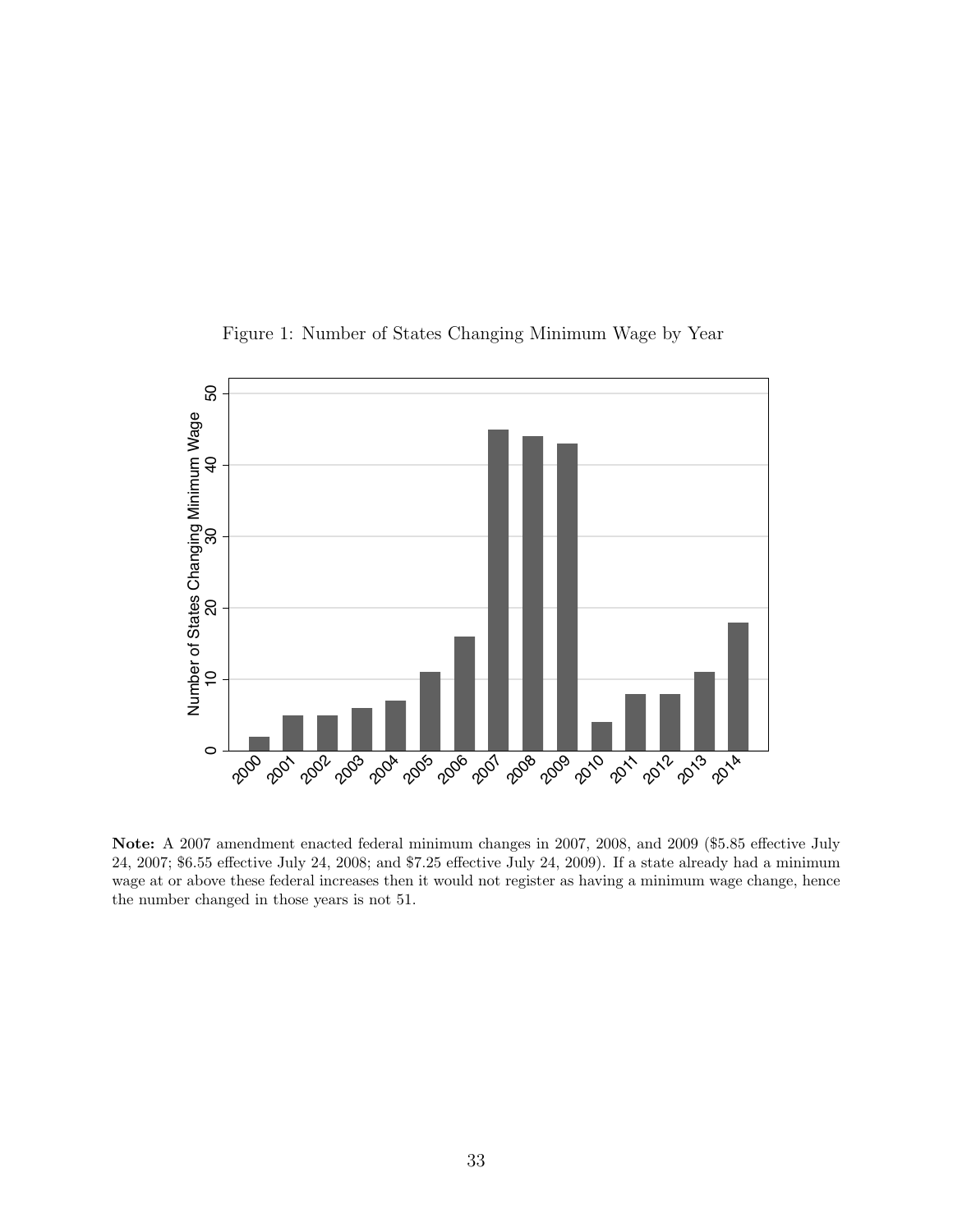Figure 1: Number of States Changing Minimum Wage by Year

**Note:** A 2007 amendment enacted federal minimum changes in 2007, 2008, and 2009 ($5.85 effective July 24, 2007; $6.55 effective July 24, 2008; and $7.25 effective July 24, 2009). If a state already had a minimum wage at or above these federal increases then it would not register as having a minimum wage change, hence the number changed in those years is not 51.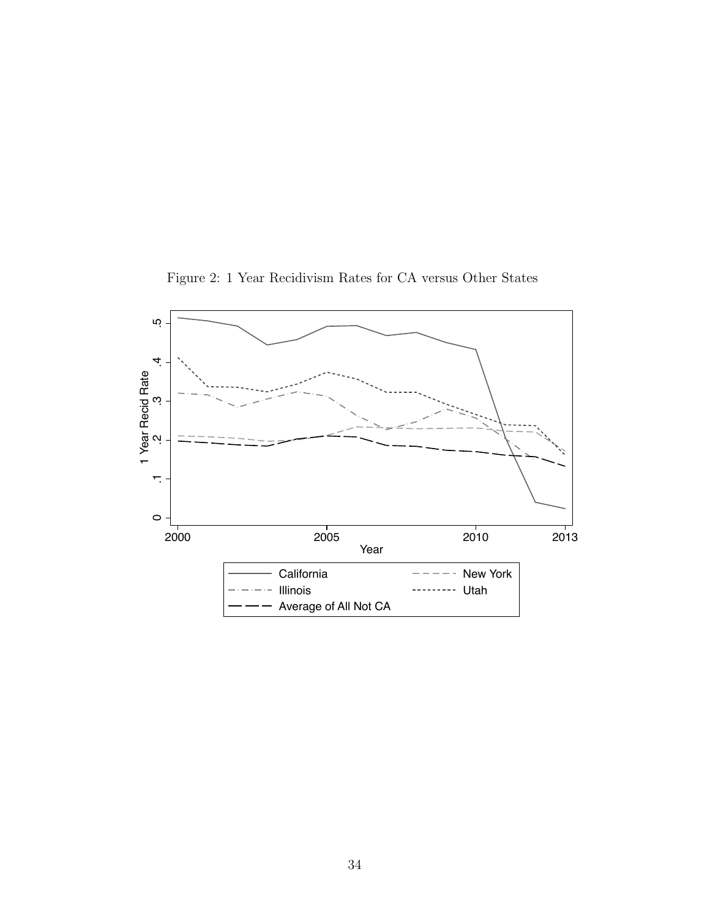Figure 2: 1 Year Recidivism Rates for CA versus Other States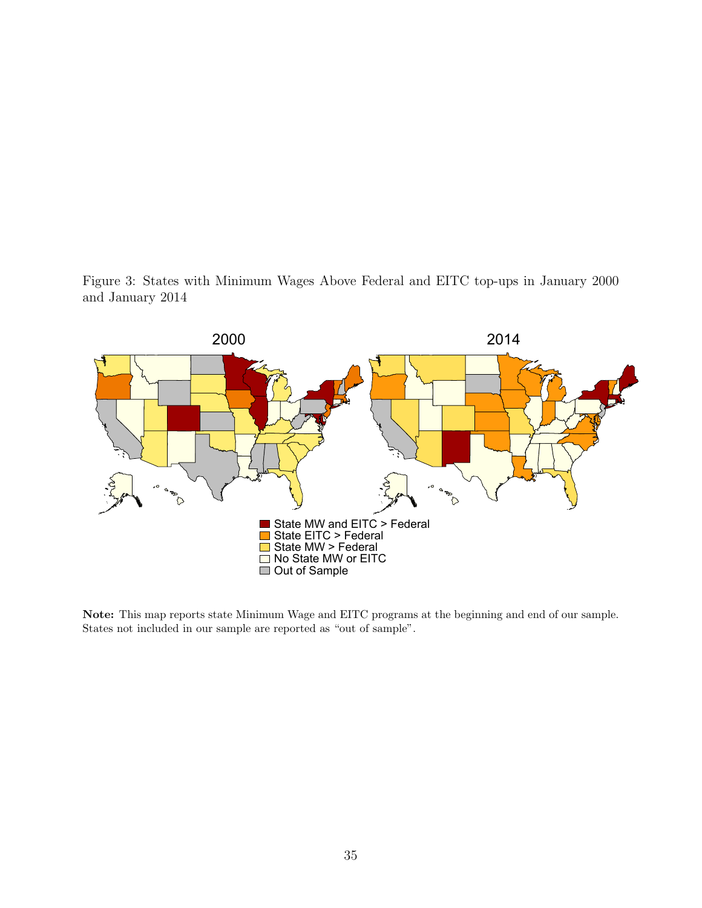Figure 3: States with Minimum Wages Above Federal and EITC top-ups in January 2000 and January 2014

**Note:** This map reports state Minimum Wage and EITC programs at the beginning and end of our sample. States not included in our sample are reported as "out of sample".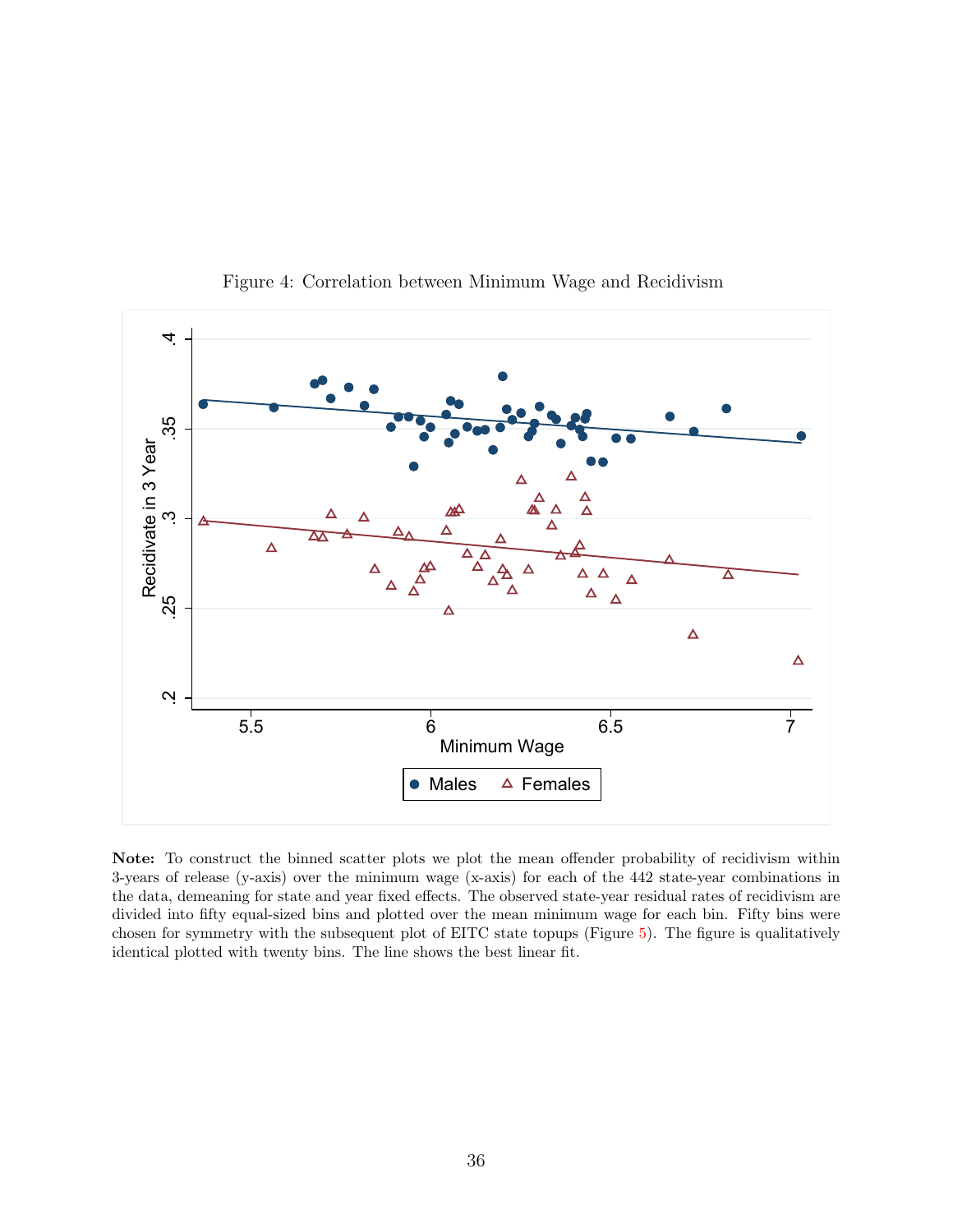Figure 4: Correlation between Minimum Wage and Recidivism

**Note:** To construct the binned scatter plots we plot the mean offender probability of recidivism within 3-years of release (y-axis) over the minimum wage (x-axis) for each of the 442 state-year combinations in the data, demeaning for state and year fixed effects. The observed state-year residual rates of recidivism are divided into fifty equal-sized bins and plotted over the mean minimum wage for each bin. Fifty bins were chosen for symmetry with the subsequent plot of EITC state topups (Figure 5). The figure is qualitatively identical plotted with twenty bins. The line shows the best linear fit.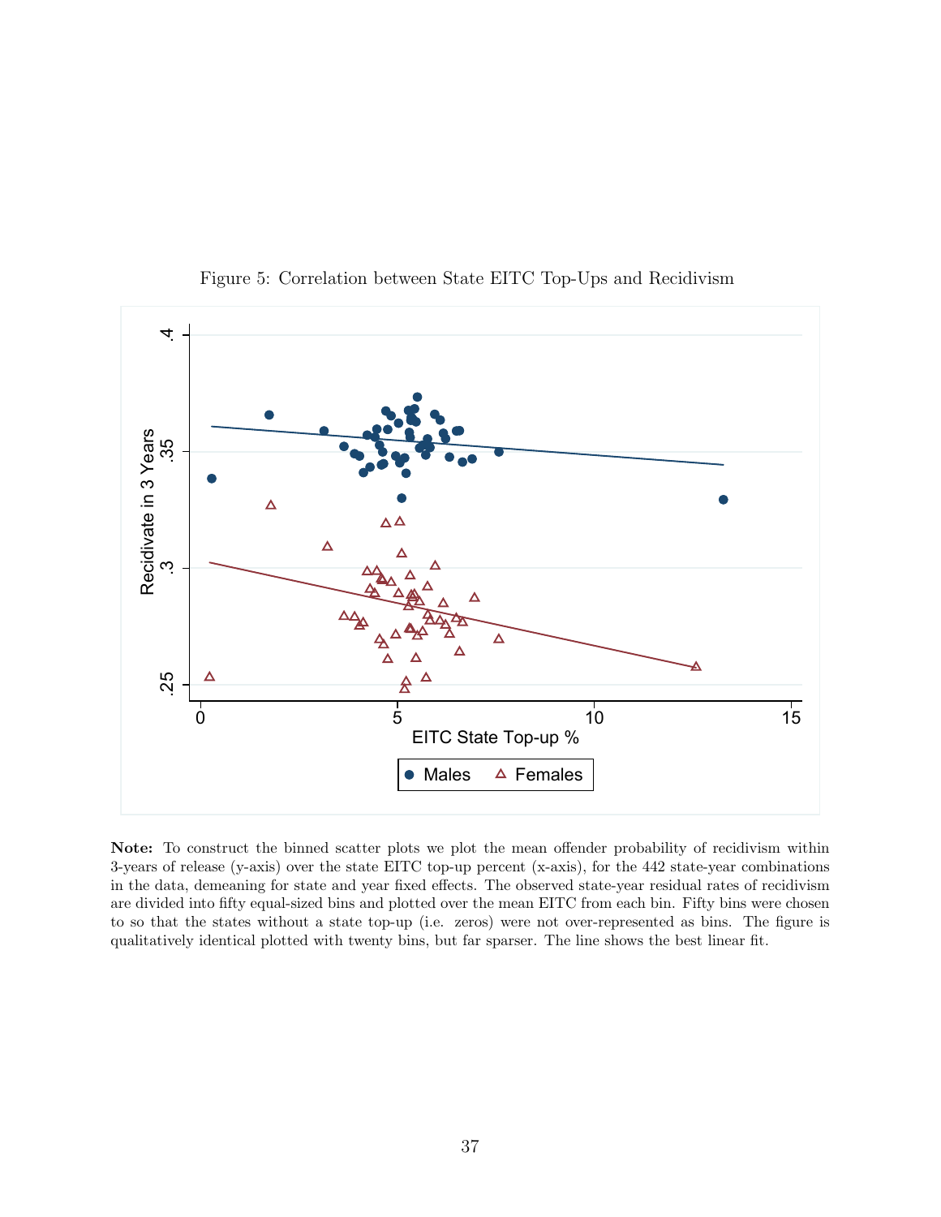Figure 5: Correlation between State EITC Top-Ups and Recidivism

**Note:** To construct the binned scatter plots we plot the mean offender probability of recidivism within 3-years of release (y-axis) over the state EITC top-up percent (x-axis), for the 442 state-year combinations in the data, demeaning for state and year fixed effects. The observed state-year residual rates of recidivism are divided into fifty equal-sized bins and plotted over the mean EITC from each bin. Fifty bins were chosen to so that the states without a state top-up (i.e. zeros) were not over-represented as bins. The figure is qualitatively identical plotted with twenty bins, but far sparser. The line shows the best linear fit.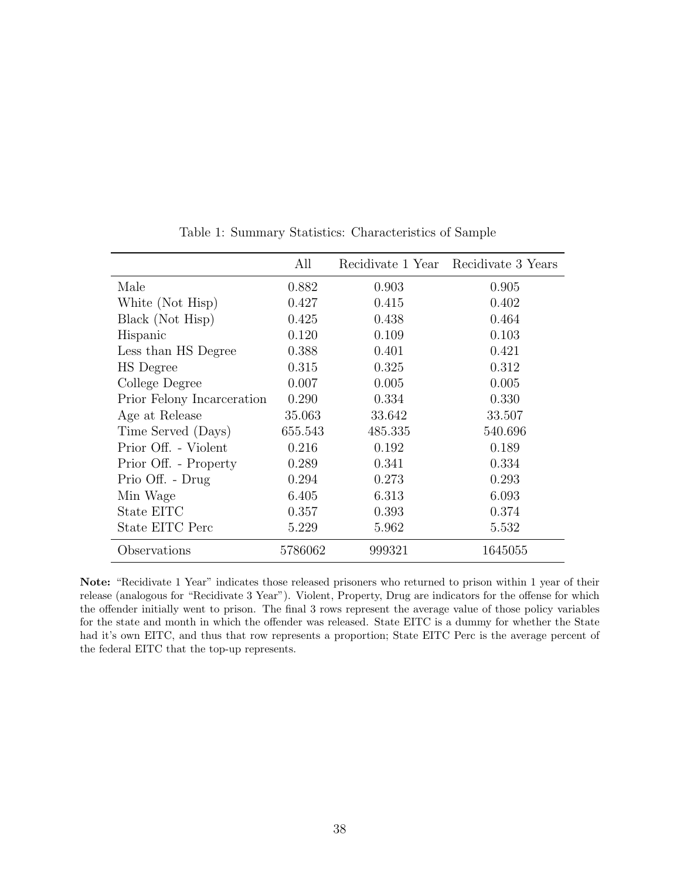Table 1: Summary Statistics: Characteristics of Sample

| | All | Recidivate 1 Year | Recidivate 3 Years |
|---|---|---|---|
| Male | 0.882 | 0.903 | 0.905 |
| White (Not Hisp) | 0.427 | 0.415 | 0.402 |
| Black (Not Hisp) | 0.425 | 0.438 | 0.464 |
| Hispanic | 0.120 | 0.109 | 0.103 |
| Less than HS Degree | 0.388 | 0.401 | 0.421 |
| HS Degree | 0.315 | 0.325 | 0.312 |
| College Degree | 0.007 | 0.005 | 0.005 |
| Prior Felony Incarceration | 0.290 | 0.334 | 0.330 |
| Age at Release | 35.063 | 33.642 | 33.507 |
| Time Served (Days) | 655.543 | 485.335 | 540.696 |
| Prior Off. - Violent | 0.216 | 0.192 | 0.189 |
| Prior Off. - Property | 0.289 | 0.341 | 0.334 |
| Prio Off. - Drug | 0.294 | 0.273 | 0.293 |
| Min Wage | 6.405 | 6.313 | 6.093 |
| State EITC | 0.357 | 0.393 | 0.374 |
| State EITC Perc | 5.229 | 5.962 | 5.532 |
| Observations | 5786062 | 999321 | 1645055 |

**Note:** "Recidivate 1 Year" indicates those released prisoners who returned to prison within 1 year of their release (analogous for "Recidivate 3 Year"). Violent, Property, Drug are indicators for the offense for which the offender initially went to prison. The final 3 rows represent the average value of those policy variables for the state and month in which the offender was released. State EITC is a dummy for whether the State had it's own EITC, and thus that row represents a proportion; State EITC Perc is the average percent of the federal EITC that the top-up represents.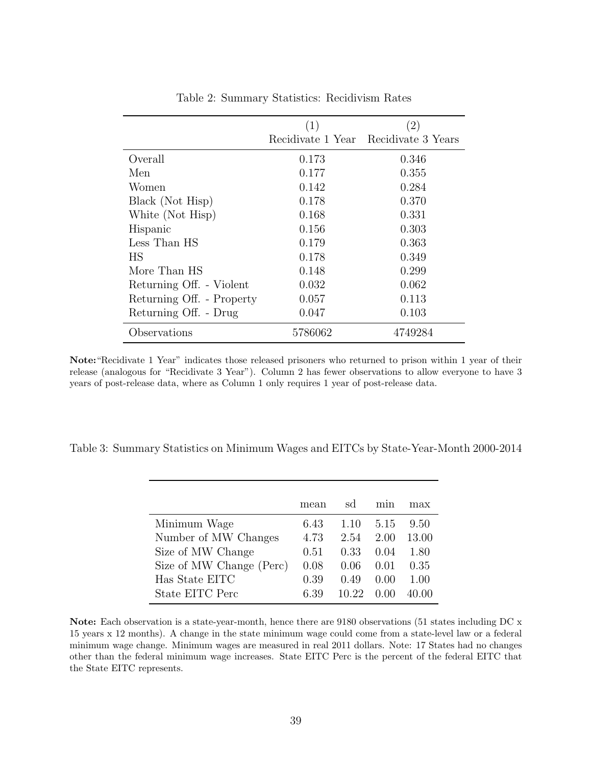Table 2: Summary Statistics: Recidivism Rates

| | (1) Recidivate 1 Year | (2) Recidivate 3 Years |
|---|---|---|
| Overall | 0.173 | 0.346 |
| Men | 0.177 | 0.355 |
| Women | 0.142 | 0.284 |
| Black (Not Hisp) | 0.178 | 0.370 |
| White (Not Hisp) | 0.168 | 0.331 |
| Hispanic | 0.156 | 0.303 |
| Less Than HS | 0.179 | 0.363 |
| HS | 0.178 | 0.349 |
| More Than HS | 0.148 | 0.299 |
| Returning Off. - Violent | 0.032 | 0.062 |
| Returning Off. - Property | 0.057 | 0.113 |
| Returning Off. - Drug | 0.047 | 0.103 |
| Observations | 5786062 | 4749284 |

**Note:** "Recidivate 1 Year" indicates those released prisoners who returned to prison within 1 year of their release (analogous for "Recidivate 3 Year"). Column 2 has fewer observations to allow everyone to have 3 years of post-release data, where as Column 1 only requires 1 year of post-release data.

Table 3: Summary Statistics on Minimum Wages and EITCs by State-Year-Month 2000-2014

| | mean | sd | min | max |
|---|---|---|---|---|
| Minimum Wage | 6.43 | 1.10 | 5.15 | 9.50 |
| Number of MW Changes | 4.73 | 2.54 | 2.00 | 13.00 |
| Size of MW Change | 0.51 | 0.33 | 0.04 | 1.80 |
| Size of MW Change (Perc) | 0.08 | 0.06 | 0.01 | 0.35 |
| Has State EITC | 0.39 | 0.49 | 0.00 | 1.00 |
| State EITC Perc | 6.39 | 10.22 | 0.00 | 40.00 |

**Note:** Each observation is a state-year-month, hence there are 9180 observations (51 states including DC x 15 years x 12 months). A change in the state minimum wage could come from a state-level law or a federal minimum wage change. Minimum wages are measured in real 2011 dollars. Note: 17 States had no changes other than the federal minimum wage increases. State EITC Perc is the percent of the federal EITC that the State EITC represents.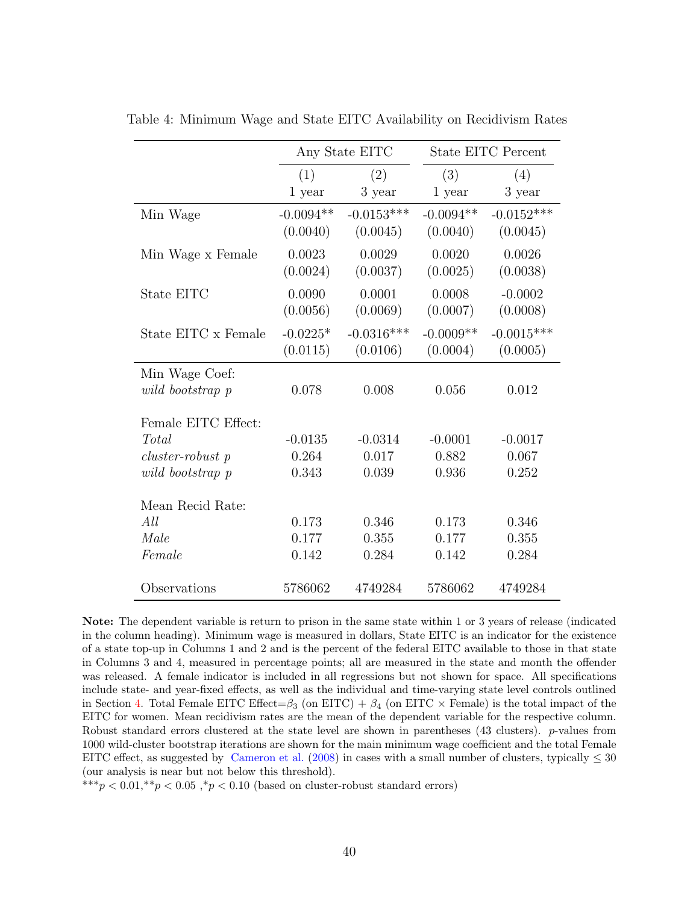Table 4: Minimum Wage and State EITC Availability on Recidivism Rates

| | Any State EITC | | State EITC Percent | |
|---|---|---|---|---|
| | (1) | (2) | (3) | (4) |
| | 1 year | 3 year | 1 year | 3 year |
| Min Wage | -0.0094** | -0.0153*** | -0.0094** | -0.0152*** |
| | (0.0040) | (0.0045) | (0.0040) | (0.0045) |
| Min Wage x Female | 0.0023 | 0.0029 | 0.0020 | 0.0026 |
| | (0.0024) | (0.0037) | (0.0025) | (0.0038) |
| State EITC | 0.0090 | 0.0001 | 0.0008 | -0.0002 |
| | (0.0056) | (0.0069) | (0.0007) | (0.0008) |
| State EITC x Female | -0.0225* | -0.0316*** | -0.0009** | -0.0015*** |
| | (0.0115) | (0.0106) | (0.0004) | (0.0005) |
| Min Wage Coef: | | | | |
| *wild bootstrap p* | 0.078 | 0.008 | 0.056 | 0.012 |
| Female EITC Effect: | | | | |
| *Total* | -0.0135 | -0.0314 | -0.0001 | -0.0017 |
| *cluster-robust p* | 0.264 | 0.017 | 0.882 | 0.067 |
| *wild bootstrap p* | 0.343 | 0.039 | 0.936 | 0.252 |
| Mean Recid Rate: | | | | |
| *All* | 0.173 | 0.346 | 0.173 | 0.346 |
| *Male* | 0.177 | 0.355 | 0.177 | 0.355 |
| *Female* | 0.142 | 0.284 | 0.142 | 0.284 |
| Observations | 5786062 | 4749284 | 5786062 | 4749284 |

**Note:** The dependent variable is return to prison in the same state within 1 or 3 years of release (indicated in the column heading). Minimum wage is measured in dollars, State EITC is an indicator for the existence of a state top-up in Columns 1 and 2 and is the percent of the federal EITC available to those in that state in Columns 3 and 4, measured in percentage points; all are measured in the state and month the offender was released. A female indicator is included in all regressions but not shown for space. All specifications include state- and year-fixed effects, as well as the individual and time-varying state level controls outlined in Section 4. Total Female EITC Effect=$\beta_3$ (on EITC) + $\beta_4$ (on EITC $\times$ Female) is the total impact of the EITC for women. Mean recidivism rates are the mean of the dependent variable for the respective column. Robust standard errors clustered at the state level are shown in parentheses (43 clusters). $p$-values from 1000 wild-cluster bootstrap iterations are shown for the main minimum wage coefficient and the total Female EITC effect, as suggested by Cameron et al. (2008) in cases with a small number of clusters, typically $\leq 30$ (our analysis is near but not below this threshold).

$^{***}p < 0.01$, $^{**}p < 0.05$, $^{*}p < 0.10$ (based on cluster-robust standard errors)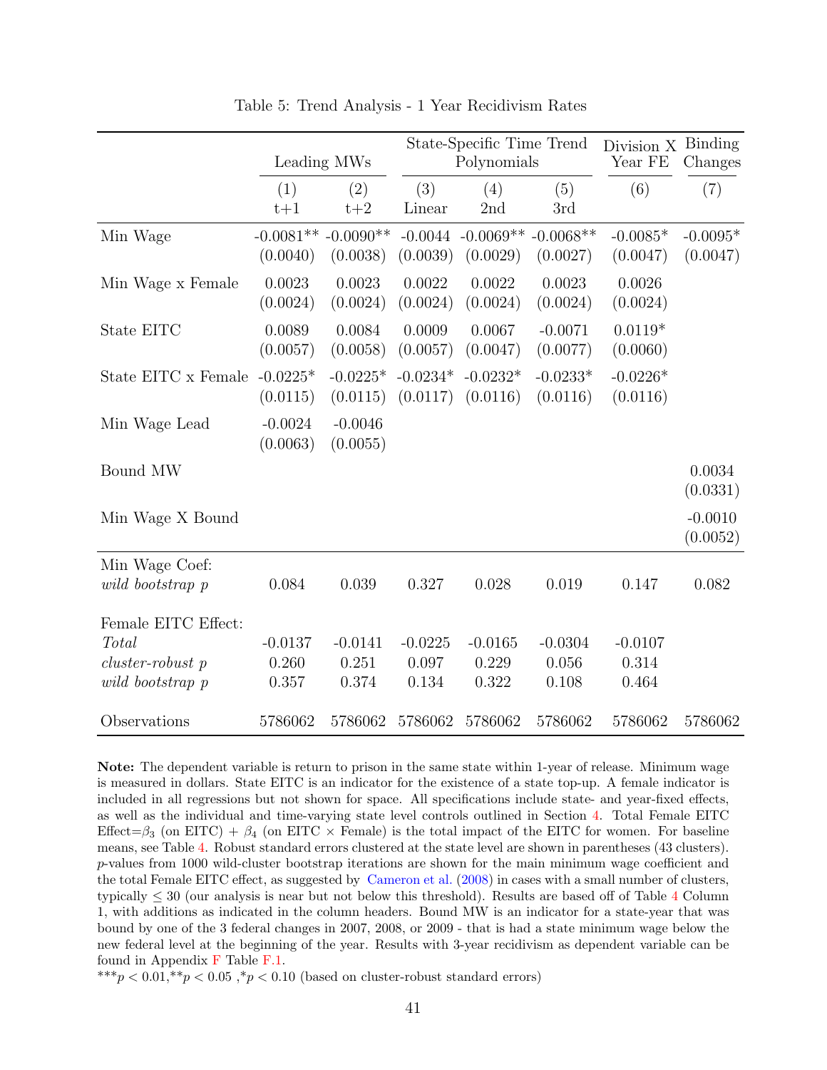Table 5: Trend Analysis - 1 Year Recidivism Rates

| | Leading MWs | | State-Specific Time Trend Polynomials | | | Division X Year FE | Binding Changes |
|---|---|---|---|---|---|---|---|
| | (1) t+1 | (2) t+2 | (3) Linear | (4) 2nd | (5) 3rd | (6) | (7) |
| Min Wage | -0.0081** | -0.0090** | -0.0044 | -0.0069** | -0.0068** | -0.0085* | -0.0095* |
| | (0.0040) | (0.0038) | (0.0039) | (0.0029) | (0.0027) | (0.0047) | (0.0047) |
| Min Wage x Female | 0.0023 | 0.0023 | 0.0022 | 0.0022 | 0.0023 | 0.0026 | |
| | (0.0024) | (0.0024) | (0.0024) | (0.0024) | (0.0024) | (0.0024) | |
| State EITC | 0.0089 | 0.0084 | 0.0009 | 0.0067 | -0.0071 | 0.0119* | |
| | (0.0057) | (0.0058) | (0.0057) | (0.0047) | (0.0077) | (0.0060) | |
| State EITC x Female | -0.0225* | -0.0225* | -0.0234* | -0.0232* | -0.0233* | -0.0226* | |
| | (0.0115) | (0.0115) | (0.0117) | (0.0116) | (0.0116) | (0.0116) | |
| Min Wage Lead | -0.0024 | -0.0046 | | | | | |
| | (0.0063) | (0.0055) | | | | | |
| Bound MW | | | | | | | 0.0034 |
| | | | | | | | (0.0331) |
| Min Wage X Bound | | | | | | | -0.0010 |
| | | | | | | | (0.0052) |
| Min Wage Coef: | | | | | | | |
| *wild bootstrap p* | 0.084 | 0.039 | 0.327 | 0.028 | 0.019 | 0.147 | 0.082 |
| Female EITC Effect: | | | | | | | |
| *Total* | -0.0137 | -0.0141 | -0.0225 | -0.0165 | -0.0304 | -0.0107 | |
| *cluster-robust p* | 0.260 | 0.251 | 0.097 | 0.229 | 0.056 | 0.314 | |
| *wild bootstrap p* | 0.357 | 0.374 | 0.134 | 0.322 | 0.108 | 0.464 | |
| Observations | 5786062 | 5786062 | 5786062 | 5786062 | 5786062 | 5786062 | 5786062 |

**Note:** The dependent variable is return to prison in the same state within 1-year of release. Minimum wage is measured in dollars. State EITC is an indicator for the existence of a state top-up. A female indicator is included in all regressions but not shown for space. All specifications include state- and year-fixed effects, as well as the individual and time-varying state level controls outlined in Section 4. Total Female EITC Effect=$\beta_3$ (on EITC) + $\beta_4$ (on EITC × Female) is the total impact of the EITC for women. For baseline means, see Table 4. Robust standard errors clustered at the state level are shown in parentheses (43 clusters). $p$-values from 1000 wild-cluster bootstrap iterations are shown for the main minimum wage coefficient and the total Female EITC effect, as suggested by Cameron et al. (2008) in cases with a small number of clusters, typically $\leq 30$ (our analysis is near but not below this threshold). Results are based off of Table 4 Column 1, with additions as indicated in the column headers. Bound MW is an indicator for a state-year that was bound by one of the 3 federal changes in 2007, 2008, or 2009 - that is had a state minimum wage below the new federal level at the beginning of the year. Results with 3-year recidivism as dependent variable can be found in Appendix F Table F.1.

$^{***}p < 0.01$,$^{**}p < 0.05$ ,$^{*}p < 0.10$ (based on cluster-robust standard errors)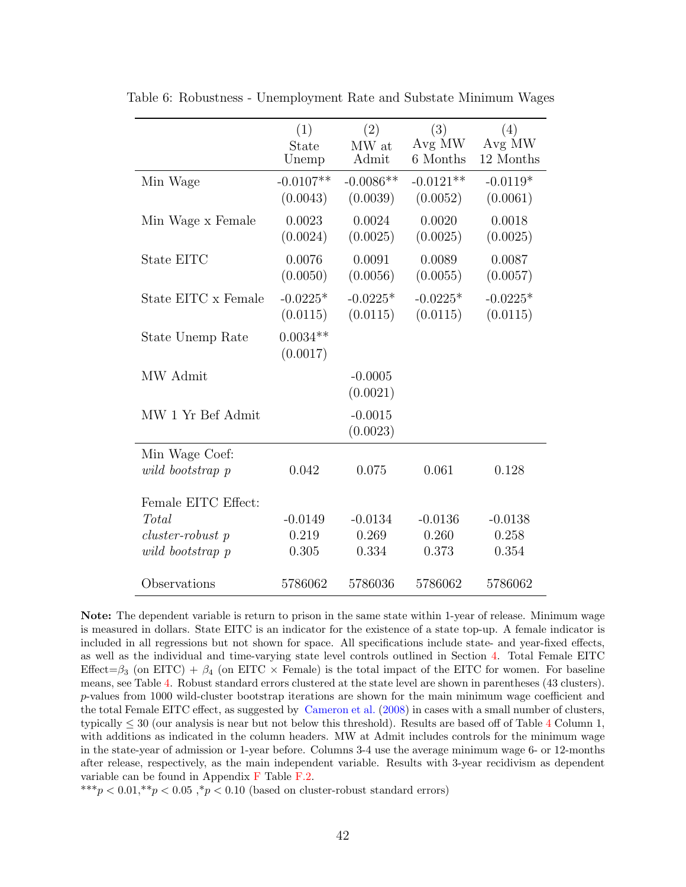Table 6: Robustness - Unemployment Rate and Substate Minimum Wages

| | (1) State Unemp | (2) MW at Admit | (3) Avg MW 6 Months | (4) Avg MW 12 Months |
|---|---|---|---|---|
| Min Wage | -0.0107** | -0.0086** | -0.0121** | -0.0119* |
| | (0.0043) | (0.0039) | (0.0052) | (0.0061) |
| Min Wage x Female | 0.0023 | 0.0024 | 0.0020 | 0.0018 |
| | (0.0024) | (0.0025) | (0.0025) | (0.0025) |
| State EITC | 0.0076 | 0.0091 | 0.0089 | 0.0087 |
| | (0.0050) | (0.0056) | (0.0055) | (0.0057) |
| State EITC x Female | -0.0225* | -0.0225* | -0.0225* | -0.0225* |
| | (0.0115) | (0.0115) | (0.0115) | (0.0115) |
| State Unemp Rate | 0.0034** | | | |
| | (0.0017) | | | |
| MW Admit | | -0.0005 | | |
| | | (0.0021) | | |
| MW 1 Yr Bef Admit | | -0.0015 | | |
| | | (0.0023) | | |
| Min Wage Coef: | | | | |
| *wild bootstrap p* | 0.042 | 0.075 | 0.061 | 0.128 |
| Female EITC Effect: | | | | |
| *Total* | -0.0149 | -0.0134 | -0.0136 | -0.0138 |
| *cluster-robust p* | 0.219 | 0.269 | 0.260 | 0.258 |
| *wild bootstrap p* | 0.305 | 0.334 | 0.373 | 0.354 |
| Observations | 5786062 | 5786036 | 5786062 | 5786062 |

**Note:** The dependent variable is return to prison in the same state within 1-year of release. Minimum wage is measured in dollars. State EITC is an indicator for the existence of a state top-up. A female indicator is included in all regressions but not shown for space. All specifications include state- and year-fixed effects, as well as the individual and time-varying state level controls outlined in Section 4. Total Female EITC Effect=$\beta_3$ (on EITC) + $\beta_4$ (on EITC × Female) is the total impact of the EITC for women. For baseline means, see Table 4. Robust standard errors clustered at the state level are shown in parentheses (43 clusters). $p$-values from 1000 wild-cluster bootstrap iterations are shown for the main minimum wage coefficient and the total Female EITC effect, as suggested by Cameron et al. (2008) in cases with a small number of clusters, typically $\leq 30$ (our analysis is near but not below this threshold). Results are based off of Table 4 Column 1, with additions as indicated in the column headers. MW at Admit includes controls for the minimum wage in the state-year of admission or 1-year before. Columns 3-4 use the average minimum wage 6- or 12-months after release, respectively, as the main independent variable. Results with 3-year recidivism as dependent variable can be found in Appendix F Table F.2.

$^{***}p < 0.01$,$^{**}p < 0.05$ ,$^{*}p < 0.10$ (based on cluster-robust standard errors)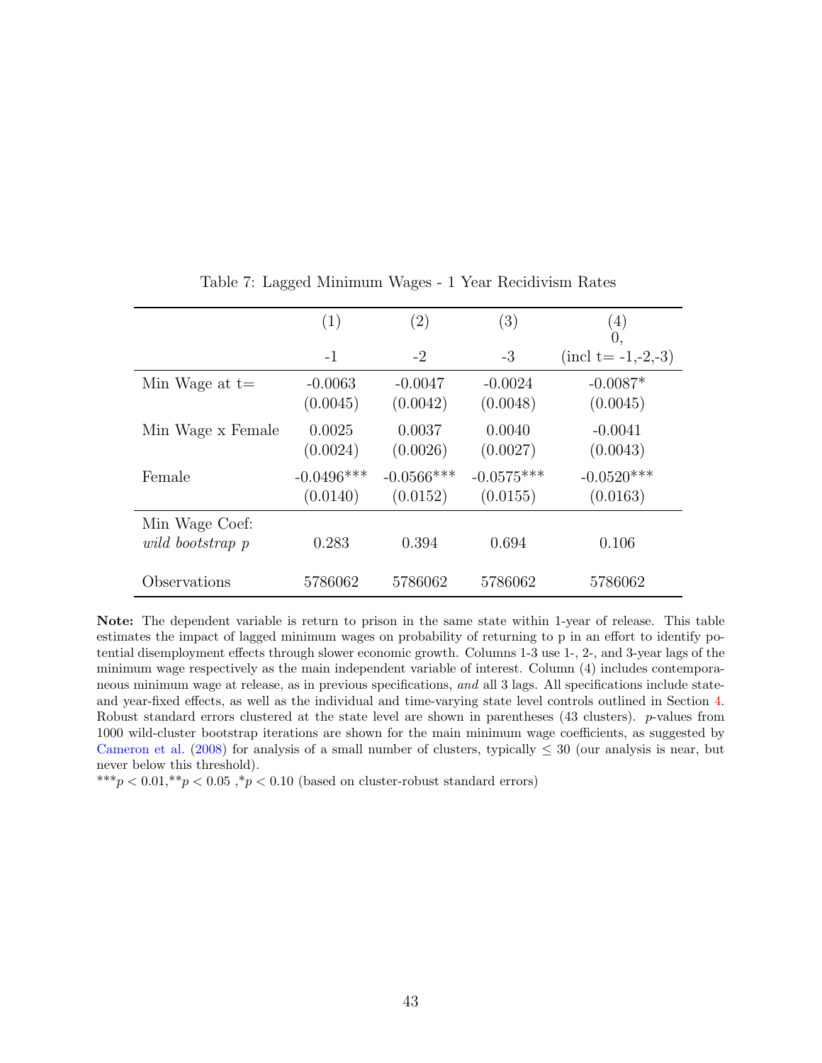Table 7: Lagged Minimum Wages - 1 Year Recidivism Rates

| | (1) | (2) | (3) | (4) |
|---|---|---|---|---|
| | -1 | -2 | -3 | 0, (incl t= -1,-2,-3) |
| Min Wage at t= | -0.0063 | -0.0047 | -0.0024 | -0.0087* |
| | (0.0045) | (0.0042) | (0.0048) | (0.0045) |
| Min Wage x Female | 0.0025 | 0.0037 | 0.0040 | -0.0041 |
| | (0.0024) | (0.0026) | (0.0027) | (0.0043) |
| Female | -0.0496*** | -0.0566*** | -0.0575*** | -0.0520*** |
| | (0.0140) | (0.0152) | (0.0155) | (0.0163) |
| Min Wage Coef: *wild bootstrap p* | 0.283 | 0.394 | 0.694 | 0.106 |
| Observations | 5786062 | 5786062 | 5786062 | 5786062 |

**Note:** The dependent variable is return to prison in the same state within 1-year of release. This table estimates the impact of lagged minimum wages on probability of returning to p in an effort to identify potential disemployment effects through slower economic growth. Columns 1-3 use 1-, 2-, and 3-year lags of the minimum wage respectively as the main independent variable of interest. Column (4) includes contemporaneous minimum wage at release, as in previous specifications, *and* all 3 lags. All specifications include state- and year-fixed effects, as well as the individual and time-varying state level controls outlined in Section 4. Robust standard errors clustered at the state level are shown in parentheses (43 clusters). $p$-values from 1000 wild-cluster bootstrap iterations are shown for the main minimum wage coefficients, as suggested by Cameron et al. (2008) for analysis of a small number of clusters, typically $\leq 30$ (our analysis is near, but never below this threshold).

$^{***}p < 0.01$, $^{**}p < 0.05$, $^{*}p < 0.10$ (based on cluster-robust standard errors)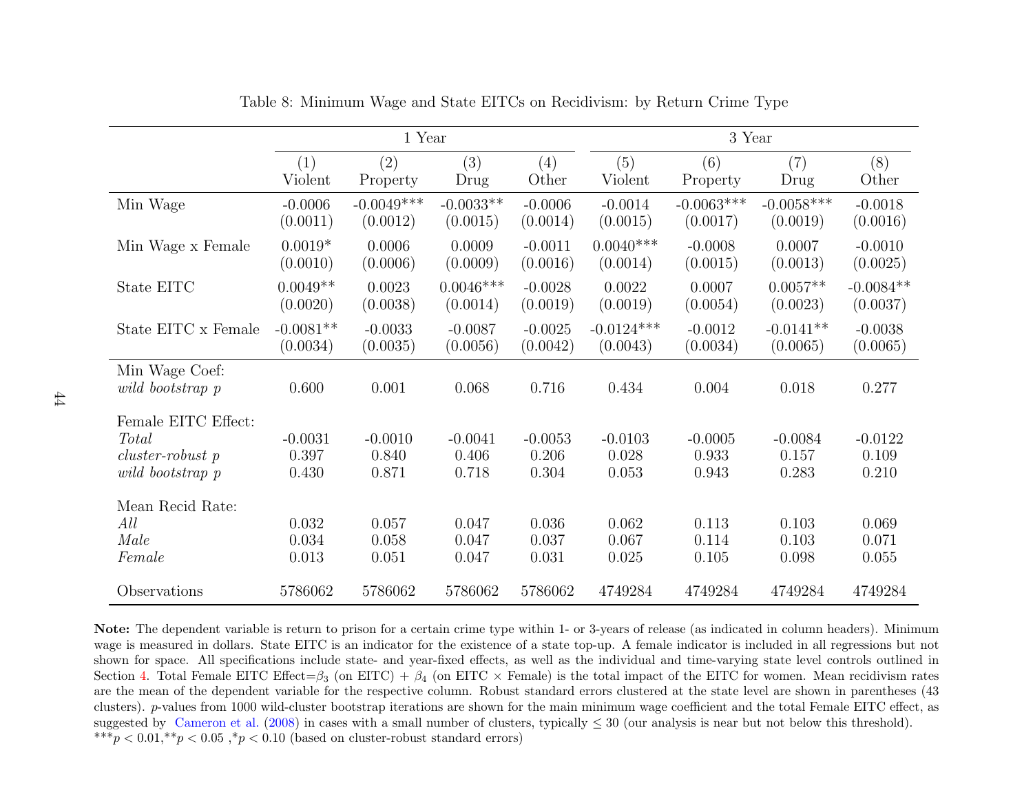Table 8: Minimum Wage and State EITCs on Recidivism: by Return Crime Type

| | 1 Year | | | | 3 Year | | | |
|---|---|---|---|---|---|---|---|---|
| | (1) Violent | (2) Property | (3) Drug | (4) Other | (5) Violent | (6) Property | (7) Drug | (8) Other |
| Min Wage | -0.0006 | -0.0049*** | -0.0033** | -0.0006 | -0.0014 | -0.0063*** | -0.0058*** | -0.0018 |
| | (0.0011) | (0.0012) | (0.0015) | (0.0014) | (0.0015) | (0.0017) | (0.0019) | (0.0016) |
| Min Wage x Female | 0.0019* | 0.0006 | 0.0009 | -0.0011 | 0.0040*** | -0.0008 | 0.0007 | -0.0010 |
| | (0.0010) | (0.0006) | (0.0009) | (0.0016) | (0.0014) | (0.0015) | (0.0013) | (0.0025) |
| State EITC | 0.0049** | 0.0023 | 0.0046*** | -0.0028 | 0.0022 | 0.0007 | 0.0057** | -0.0084** |
| | (0.0020) | (0.0038) | (0.0014) | (0.0019) | (0.0019) | (0.0054) | (0.0023) | (0.0037) |
| State EITC x Female | -0.0081** | -0.0033 | -0.0087 | -0.0025 | -0.0124*** | -0.0012 | -0.0141** | -0.0038 |
| | (0.0034) | (0.0035) | (0.0056) | (0.0042) | (0.0043) | (0.0034) | (0.0065) | (0.0065) |
| Min Wage Coef: | | | | | | | | |
| *wild bootstrap p* | 0.600 | 0.001 | 0.068 | 0.716 | 0.434 | 0.004 | 0.018 | 0.277 |
| Female EITC Effect: | | | | | | | | |
| *Total* | -0.0031 | -0.0010 | -0.0041 | -0.0053 | -0.0103 | -0.0005 | -0.0084 | -0.0122 |
| *cluster-robust p* | 0.397 | 0.840 | 0.406 | 0.206 | 0.028 | 0.933 | 0.157 | 0.109 |
| *wild bootstrap p* | 0.430 | 0.871 | 0.718 | 0.304 | 0.053 | 0.943 | 0.283 | 0.210 |
| Mean Recid Rate: | | | | | | | | |
| *All* | 0.032 | 0.057 | 0.047 | 0.036 | 0.062 | 0.113 | 0.103 | 0.069 |
| *Male* | 0.034 | 0.058 | 0.047 | 0.037 | 0.067 | 0.114 | 0.103 | 0.071 |
| *Female* | 0.013 | 0.051 | 0.047 | 0.031 | 0.025 | 0.105 | 0.098 | 0.055 |
| Observations | 5786062 | 5786062 | 5786062 | 5786062 | 4749284 | 4749284 | 4749284 | 4749284 |

**Note:** The dependent variable is return to prison for a certain crime type within 1- or 3-years of release (as indicated in column headers). Minimum wage is measured in dollars. State EITC is an indicator for the existence of a state top-up. A female indicator is included in all regressions but not shown for space. All specifications include state- and year-fixed effects, as well as the individual and time-varying state level controls outlined in Section 4. Total Female EITC Effect=$\beta_3$ (on EITC) + $\beta_4$ (on EITC $\times$ Female) is the total impact of the EITC for women. Mean recidivism rates are the mean of the dependent variable for the respective column. Robust standard errors clustered at the state level are shown in parentheses (43 clusters). $p$-values from 1000 wild-cluster bootstrap iterations are shown for the main minimum wage coefficient and the total Female EITC effect, as suggested by Cameron et al. (2008) in cases with a small number of clusters, typically $\leq 30$ (our analysis is near but not below this threshold).
***$p < 0.01$,**$p < 0.05$ ,*$p < 0.10$ (based on cluster-robust standard errors)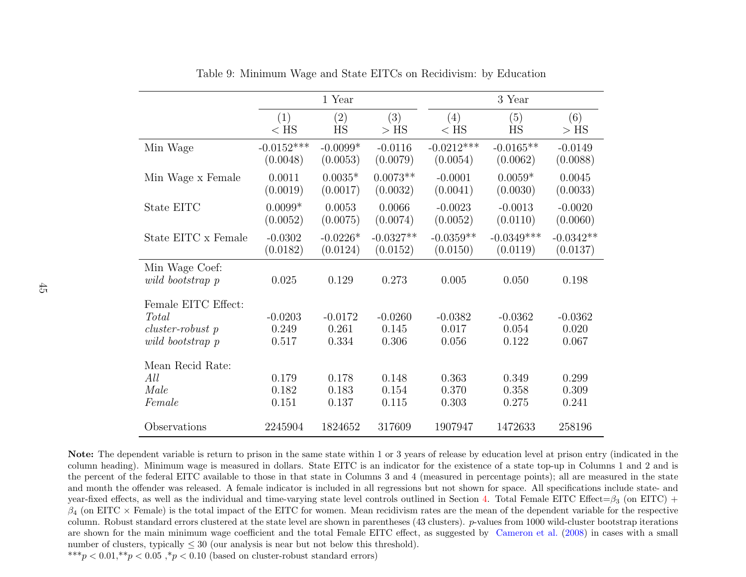Table 9: Minimum Wage and State EITCs on Recidivism: by Education

| | 1 Year | | | 3 Year | | |
|---|---|---|---|---|---|---|
| | (1) | (2) | (3) | (4) | (5) | (6) |
| | < HS | HS | > HS | < HS | HS | > HS |
| Min Wage | -0.0152*** | -0.0099* | -0.0116 | -0.0212*** | -0.0165** | -0.0149 |
| | (0.0048) | (0.0053) | (0.0079) | (0.0054) | (0.0062) | (0.0088) |
| Min Wage x Female | 0.0011 | 0.0035* | 0.0073** | -0.0001 | 0.0059* | 0.0045 |
| | (0.0019) | (0.0017) | (0.0032) | (0.0041) | (0.0030) | (0.0033) |
| State EITC | 0.0099* | 0.0053 | 0.0066 | -0.0023 | -0.0013 | -0.0020 |
| | (0.0052) | (0.0075) | (0.0074) | (0.0052) | (0.0110) | (0.0060) |
| State EITC x Female | -0.0302 | -0.0226* | -0.0327** | -0.0359** | -0.0349*** | -0.0342** |
| | (0.0182) | (0.0124) | (0.0152) | (0.0150) | (0.0119) | (0.0137) |
| Min Wage Coef: | | | | | | |
| *wild bootstrap p* | 0.025 | 0.129 | 0.273 | 0.005 | 0.050 | 0.198 |
| Female EITC Effect: | | | | | | |
| *Total* | -0.0203 | -0.0172 | -0.0260 | -0.0382 | -0.0362 | -0.0362 |
| *cluster-robust p* | 0.249 | 0.261 | 0.145 | 0.017 | 0.054 | 0.020 |
| *wild bootstrap p* | 0.517 | 0.334 | 0.306 | 0.056 | 0.122 | 0.067 |
| Mean Recid Rate: | | | | | | |
| *All* | 0.179 | 0.178 | 0.148 | 0.363 | 0.349 | 0.299 |
| *Male* | 0.182 | 0.183 | 0.154 | 0.370 | 0.358 | 0.309 |
| *Female* | 0.151 | 0.137 | 0.115 | 0.303 | 0.275 | 0.241 |
| Observations | 2245904 | 1824652 | 317609 | 1907947 | 1472633 | 258196 |

**Note:** The dependent variable is return to prison in the same state within 1 or 3 years of release by education level at prison entry (indicated in the column heading). Minimum wage is measured in dollars. State EITC is an indicator for the existence of a state top-up in Columns 1 and 2 and is the percent of the federal EITC available to those in that state in Columns 3 and 4 (measured in percentage points); all are measured in the state and month the offender was released. A female indicator is included in all regressions but not shown for space. All specifications include state- and year-fixed effects, as well as the individual and time-varying state level controls outlined in Section 4. Total Female EITC Effect=$\beta_3$ (on EITC) + $\beta_4$ (on EITC $\times$ Female) is the total impact of the EITC for women. Mean recidivism rates are the mean of the dependent variable for the respective column. Robust standard errors clustered at the state level are shown in parentheses (43 clusters). $p$-values from 1000 wild-cluster bootstrap iterations are shown for the main minimum wage coefficient and the total Female EITC effect, as suggested by Cameron et al. (2008) in cases with a small number of clusters, typically $\leq 30$ (our analysis is near but not below this threshold).

$^{***}p < 0.01$, $^{**}p < 0.05$, $^{*}p < 0.10$ (based on cluster-robust standard errors)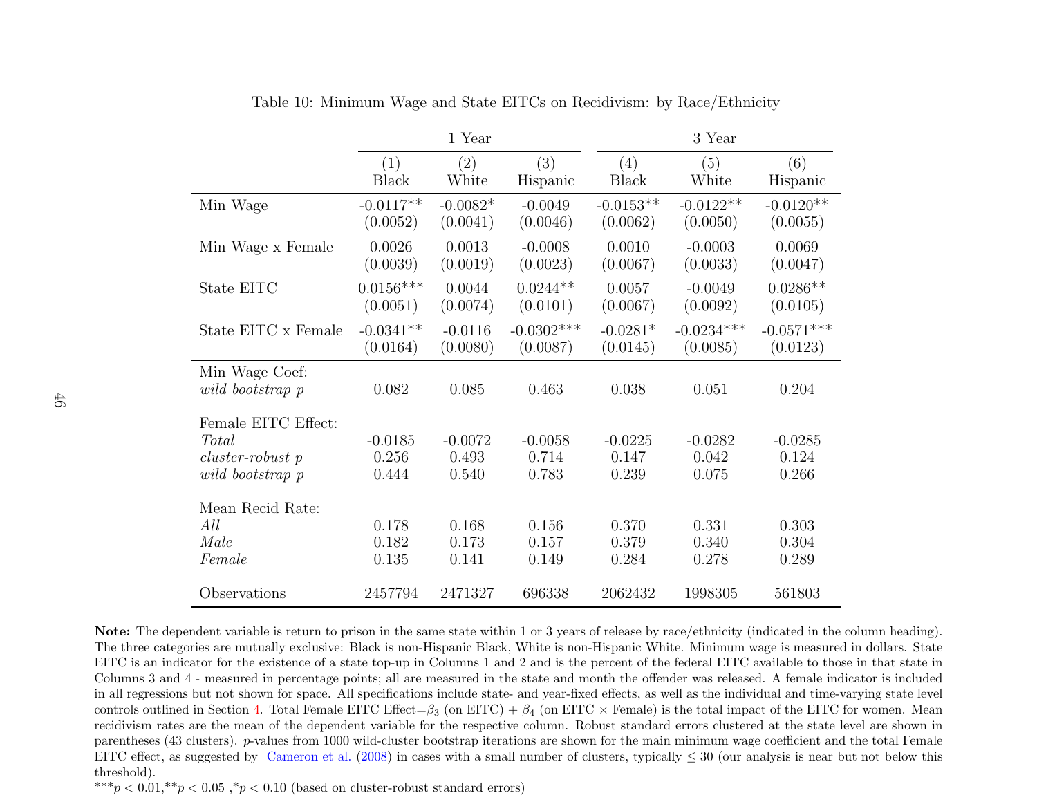Table 10: Minimum Wage and State EITCs on Recidivism: by Race/Ethnicity

| | 1 Year | | | 3 Year | | |
|---|---|---|---|---|---|---|
| | (1) Black | (2) White | (3) Hispanic | (4) Black | (5) White | (6) Hispanic |
| Min Wage | -0.0117** | -0.0082* | -0.0049 | -0.0153** | -0.0122** | -0.0120** |
| | (0.0052) | (0.0041) | (0.0046) | (0.0062) | (0.0050) | (0.0055) |
| Min Wage x Female | 0.0026 | 0.0013 | -0.0008 | 0.0010 | -0.0003 | 0.0069 |
| | (0.0039) | (0.0019) | (0.0023) | (0.0067) | (0.0033) | (0.0047) |
| State EITC | 0.0156*** | 0.0044 | 0.0244** | 0.0057 | -0.0049 | 0.0286** |
| | (0.0051) | (0.0074) | (0.0101) | (0.0067) | (0.0092) | (0.0105) |
| State EITC x Female | -0.0341** | -0.0116 | -0.0302*** | -0.0281* | -0.0234*** | -0.0571*** |
| | (0.0164) | (0.0080) | (0.0087) | (0.0145) | (0.0085) | (0.0123) |
| Min Wage Coef: | | | | | | |
| *wild bootstrap p* | 0.082 | 0.085 | 0.463 | 0.038 | 0.051 | 0.204 |
| Female EITC Effect: | | | | | | |
| *Total* | -0.0185 | -0.0072 | -0.0058 | -0.0225 | -0.0282 | -0.0285 |
| *cluster-robust p* | 0.256 | 0.493 | 0.714 | 0.147 | 0.042 | 0.124 |
| *wild bootstrap p* | 0.444 | 0.540 | 0.783 | 0.239 | 0.075 | 0.266 |
| Mean Recid Rate: | | | | | | |
| *All* | 0.178 | 0.168 | 0.156 | 0.370 | 0.331 | 0.303 |
| *Male* | 0.182 | 0.173 | 0.157 | 0.379 | 0.340 | 0.304 |
| *Female* | 0.135 | 0.141 | 0.149 | 0.284 | 0.278 | 0.289 |
| Observations | 2457794 | 2471327 | 696338 | 2062432 | 1998305 | 561803 |

**Note:** The dependent variable is return to prison in the same state within 1 or 3 years of release by race/ethnicity (indicated in the column heading). The three categories are mutually exclusive: Black is non-Hispanic Black, White is non-Hispanic White. Minimum wage is measured in dollars. State EITC is an indicator for the existence of a state top-up in Columns 1 and 2 and is the percent of the federal EITC available to those in that state in Columns 3 and 4 - measured in percentage points; all are measured in the state and month the offender was released. A female indicator is included in all regressions but not shown for space. All specifications include state- and year-fixed effects, as well as the individual and time-varying state level controls outlined in Section 4. Total Female EITC Effect=$\beta_3$ (on EITC) + $\beta_4$ (on EITC × Female) is the total impact of the EITC for women. Mean recidivism rates are the mean of the dependent variable for the respective column. Robust standard errors clustered at the state level are shown in parentheses (43 clusters). $p$-values from 1000 wild-cluster bootstrap iterations are shown for the main minimum wage coefficient and the total Female EITC effect, as suggested by Cameron et al. (2008) in cases with a small number of clusters, typically $\leq 30$ (our analysis is near but not below this threshold).

***$p < 0.01$,**$p < 0.05$ ,*$p < 0.10$ (based on cluster-robust standard errors)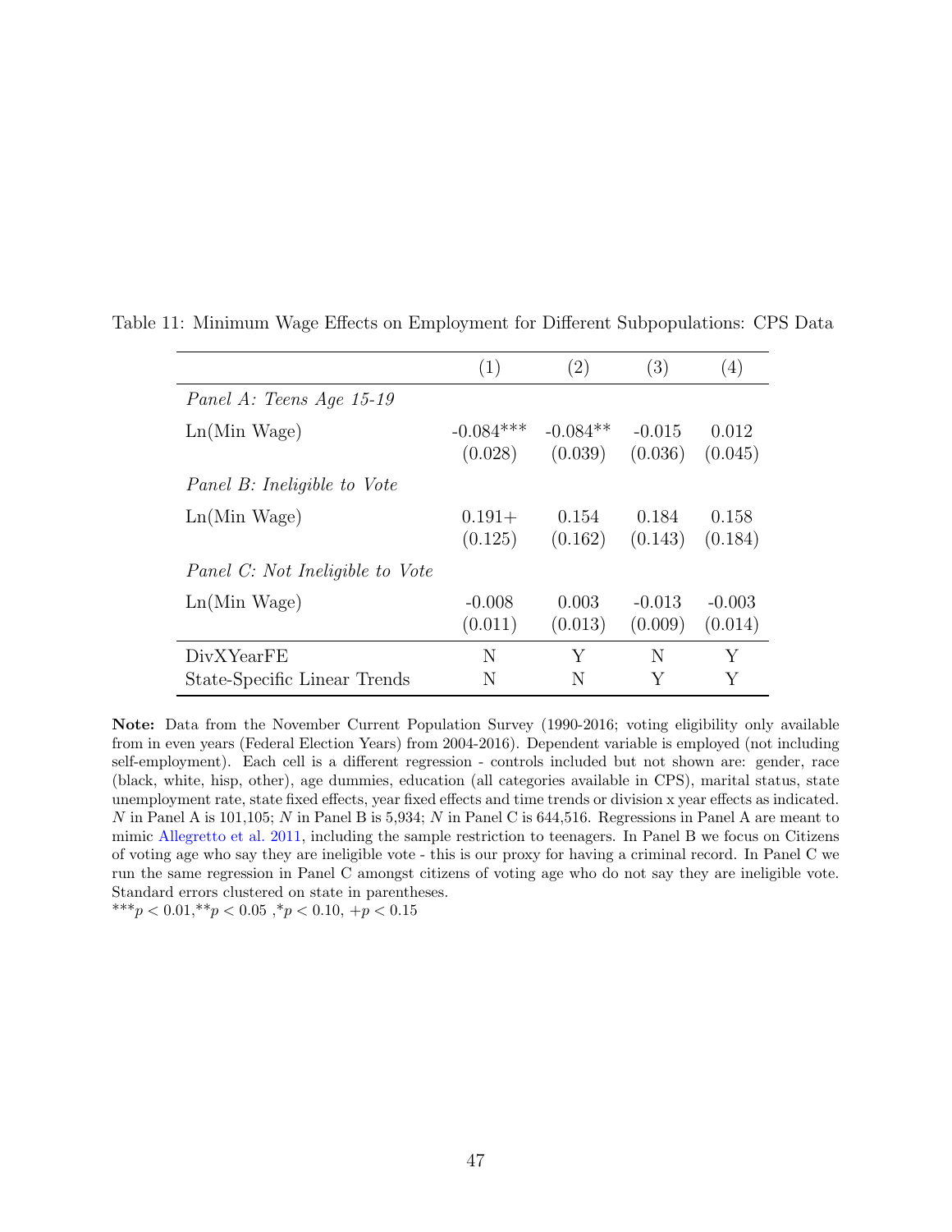Table 11: Minimum Wage Effects on Employment for Different Subpopulations: CPS Data

| | (1) | (2) | (3) | (4) |
|---|---|---|---|---|
| *Panel A: Teens Age 15-19* | | | | |
| Ln(Min Wage) | -0.084*** | -0.084** | -0.015 | 0.012 |
| | (0.028) | (0.039) | (0.036) | (0.045) |
| *Panel B: Ineligible to Vote* | | | | |
| Ln(Min Wage) | 0.191+ | 0.154 | 0.184 | 0.158 |
| | (0.125) | (0.162) | (0.143) | (0.184) |
| *Panel C: Not Ineligible to Vote* | | | | |
| Ln(Min Wage) | -0.008 | 0.003 | -0.013 | -0.003 |
| | (0.011) | (0.013) | (0.009) | (0.014) |
| DivXYearFE | N | Y | N | Y |
| State-Specific Linear Trends | N | N | Y | Y |

**Note:** Data from the November Current Population Survey (1990-2016; voting eligibility only available from in even years (Federal Election Years) from 2004-2016). Dependent variable is employed (not including self-employment). Each cell is a different regression - controls included but not shown are: gender, race (black, white, hisp, other), age dummies, education (all categories available in CPS), marital status, state unemployment rate, state fixed effects, year fixed effects and time trends or division x year effects as indicated. $N$ in Panel A is 101,105; $N$ in Panel B is 5,934; $N$ in Panel C is 644,516. Regressions in Panel A are meant to mimic Allegretto et al. 2011, including the sample restriction to teenagers. In Panel B we focus on Citizens of voting age who say they are ineligible vote - this is our proxy for having a criminal record. In Panel C we run the same regression in Panel C amongst citizens of voting age who do not say they are ineligible vote. Standard errors clustered on state in parentheses.

$^{***}p < 0.01$,$^{**}p < 0.05$ ,$^{*}p < 0.10$, $+p < 0.15$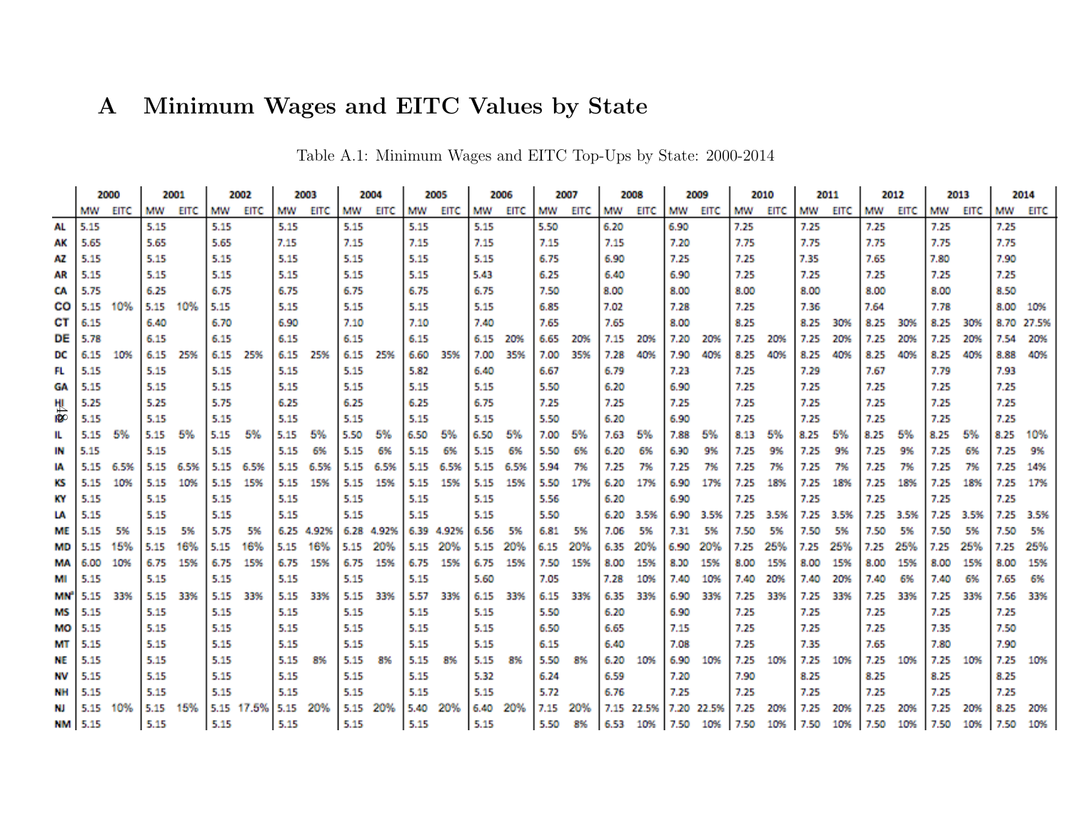# A Minimum Wages and EITC Values by State

Table A.1: Minimum Wages and EITC Top-Ups by State: 2000-2014

| | 2000 | | 2001 | | 2002 | | 2003 | | 2004 | | 2005 | | 2006 | | 2007 | | 2008 | | 2009 | | 2010 | | 2011 | | 2012 | | 2013 | | 2014 | |
|---|---|---|---|---|---|---|---|---|---|---|---|---|---|---|---|---|---|---|---|---|---|---|---|---|---|---|---|---|---|---|
| | MW | EITC | MW | EITC | MW | EITC | MW | EITC | MW | EITC | MW | EITC | MW | EITC | MW | EITC | MW | EITC | MW | EITC | MW | EITC | MW | EITC | MW | EITC | MW | EITC | MW | EITC |
| AL | 5.15 | | 5.15 | | 5.15 | | 5.15 | | 5.15 | | 5.15 | | 5.15 | | 5.50 | | 6.20 | | 6.90 | | 7.25 | | 7.25 | | 7.25 | | 7.25 | | 7.25 | |
| AK | 5.65 | | 5.65 | | 5.65 | | 7.15 | | 7.15 | | 7.15 | | 7.15 | | 7.15 | | 7.15 | | 7.20 | | 7.75 | | 7.75 | | 7.75 | | 7.75 | | 7.75 | |
| AZ | 5.15 | | 5.15 | | 5.15 | | 5.15 | | 5.15 | | 5.15 | | 5.15 | | 6.75 | | 6.90 | | 7.25 | | 7.25 | | 7.35 | | 7.65 | | 7.80 | | 7.90 | |
| AR | 5.15 | | 5.15 | | 5.15 | | 5.15 | | 5.15 | | 5.15 | | 5.43 | | 6.25 | | 6.40 | | 6.90 | | 7.25 | | 7.25 | | 7.25 | | 7.25 | | 7.25 | |
| CA | 5.75 | | 6.25 | | 6.75 | | 6.75 | | 6.75 | | 6.75 | | 6.75 | | 7.50 | | 8.00 | | 8.00 | | 8.00 | | 8.00 | | 8.00 | | 8.00 | | 8.50 | |
| CO | 5.15 | 10% | 5.15 | 10% | 5.15 | | 5.15 | | 5.15 | | 5.15 | | 5.15 | | 6.85 | | 7.02 | | 7.28 | | 7.25 | | 7.36 | | 7.64 | | 7.78 | | 8.00 | 10% |
| CT | 6.15 | | 6.40 | | 6.70 | | 6.90 | | 7.10 | | 7.10 | | 7.40 | | 7.65 | | 7.65 | | 8.00 | | 8.25 | | 8.25 | 30% | 8.25 | 30% | 8.25 | 30% | 8.70 | 27.5% |
| DE | 5.78 | | 6.15 | | 6.15 | | 6.15 | | 6.15 | | 6.15 | | 6.15 | 20% | 6.65 | 20% | 7.15 | 20% | 7.20 | 20% | 7.25 | 20% | 7.25 | 20% | 7.25 | 20% | 7.25 | 20% | 7.54 | 20% |
| DC | 6.15 | 10% | 6.15 | 25% | 6.15 | 25% | 6.15 | 25% | 6.15 | 25% | 6.60 | 35% | 7.00 | 35% | 7.00 | 35% | 7.28 | 40% | 7.90 | 40% | 8.25 | 40% | 8.25 | 40% | 8.25 | 40% | 8.25 | 40% | 8.88 | 40% |
| FL | 5.15 | | 5.15 | | 5.15 | | 5.15 | | 5.15 | | 5.82 | | 6.40 | | 6.67 | | 6.79 | | 7.23 | | 7.25 | | 7.29 | | 7.67 | | 7.79 | | 7.93 | |
| GA | 5.15 | | 5.15 | | 5.15 | | 5.15 | | 5.15 | | 5.15 | | 5.15 | | 5.50 | | 6.20 | | 6.90 | | 7.25 | | 7.25 | | 7.25 | | 7.25 | | 7.25 | |
| HI | 5.25 | | 5.25 | | 5.75 | | 6.25 | | 6.25 | | 6.25 | | 6.75 | | 7.25 | | 7.25 | | 7.25 | | 7.25 | | 7.25 | | 7.25 | | 7.25 | | 7.25 | |
| ID | 5.15 | | 5.15 | | 5.15 | | 5.15 | | 5.15 | | 5.15 | | 5.15 | | 5.50 | | 6.20 | | 6.90 | | 7.25 | | 7.25 | | 7.25 | | 7.25 | | 7.25 | |
| IL | 5.15 | 5% | 5.15 | 5% | 5.15 | 5% | 5.15 | 5% | 5.50 | 5% | 6.50 | 5% | 6.50 | 5% | 7.00 | 5% | 7.63 | 5% | 7.88 | 5% | 8.13 | 5% | 8.25 | 5% | 8.25 | 5% | 8.25 | 5% | 8.25 | 10% |
| IN | 5.15 | | 5.15 | | 5.15 | | 5.15 | 6% | 5.15 | 6% | 5.15 | 6% | 5.15 | 6% | 5.50 | 6% | 6.20 | 6% | 6.90 | 9% | 7.25 | 9% | 7.25 | 9% | 7.25 | 9% | 7.25 | 6% | 7.25 | 9% |
| IA | 5.15 | 6.5% | 5.15 | 6.5% | 5.15 | 6.5% | 5.15 | 6.5% | 5.15 | 6.5% | 5.15 | 6.5% | 5.15 | 6.5% | 5.94 | 7% | 7.25 | 7% | 7.25 | 7% | 7.25 | 7% | 7.25 | 7% | 7.25 | 7% | 7.25 | 7% | 7.25 | 14% |
| KS | 5.15 | 10% | 5.15 | 10% | 5.15 | 15% | 5.15 | 15% | 5.15 | 15% | 5.15 | 15% | 5.15 | 15% | 5.50 | 17% | 6.20 | 17% | 6.90 | 17% | 7.25 | 18% | 7.25 | 18% | 7.25 | 18% | 7.25 | 18% | 7.25 | 17% |
| KY | 5.15 | | 5.15 | | 5.15 | | 5.15 | | 5.15 | | 5.15 | | 5.15 | | 5.56 | | 6.20 | | 6.90 | | 7.25 | | 7.25 | | 7.25 | | 7.25 | | 7.25 | |
| LA | 5.15 | | 5.15 | | 5.15 | | 5.15 | | 5.15 | | 5.15 | | 5.15 | | 5.50 | | 6.20 | 3.5% | 6.90 | 3.5% | 7.25 | 3.5% | 7.25 | 3.5% | 7.25 | 3.5% | 7.25 | 3.5% | 7.25 | 3.5% |
| ME | 5.15 | 5% | 5.15 | 5% | 5.75 | 5% | 6.25 | 4.92% | 6.28 | 4.92% | 6.39 | 4.92% | 6.56 | 5% | 6.81 | 5% | 7.06 | 5% | 7.31 | 5% | 7.50 | 5% | 7.50 | 5% | 7.50 | 5% | 7.50 | 5% | 7.50 | 5% |
| MD | 5.15 | 15% | 5.15 | 16% | 5.15 | 16% | 5.15 | 16% | 5.15 | 20% | 5.15 | 20% | 5.15 | 20% | 6.15 | 20% | 6.35 | 20% | 6.90 | 20% | 7.25 | 25% | 7.25 | 25% | 7.25 | 25% | 7.25 | 25% | 7.25 | 25% |
| MA | 6.00 | 10% | 6.75 | 15% | 6.75 | 15% | 6.75 | 15% | 6.75 | 15% | 6.75 | 15% | 6.75 | 15% | 7.50 | 15% | 8.00 | 15% | 8.30 | 15% | 8.00 | 15% | 8.00 | 15% | 8.00 | 15% | 8.00 | 15% | 8.00 | 15% |
| MI | 5.15 | | 5.15 | | 5.15 | | 5.15 | | 5.15 | | 5.15 | | 5.60 | | 7.05 | | 7.28 | 10% | 7.40 | 10% | 7.40 | 20% | 7.40 | 20% | 7.40 | 6% | 7.40 | 6% | 7.65 | 6% |
| MN[a] | 5.15 | 33% | 5.15 | 33% | 5.15 | 33% | 5.15 | 33% | 5.15 | 33% | 5.57 | 33% | 6.15 | 33% | 6.15 | 33% | 6.35 | 33% | 6.90 | 33% | 7.25 | 33% | 7.25 | 33% | 7.25 | 33% | 7.25 | 33% | 7.56 | 33% |
| MS | 5.15 | | 5.15 | | 5.15 | | 5.15 | | 5.15 | | 5.15 | | 5.15 | | 5.50 | | 6.20 | | 6.90 | | 7.25 | | 7.25 | | 7.25 | | 7.25 | | 7.25 | |
| MO | 5.15 | | 5.15 | | 5.15 | | 5.15 | | 5.15 | | 5.15 | | 5.15 | | 6.50 | | 6.65 | | 7.15 | | 7.25 | | 7.25 | | 7.25 | | 7.35 | | 7.50 | |
| MT | 5.15 | | 5.15 | | 5.15 | | 5.15 | | 5.15 | | 5.15 | | 5.15 | | 6.15 | | 6.40 | | 7.08 | | 7.25 | | 7.35 | | 7.65 | | 7.80 | | 7.90 | |
| NE | 5.15 | | 5.15 | | 5.15 | | 5.15 | 8% | 5.15 | 8% | 5.15 | 8% | 5.15 | 8% | 5.50 | 8% | 6.20 | 10% | 6.90 | 10% | 7.25 | 10% | 7.25 | 10% | 7.25 | 10% | 7.25 | 10% | 7.25 | 10% |
| NV | 5.15 | | 5.15 | | 5.15 | | 5.15 | | 5.15 | | 5.15 | | 5.32 | | 6.24 | | 6.59 | | 7.20 | | 7.90 | | 8.25 | | 8.25 | | 8.25 | | 8.25 | |
| NH | 5.15 | | 5.15 | | 5.15 | | 5.15 | | 5.15 | | 5.15 | | 5.15 | | 5.72 | | 6.76 | | 7.25 | | 7.25 | | 7.25 | | 7.25 | | 7.25 | | 7.25 | |
| NJ | 5.15 | 10% | 5.15 | 15% | 5.15 | 17.5% | 5.15 | 20% | 5.15 | 20% | 5.40 | 20% | 6.40 | 20% | 7.15 | 20% | 7.15 | 22.5% | 7.20 | 22.5% | 7.25 | 20% | 7.25 | 20% | 7.25 | 20% | 7.25 | 20% | 8.25 | 20% |
| NM | 5.15 | | 5.15 | | 5.15 | | 5.15 | | 5.15 | | 5.15 | | 5.15 | | 5.50 | 8% | 6.53 | 10% | 7.50 | 10% | 7.50 | 10% | 7.50 | 10% | 7.50 | 10% | 7.50 | 10% | 7.50 | 10% |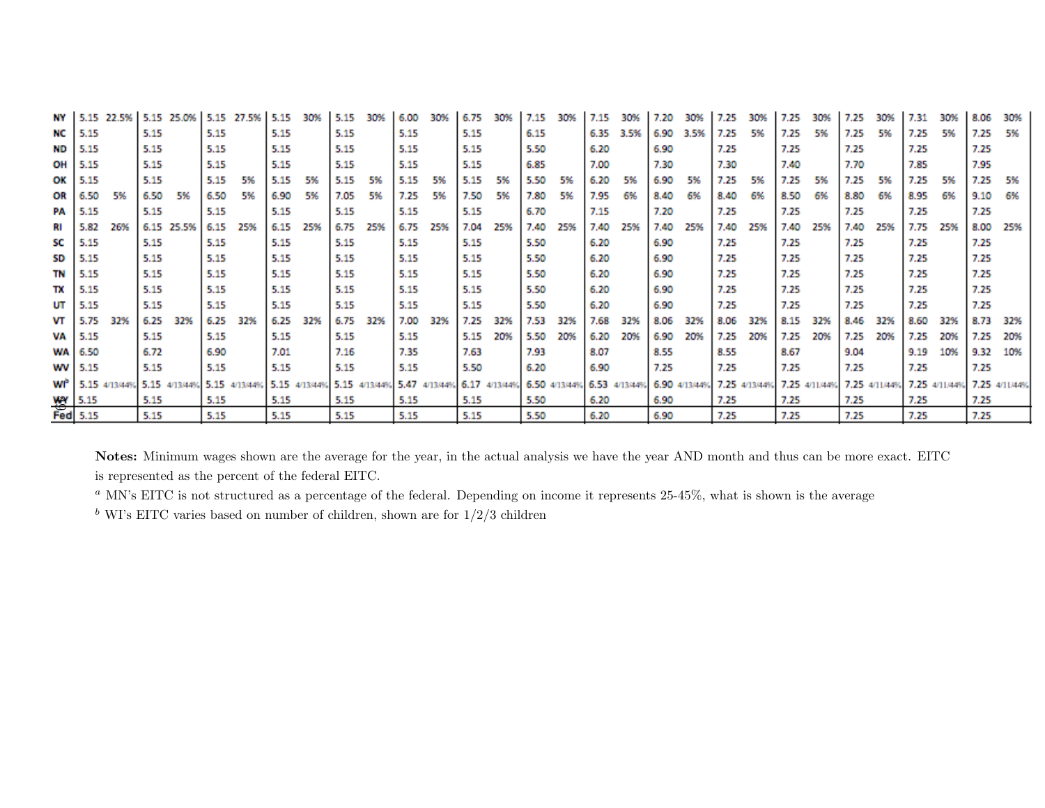| | | | | | | | | | | | | | | | | | | | | | | | | | | | | | | |
|---|---|---|---|---|---|---|---|---|---|---|---|---|---|---|---|---|---|---|---|---|---|---|---|---|---|---|---|---|---|---|
| NY | 5.15 | 22.5% | 5.15 | 25.0% | 5.15 | 27.5% | 5.15 | 30% | 5.15 | 30% | 6.00 | 30% | 6.75 | 30% | 7.15 | 30% | 7.15 | 30% | 7.20 | 30% | 7.25 | 30% | 7.25 | 30% | 7.25 | 30% | 7.31 | 30% | 8.06 | 30% |
| NC | 5.15 | | 5.15 | | 5.15 | | 5.15 | | 5.15 | | 5.15 | | 5.15 | | 6.15 | | 6.35 | 3.5% | 6.90 | 3.5% | 7.25 | 5% | 7.25 | 5% | 7.25 | 5% | 7.25 | 5% | 7.25 | 5% |
| ND | 5.15 | | 5.15 | | 5.15 | | 5.15 | | 5.15 | | 5.15 | | 5.15 | | 5.50 | | 6.20 | | 6.90 | | 7.25 | | 7.25 | | 7.25 | | 7.25 | | 7.25 | |
| OH | 5.15 | | 5.15 | | 5.15 | | 5.15 | | 5.15 | | 5.15 | | 5.15 | | 6.85 | | 7.00 | | 7.30 | | 7.30 | | 7.40 | | 7.70 | | 7.85 | | 7.95 | |
| OK | 5.15 | | 5.15 | | 5.15 | 5% | 5.15 | 5% | 5.15 | 5% | 5.15 | 5% | 5.15 | 5% | 5.50 | 5% | 6.20 | 5% | 6.90 | 5% | 7.25 | 5% | 7.25 | 5% | 7.25 | 5% | 7.25 | 5% | 7.25 | 5% |
| OR | 6.50 | 5% | 6.50 | 5% | 6.50 | 5% | 6.90 | 5% | 7.05 | 5% | 7.25 | 5% | 7.50 | 5% | 7.80 | 5% | 7.95 | 6% | 8.40 | 6% | 8.40 | 6% | 8.50 | 6% | 8.80 | 6% | 8.95 | 6% | 9.10 | 6% |
| PA | 5.15 | | 5.15 | | 5.15 | | 5.15 | | 5.15 | | 5.15 | | 5.15 | | 6.70 | | 7.15 | | 7.20 | | 7.25 | | 7.25 | | 7.25 | | 7.25 | | 7.25 | |
| RI | 5.82 | 26% | 6.15 | 25.5% | 6.15 | 25% | 6.15 | 25% | 6.75 | 25% | 6.75 | 25% | 7.04 | 25% | 7.40 | 25% | 7.40 | 25% | 7.40 | 25% | 7.40 | 25% | 7.40 | 25% | 7.40 | 25% | 7.75 | 25% | 8.00 | 25% |
| SC | 5.15 | | 5.15 | | 5.15 | | 5.15 | | 5.15 | | 5.15 | | 5.15 | | 5.50 | | 6.20 | | 6.90 | | 7.25 | | 7.25 | | 7.25 | | 7.25 | | 7.25 | |
| SD | 5.15 | | 5.15 | | 5.15 | | 5.15 | | 5.15 | | 5.15 | | 5.15 | | 5.50 | | 6.20 | | 6.90 | | 7.25 | | 7.25 | | 7.25 | | 7.25 | | 7.25 | |
| TN | 5.15 | | 5.15 | | 5.15 | | 5.15 | | 5.15 | | 5.15 | | 5.15 | | 5.50 | | 6.20 | | 6.90 | | 7.25 | | 7.25 | | 7.25 | | 7.25 | | 7.25 | |
| TX | 5.15 | | 5.15 | | 5.15 | | 5.15 | | 5.15 | | 5.15 | | 5.15 | | 5.50 | | 6.20 | | 6.90 | | 7.25 | | 7.25 | | 7.25 | | 7.25 | | 7.25 | |
| UT | 5.15 | | 5.15 | | 5.15 | | 5.15 | | 5.15 | | 5.15 | | 5.15 | | 5.50 | | 6.20 | | 6.90 | | 7.25 | | 7.25 | | 7.25 | | 7.25 | | 7.25 | |
| VT | 5.75 | 32% | 6.25 | 32% | 6.25 | 32% | 6.25 | 32% | 6.75 | 32% | 7.00 | 32% | 7.25 | 32% | 7.53 | 32% | 7.68 | 32% | 8.06 | 32% | 8.06 | 32% | 8.15 | 32% | 8.46 | 32% | 8.60 | 32% | 8.73 | 32% |
| VA | 5.15 | | 5.15 | | 5.15 | | 5.15 | | 5.15 | | 5.15 | | 5.15 | 20% | 5.50 | 20% | 6.20 | 20% | 6.90 | 20% | 7.25 | 20% | 7.25 | 20% | 7.25 | 20% | 7.25 | 20% | 7.25 | 20% |
| WA | 6.50 | | 6.72 | | 6.90 | | 7.01 | | 7.16 | | 7.35 | | 7.63 | | 7.93 | | 8.07 | | 8.55 | | 8.55 | | 8.67 | | 9.04 | | 9.19 | 10% | 9.32 | 10% |
| WV | 5.15 | | 5.15 | | 5.15 | | 5.15 | | 5.15 | | 5.15 | | 5.50 | | 6.20 | | 6.90 | | 7.25 | | 7.25 | | 7.25 | | 7.25 | | 7.25 | | 7.25 | |
| WI[b] | 5.15 | 4/13/44% | 5.15 | 4/13/44% | 5.15 | 4/13/44% | 5.15 | 4/13/44% | 5.15 | 4/13/44% | 5.47 | 4/13/44% | 6.17 | 4/13/44% | 6.50 | 4/13/44% | 6.53 | 4/13/44% | 6.90 | 4/13/44% | 7.25 | 4/13/44% | 7.25 | 4/11/44% | 7.25 | 4/11/44% | 7.25 | 4/11/44% | 7.25 | 4/11/44% |
| WY | 5.15 | | 5.15 | | 5.15 | | 5.15 | | 5.15 | | 5.15 | | 5.15 | | 5.50 | | 6.20 | | 6.90 | | 7.25 | | 7.25 | | 7.25 | | 7.25 | | 7.25 | |
| Fed | 5.15 | | 5.15 | | 5.15 | | 5.15 | | 5.15 | | 5.15 | | 5.15 | | 5.50 | | 6.20 | | 6.90 | | 7.25 | | 7.25 | | 7.25 | | 7.25 | | 7.25 | |

**Notes:** Minimum wages shown are the average for the year, in the actual analysis we have the year AND month and thus can be more exact. EITC is represented as the percent of the federal EITC.

[a] MN's EITC is not structured as a percentage of the federal. Depending on income it represents 25-45%, what is shown is the average

[b] WI's EITC varies based on number of children, shown are for 1/2/3 children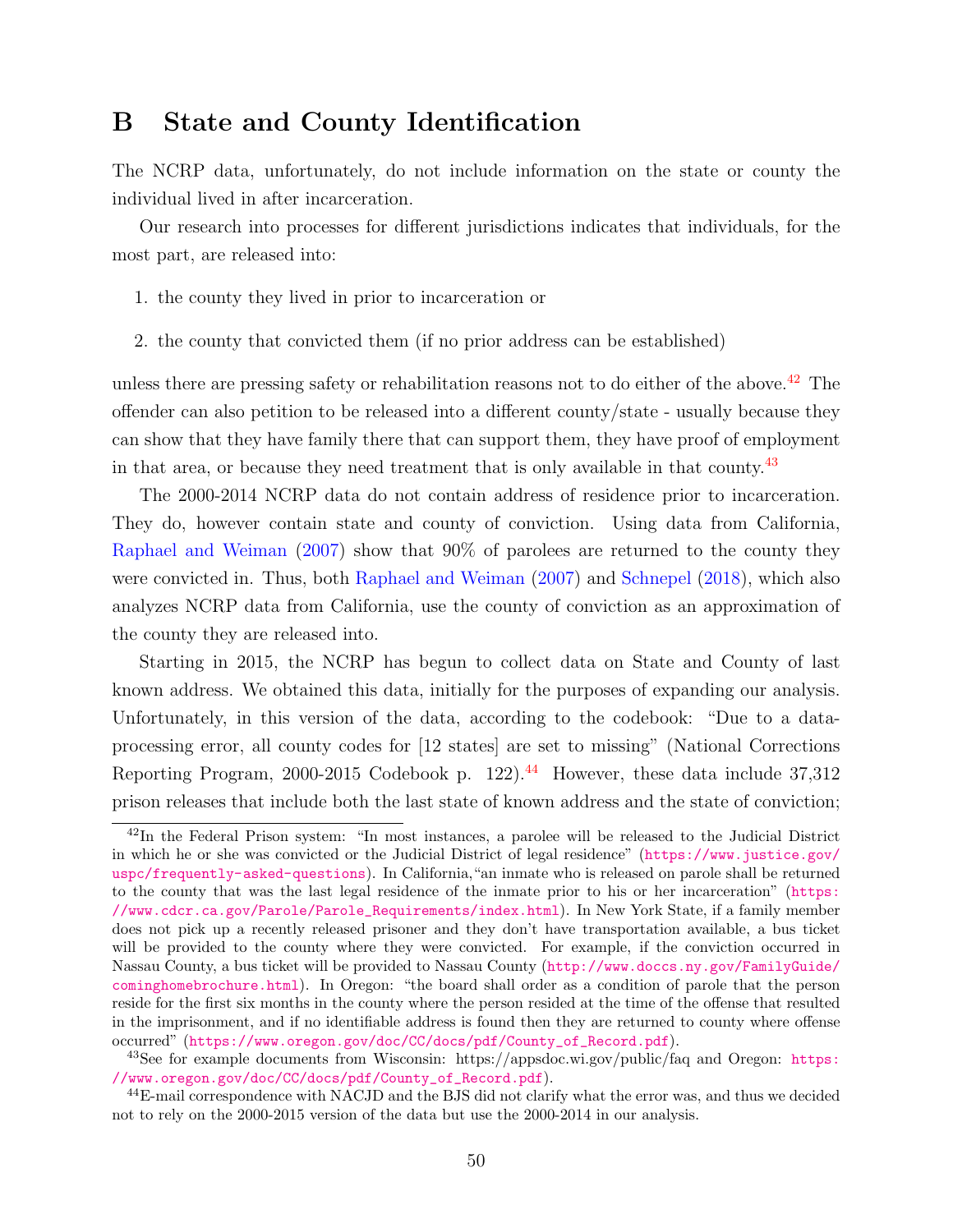# B State and County Identification

The NCRP data, unfortunately, do not include information on the state or county the individual lived in after incarceration.

Our research into processes for different jurisdictions indicates that individuals, for the most part, are released into:

1. the county they lived in prior to incarceration or
2. the county that convicted them (if no prior address can be established)

unless there are pressing safety or rehabilitation reasons not to do either of the above.[42] The offender can also petition to be released into a different county/state - usually because they can show that they have family there that can support them, they have proof of employment in that area, or because they need treatment that is only available in that county.[43]

The 2000-2014 NCRP data do not contain address of residence prior to incarceration. They do, however contain state and county of conviction. Using data from California, Raphael and Weiman (2007) show that 90% of parolees are returned to the county they were convicted in. Thus, both Raphael and Weiman (2007) and Schnepel (2018), which also analyzes NCRP data from California, use the county of conviction as an approximation of the county they are released into.

Starting in 2015, the NCRP has begun to collect data on State and County of last known address. We obtained this data, initially for the purposes of expanding our analysis. Unfortunately, in this version of the data, according to the codebook: "Due to a data-processing error, all county codes for [12 states] are set to missing" (National Corrections Reporting Program, 2000-2015 Codebook p. 122).[44] However, these data include 37,312 prison releases that include both the last state of known address and the state of conviction;

---

[42] In the Federal Prison system: "In most instances, a parolee will be released to the Judicial District in which he or she was convicted or the Judicial District of legal residence" (https://www.justice.gov/uspc/frequently-asked-questions). In California, "an inmate who is released on parole shall be returned to the county that was the last legal residence of the inmate prior to his or her incarceration" (https://www.cdcr.ca.gov/Parole/Parole_Requirements/index.html). In New York State, if a family member does not pick up a recently released prisoner and they don't have transportation available, a bus ticket will be provided to the county where they were convicted. For example, if the conviction occurred in Nassau County, a bus ticket will be provided to Nassau County (http://www.doccs.ny.gov/FamilyGuide/cominghomebrochure.html). In Oregon: "the board shall order as a condition of parole that the person reside for the first six months in the county where the person resided at the time of the offense that resulted in the imprisonment, and if no identifiable address is found then they are returned to county where offense occurred" (https://www.oregon.gov/doc/CC/docs/pdf/County_of_Record.pdf).

[43] See for example documents from Wisconsin: https://appsdoc.wi.gov/public/faq and Oregon: https://www.oregon.gov/doc/CC/docs/pdf/County_of_Record.pdf).

[44] E-mail correspondence with NACJD and the BJS did not clarify what the error was, and thus we decided not to rely on the 2000-2015 version of the data but use the 2000-2014 in our analysis.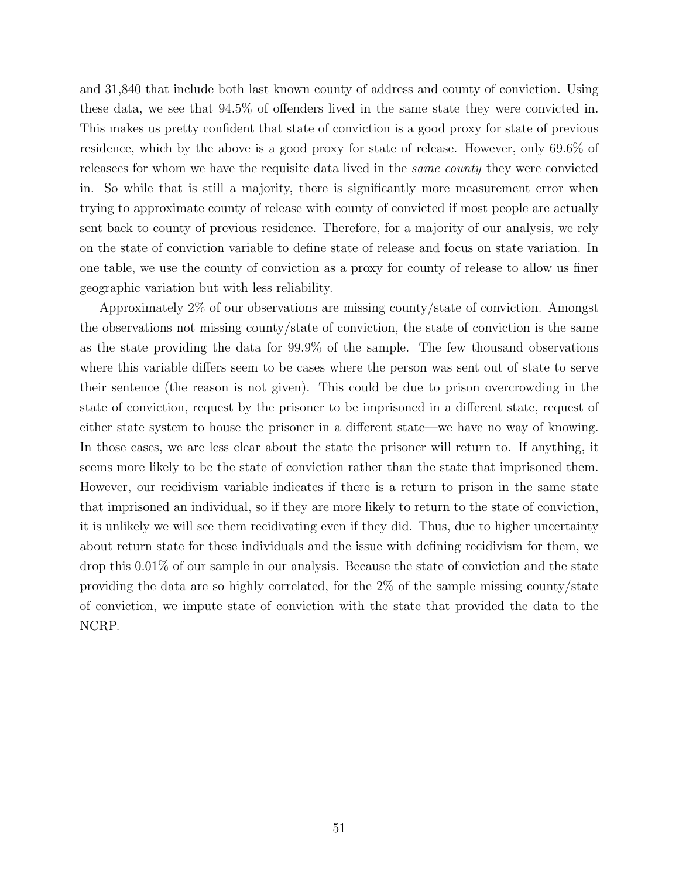and 31,840 that include both last known county of address and county of conviction. Using these data, we see that 94.5% of offenders lived in the same state they were convicted in. This makes us pretty confident that state of conviction is a good proxy for state of previous residence, which by the above is a good proxy for state of release. However, only 69.6% of releasees for whom we have the requisite data lived in the *same county* they were convicted in. So while that is still a majority, there is significantly more measurement error when trying to approximate county of release with county of convicted if most people are actually sent back to county of previous residence. Therefore, for a majority of our analysis, we rely on the state of conviction variable to define state of release and focus on state variation. In one table, we use the county of conviction as a proxy for county of release to allow us finer geographic variation but with less reliability.

Approximately 2% of our observations are missing county/state of conviction. Amongst the observations not missing county/state of conviction, the state of conviction is the same as the state providing the data for 99.9% of the sample. The few thousand observations where this variable differs seem to be cases where the person was sent out of state to serve their sentence (the reason is not given). This could be due to prison overcrowding in the state of conviction, request by the prisoner to be imprisoned in a different state, request of either state system to house the prisoner in a different state—we have no way of knowing. In those cases, we are less clear about the state the prisoner will return to. If anything, it seems more likely to be the state of conviction rather than the state that imprisoned them. However, our recidivism variable indicates if there is a return to prison in the same state that imprisoned an individual, so if they are more likely to return to the state of conviction, it is unlikely we will see them recidivating even if they did. Thus, due to higher uncertainty about return state for these individuals and the issue with defining recidivism for them, we drop this 0.01% of our sample in our analysis. Because the state of conviction and the state providing the data are so highly correlated, for the 2% of the sample missing county/state of conviction, we impute state of conviction with the state that provided the data to the NCRP.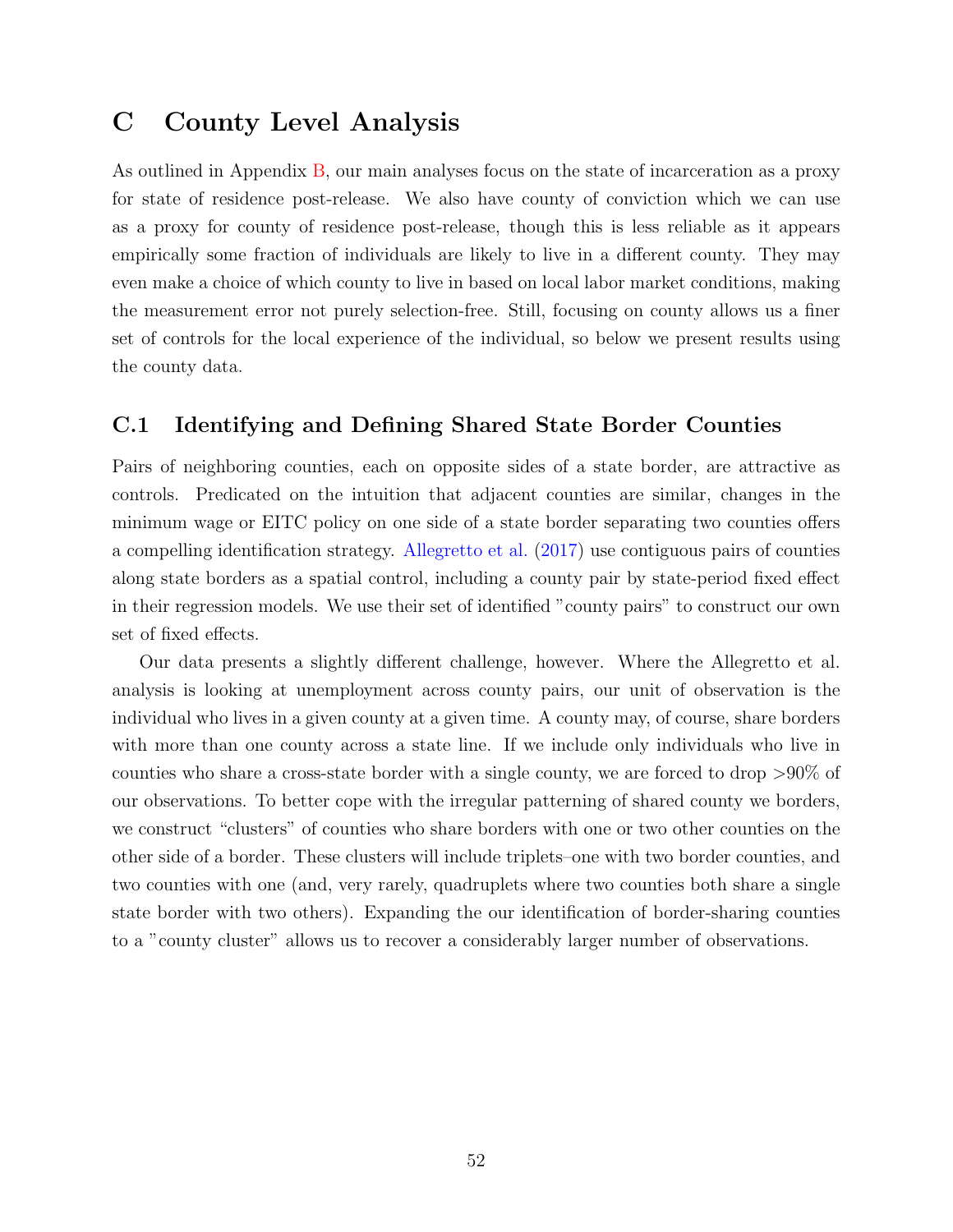# C County Level Analysis

As outlined in Appendix B, our main analyses focus on the state of incarceration as a proxy for state of residence post-release. We also have county of conviction which we can use as a proxy for county of residence post-release, though this is less reliable as it appears empirically some fraction of individuals are likely to live in a different county. They may even make a choice of which county to live in based on local labor market conditions, making the measurement error not purely selection-free. Still, focusing on county allows us a finer set of controls for the local experience of the individual, so below we present results using the county data.

## C.1 Identifying and Defining Shared State Border Counties

Pairs of neighboring counties, each on opposite sides of a state border, are attractive as controls. Predicated on the intuition that adjacent counties are similar, changes in the minimum wage or EITC policy on one side of a state border separating two counties offers a compelling identification strategy. Allegretto et al. (2017) use contiguous pairs of counties along state borders as a spatial control, including a county pair by state-period fixed effect in their regression models. We use their set of identified "county pairs" to construct our own set of fixed effects.

Our data presents a slightly different challenge, however. Where the Allegretto et al. analysis is looking at unemployment across county pairs, our unit of observation is the individual who lives in a given county at a given time. A county may, of course, share borders with more than one county across a state line. If we include only individuals who live in counties who share a cross-state border with a single county, we are forced to drop >90% of our observations. To better cope with the irregular patterning of shared county we borders, we construct "clusters" of counties who share borders with one or two other counties on the other side of a border. These clusters will include triplets–one with two border counties, and two counties with one (and, very rarely, quadruplets where two counties both share a single state border with two others). Expanding the our identification of border-sharing counties to a "county cluster" allows us to recover a considerably larger number of observations.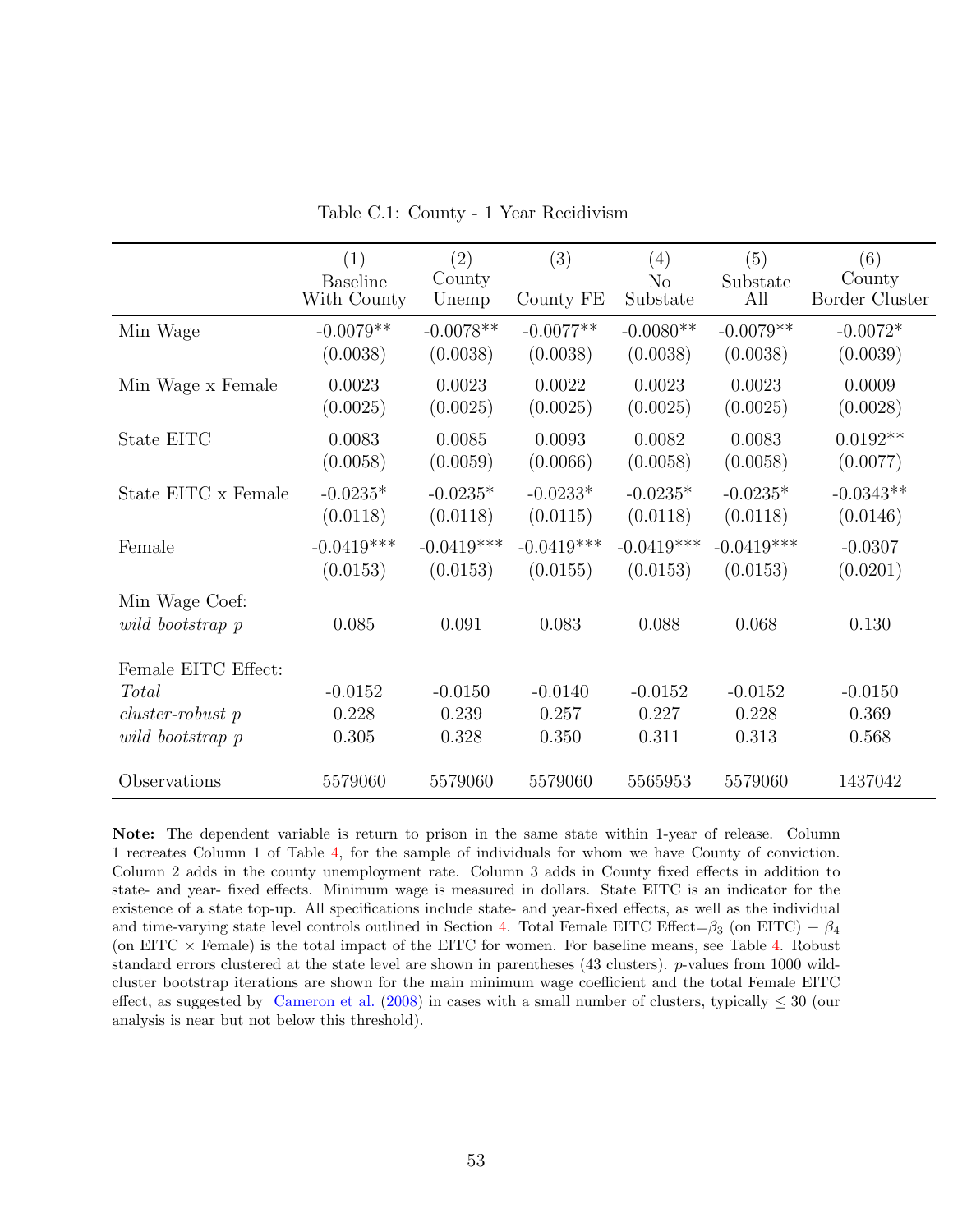Table C.1: County - 1 Year Recidivism

| | (1) Baseline With County | (2) County Unemp | (3) County FE | (4) No Substate | (5) Substate All | (6) County Border Cluster |
|---|---|---|---|---|---|---|
| Min Wage | -0.0079** | -0.0078** | -0.0077** | -0.0080** | -0.0079** | -0.0072* |
| | (0.0038) | (0.0038) | (0.0038) | (0.0038) | (0.0038) | (0.0039) |
| Min Wage x Female | 0.0023 | 0.0023 | 0.0022 | 0.0023 | 0.0023 | 0.0009 |
| | (0.0025) | (0.0025) | (0.0025) | (0.0025) | (0.0025) | (0.0028) |
| State EITC | 0.0083 | 0.0085 | 0.0093 | 0.0082 | 0.0083 | 0.0192** |
| | (0.0058) | (0.0059) | (0.0066) | (0.0058) | (0.0058) | (0.0077) |
| State EITC x Female | -0.0235* | -0.0235* | -0.0233* | -0.0235* | -0.0235* | -0.0343** |
| | (0.0118) | (0.0118) | (0.0115) | (0.0118) | (0.0118) | (0.0146) |
| Female | -0.0419*** | -0.0419*** | -0.0419*** | -0.0419*** | -0.0419*** | -0.0307 |
| | (0.0153) | (0.0153) | (0.0155) | (0.0153) | (0.0153) | (0.0201) |
| Min Wage Coef: | | | | | | |
| *wild bootstrap p* | 0.085 | 0.091 | 0.083 | 0.088 | 0.068 | 0.130 |
| Female EITC Effect: | | | | | | |
| *Total* | -0.0152 | -0.0150 | -0.0140 | -0.0152 | -0.0152 | -0.0150 |
| *cluster-robust p* | 0.228 | 0.239 | 0.257 | 0.227 | 0.228 | 0.369 |
| *wild bootstrap p* | 0.305 | 0.328 | 0.350 | 0.311 | 0.313 | 0.568 |
| Observations | 5579060 | 5579060 | 5579060 | 5565953 | 5579060 | 1437042 |

**Note:** The dependent variable is return to prison in the same state within 1-year of release. Column 1 recreates Column 1 of Table 4, for the sample of individuals for whom we have County of conviction. Column 2 adds in the county unemployment rate. Column 3 adds in County fixed effects in addition to state- and year- fixed effects. Minimum wage is measured in dollars. State EITC is an indicator for the existence of a state top-up. All specifications include state- and year-fixed effects, as well as the individual and time-varying state level controls outlined in Section 4. Total Female EITC Effect=$\beta_3$ (on EITC) + $\beta_4$ (on EITC $\times$ Female) is the total impact of the EITC for women. For baseline means, see Table 4. Robust standard errors clustered at the state level are shown in parentheses (43 clusters). $p$-values from 1000 wild-cluster bootstrap iterations are shown for the main minimum wage coefficient and the total Female EITC effect, as suggested by Cameron et al. (2008) in cases with a small number of clusters, typically $\leq 30$ (our analysis is near but not below this threshold).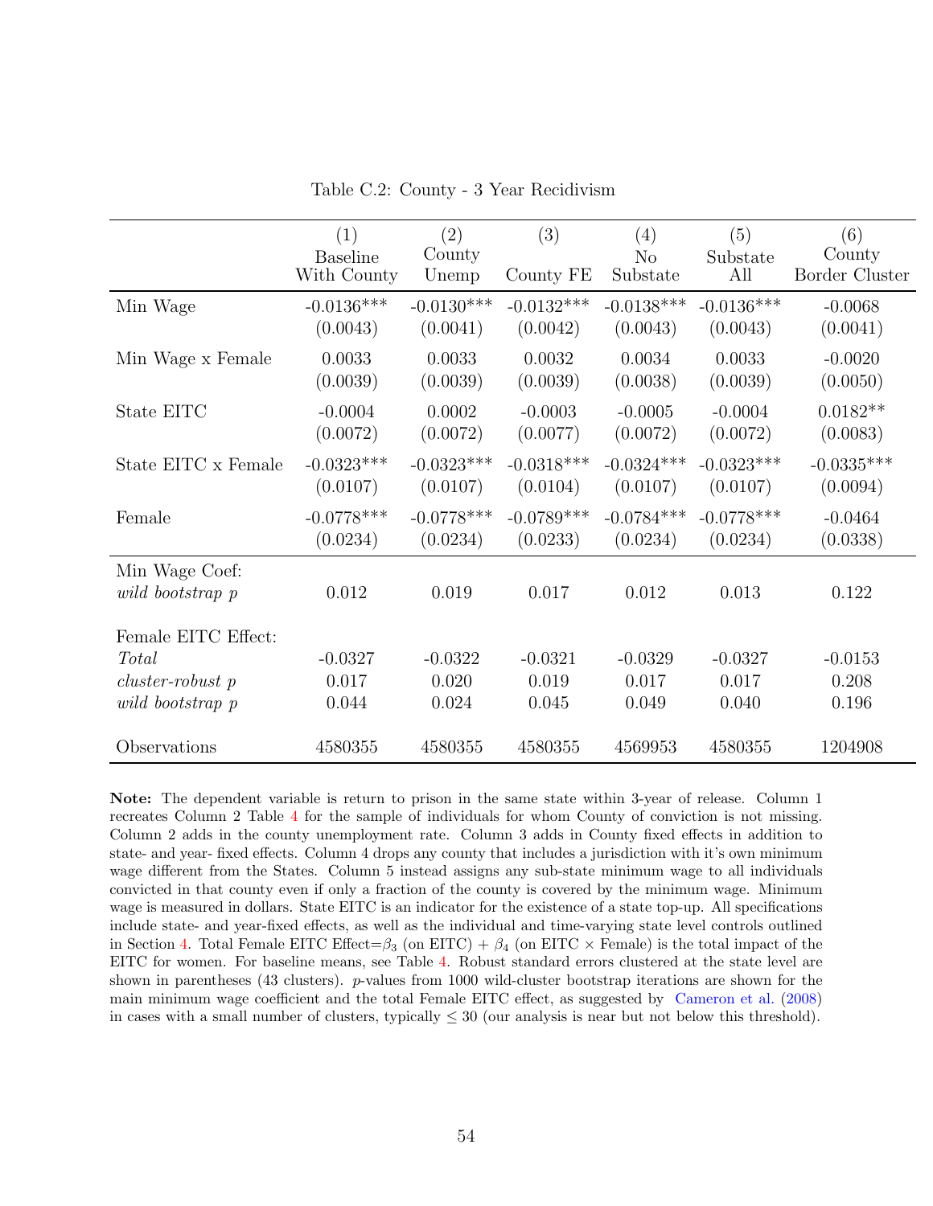Table C.2: County - 3 Year Recidivism

| | (1) Baseline With County | (2) County Unemp | (3) County FE | (4) No Substate | (5) Substate All | (6) County Border Cluster |
|---|---|---|---|---|---|---|
| Min Wage | -0.0136*** | -0.0130*** | -0.0132*** | -0.0138*** | -0.0136*** | -0.0068 |
| | (0.0043) | (0.0041) | (0.0042) | (0.0043) | (0.0043) | (0.0041) |
| Min Wage x Female | 0.0033 | 0.0033 | 0.0032 | 0.0034 | 0.0033 | -0.0020 |
| | (0.0039) | (0.0039) | (0.0039) | (0.0038) | (0.0039) | (0.0050) |
| State EITC | -0.0004 | 0.0002 | -0.0003 | -0.0005 | -0.0004 | 0.0182** |
| | (0.0072) | (0.0072) | (0.0077) | (0.0072) | (0.0072) | (0.0083) |
| State EITC x Female | -0.0323*** | -0.0323*** | -0.0318*** | -0.0324*** | -0.0323*** | -0.0335*** |
| | (0.0107) | (0.0107) | (0.0104) | (0.0107) | (0.0107) | (0.0094) |
| Female | -0.0778*** | -0.0778*** | -0.0789*** | -0.0784*** | -0.0778*** | -0.0464 |
| | (0.0234) | (0.0234) | (0.0233) | (0.0234) | (0.0234) | (0.0338) |
| Min Wage Coef: | | | | | | |
| *wild bootstrap p* | 0.012 | 0.019 | 0.017 | 0.012 | 0.013 | 0.122 |
| Female EITC Effect: | | | | | | |
| *Total* | -0.0327 | -0.0322 | -0.0321 | -0.0329 | -0.0327 | -0.0153 |
| *cluster-robust p* | 0.017 | 0.020 | 0.019 | 0.017 | 0.017 | 0.208 |
| *wild bootstrap p* | 0.044 | 0.024 | 0.045 | 0.049 | 0.040 | 0.196 |
| Observations | 4580355 | 4580355 | 4580355 | 4569953 | 4580355 | 1204908 |

**Note:** The dependent variable is return to prison in the same state within 3-year of release. Column 1 recreates Column 2 Table 4 for the sample of individuals for whom County of conviction is not missing. Column 2 adds in the county unemployment rate. Column 3 adds in County fixed effects in addition to state- and year- fixed effects. Column 4 drops any county that includes a jurisdiction with it's own minimum wage different from the States. Column 5 instead assigns any sub-state minimum wage to all individuals convicted in that county even if only a fraction of the county is covered by the minimum wage. Minimum wage is measured in dollars. State EITC is an indicator for the existence of a state top-up. All specifications include state- and year-fixed effects, as well as the individual and time-varying state level controls outlined in Section 4. Total Female EITC Effect=$\beta_3$ (on EITC) + $\beta_4$ (on EITC $\times$ Female) is the total impact of the EITC for women. For baseline means, see Table 4. Robust standard errors clustered at the state level are shown in parentheses (43 clusters). $p$-values from 1000 wild-cluster bootstrap iterations are shown for the main minimum wage coefficient and the total Female EITC effect, as suggested by Cameron et al. (2008) in cases with a small number of clusters, typically $\leq 30$ (our analysis is near but not below this threshold).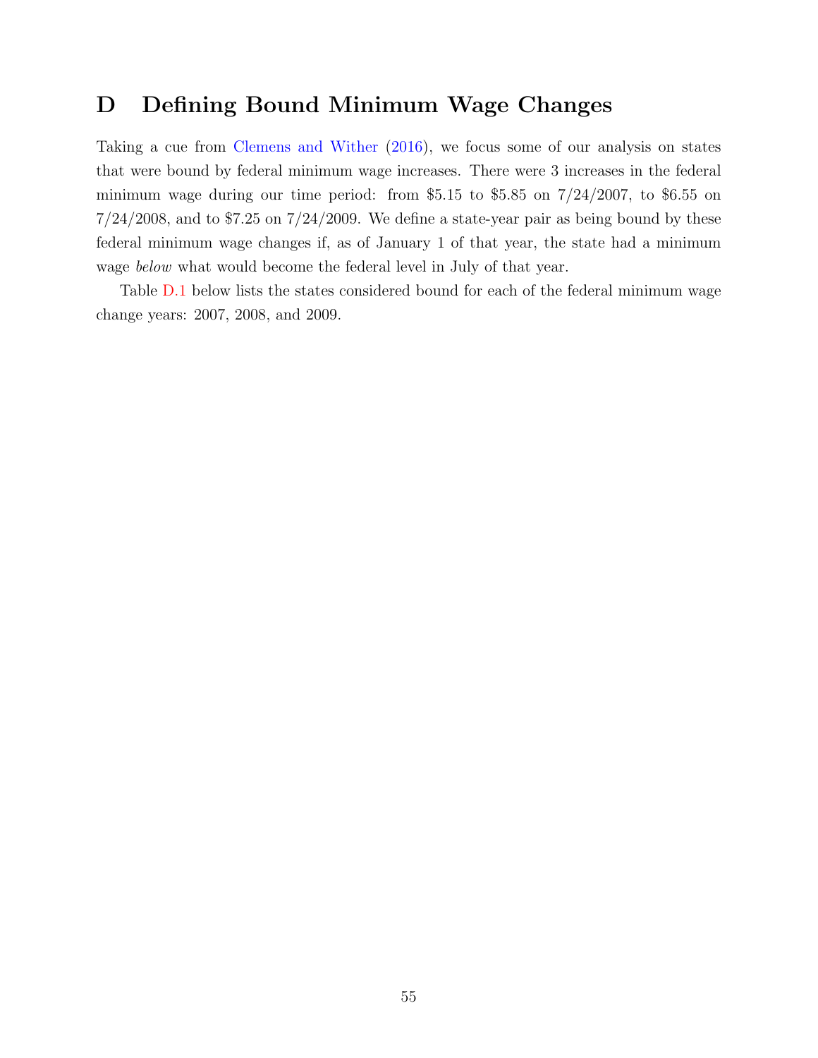# D Defining Bound Minimum Wage Changes

Taking a cue from Clemens and Wither (2016), we focus some of our analysis on states that were bound by federal minimum wage increases. There were 3 increases in the federal minimum wage during our time period: from $5.15 to $5.85 on 7/24/2007, to $6.55 on 7/24/2008, and to $7.25 on 7/24/2009. We define a state-year pair as being bound by these federal minimum wage changes if, as of January 1 of that year, the state had a minimum wage *below* what would become the federal level in July of that year.

Table D.1 below lists the states considered bound for each of the federal minimum wage change years: 2007, 2008, and 2009.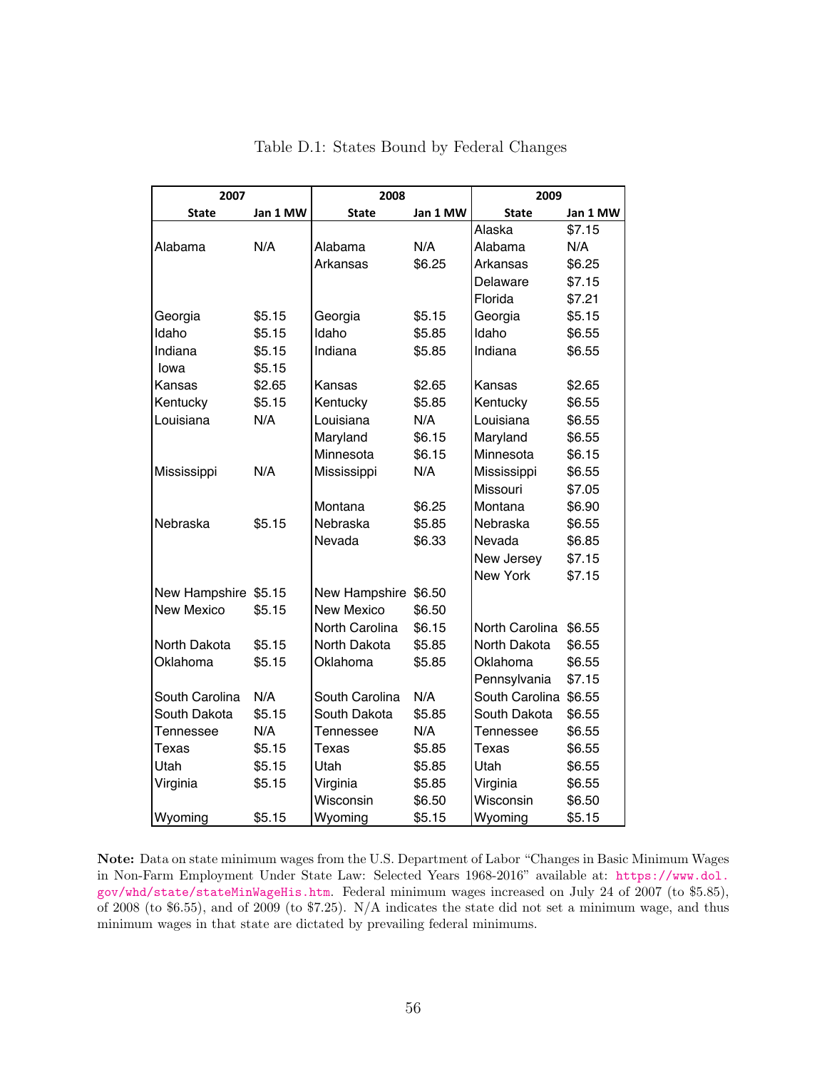Table D.1: States Bound by Federal Changes

| 2007 | | 2008 | | 2009 | |
|---|---|---|---|---|---|
| State | Jan 1 MW | State | Jan 1 MW | State | Jan 1 MW |
| | | | | Alaska | $7.15 |
| Alabama | N/A | Alabama | N/A | Alabama | N/A |
| | | Arkansas | $6.25 | Arkansas | $6.25 |
| | | | | Delaware | $7.15 |
| | | | | Florida | $7.21 |
| Georgia | $5.15 | Georgia | $5.15 | Georgia | $5.15 |
| Idaho | $5.15 | Idaho | $5.85 | Idaho | $6.55 |
| Indiana | $5.15 | Indiana | $5.85 | Indiana | $6.55 |
| Iowa | $5.15 | | | | |
| Kansas | $2.65 | Kansas | $2.65 | Kansas | $2.65 |
| Kentucky | $5.15 | Kentucky | $5.85 | Kentucky | $6.55 |
| Louisiana | N/A | Louisiana | N/A | Louisiana | $6.55 |
| | | Maryland | $6.15 | Maryland | $6.55 |
| | | Minnesota | $6.15 | Minnesota | $6.15 |
| Mississippi | N/A | Mississippi | N/A | Mississippi | $6.55 |
| | | | | Missouri | $7.05 |
| | | Montana | $6.25 | Montana | $6.90 |
| Nebraska | $5.15 | Nebraska | $5.85 | Nebraska | $6.55 |
| | | Nevada | $6.33 | Nevada | $6.85 |
| | | | | New Jersey | $7.15 |
| | | | | New York | $7.15 |
| New Hampshire | $5.15 | New Hampshire | $6.50 | | |
| New Mexico | $5.15 | New Mexico | $6.50 | | |
| | | North Carolina | $6.15 | North Carolina | $6.55 |
| North Dakota | $5.15 | North Dakota | $5.85 | North Dakota | $6.55 |
| Oklahoma | $5.15 | Oklahoma | $5.85 | Oklahoma | $6.55 |
| | | | | Pennsylvania | $7.15 |
| South Carolina | N/A | South Carolina | N/A | South Carolina | $6.55 |
| South Dakota | $5.15 | South Dakota | $5.85 | South Dakota | $6.55 |
| Tennessee | N/A | Tennessee | N/A | Tennessee | $6.55 |
| Texas | $5.15 | Texas | $5.85 | Texas | $6.55 |
| Utah | $5.15 | Utah | $5.85 | Utah | $6.55 |
| Virginia | $5.15 | Virginia | $5.85 | Virginia | $6.55 |
| | | Wisconsin | $6.50 | Wisconsin | $6.50 |
| Wyoming | $5.15 | Wyoming | $5.15 | Wyoming | $5.15 |

**Note:** Data on state minimum wages from the U.S. Department of Labor "Changes in Basic Minimum Wages in Non-Farm Employment Under State Law: Selected Years 1968-2016" available at: https://www.dol.gov/whd/state/stateMinWageHis.htm. Federal minimum wages increased on July 24 of 2007 (to $5.85), of 2008 (to $6.55), and of 2009 (to $7.25). N/A indicates the state did not set a minimum wage, and thus minimum wages in that state are dictated by prevailing federal minimums.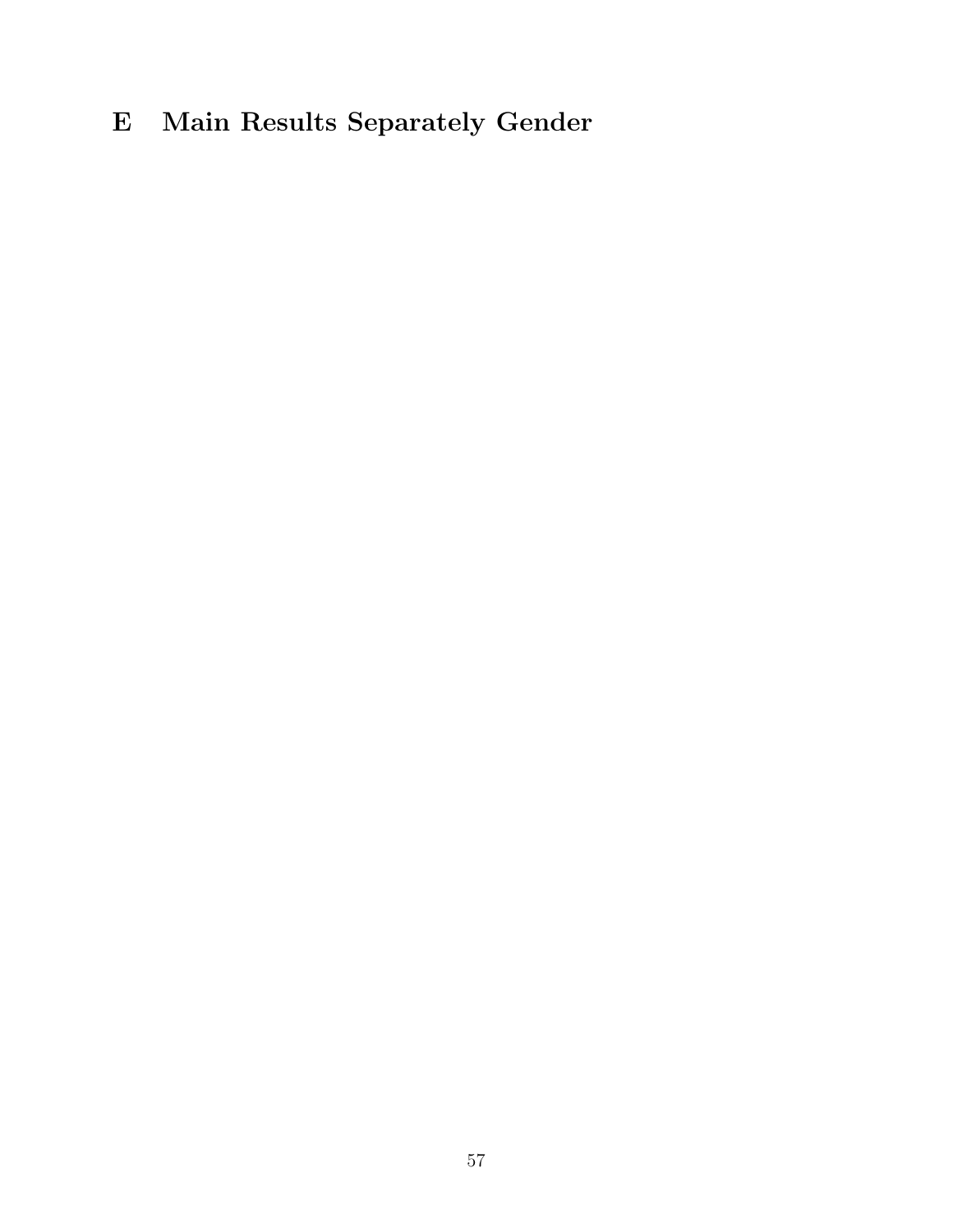# E Main Results Separately Gender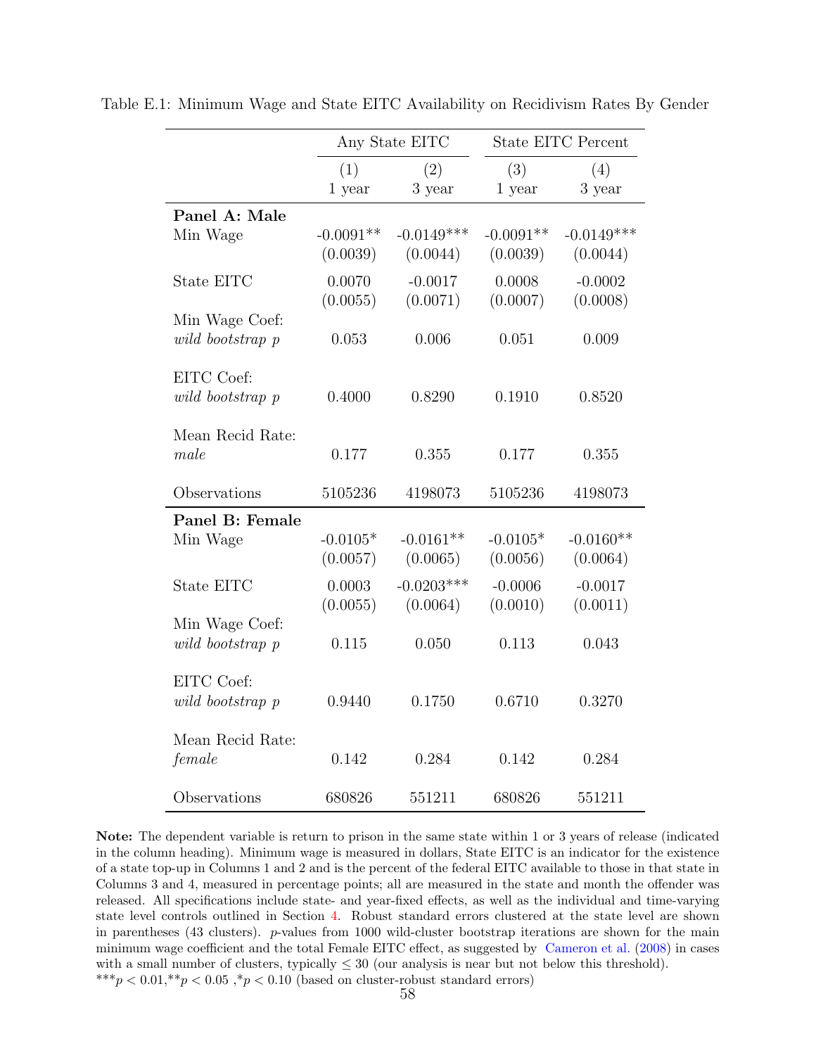Table E.1: Minimum Wage and State EITC Availability on Recidivism Rates By Gender

| | Any State EITC | | State EITC Percent | |
|---|---|---|---|---|
| | (1) | (2) | (3) | (4) |
| | 1 year | 3 year | 1 year | 3 year |
| **Panel A: Male** | | | | |
| Min Wage | -0.0091** | -0.0149*** | -0.0091** | -0.0149*** |
| | (0.0039) | (0.0044) | (0.0039) | (0.0044) |
| State EITC | 0.0070 | -0.0017 | 0.0008 | -0.0002 |
| | (0.0055) | (0.0071) | (0.0007) | (0.0008) |
| Min Wage Coef: *wild bootstrap p* | 0.053 | 0.006 | 0.051 | 0.009 |
| EITC Coef: *wild bootstrap p* | 0.4000 | 0.8290 | 0.1910 | 0.8520 |
| Mean Recid Rate: *male* | 0.177 | 0.355 | 0.177 | 0.355 |
| Observations | 5105236 | 4198073 | 5105236 | 4198073 |
| **Panel B: Female** | | | | |
| Min Wage | -0.0105* | -0.0161** | -0.0105* | -0.0160** |
| | (0.0057) | (0.0065) | (0.0056) | (0.0064) |
| State EITC | 0.0003 | -0.0203*** | -0.0006 | -0.0017 |
| | (0.0055) | (0.0064) | (0.0010) | (0.0011) |
| Min Wage Coef: *wild bootstrap p* | 0.115 | 0.050 | 0.113 | 0.043 |
| EITC Coef: *wild bootstrap p* | 0.9440 | 0.1750 | 0.6710 | 0.3270 |
| Mean Recid Rate: *female* | 0.142 | 0.284 | 0.142 | 0.284 |
| Observations | 680826 | 551211 | 680826 | 551211 |

**Note:** The dependent variable is return to prison in the same state within 1 or 3 years of release (indicated in the column heading). Minimum wage is measured in dollars, State EITC is an indicator for the existence of a state top-up in Columns 1 and 2 and is the percent of the federal EITC available to those in that state in Columns 3 and 4, measured in percentage points; all are measured in the state and month the offender was released. All specifications include state- and year-fixed effects, as well as the individual and time-varying state level controls outlined in Section 4. Robust standard errors clustered at the state level are shown in parentheses (43 clusters). $p$-values from 1000 wild-cluster bootstrap iterations are shown for the main minimum wage coefficient and the total Female EITC effect, as suggested by Cameron et al. (2008) in cases with a small number of clusters, typically $\leq 30$ (our analysis is near but not below this threshold).
$^{***}p < 0.01$, $^{**}p < 0.05$, $^{*}p < 0.10$ (based on cluster-robust standard errors)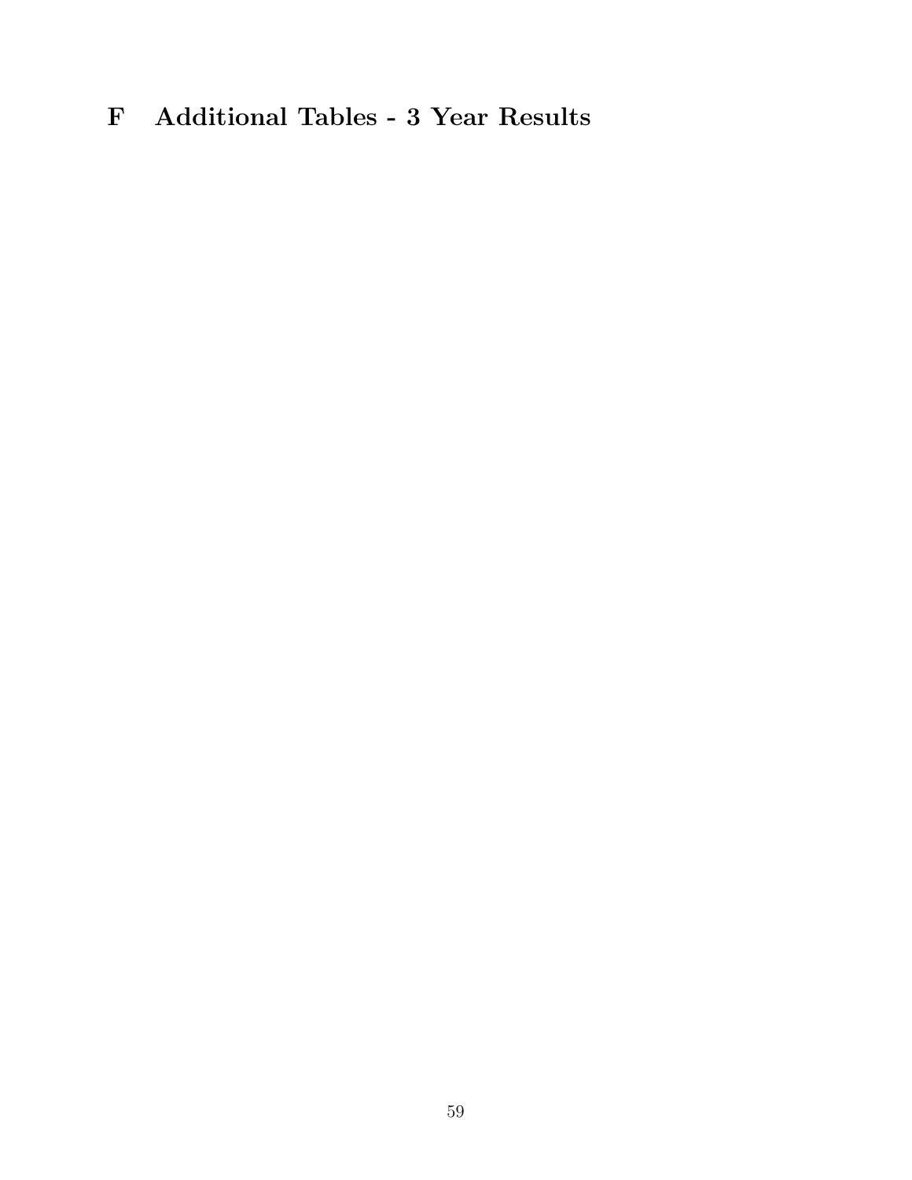# F Additional Tables - 3 Year Results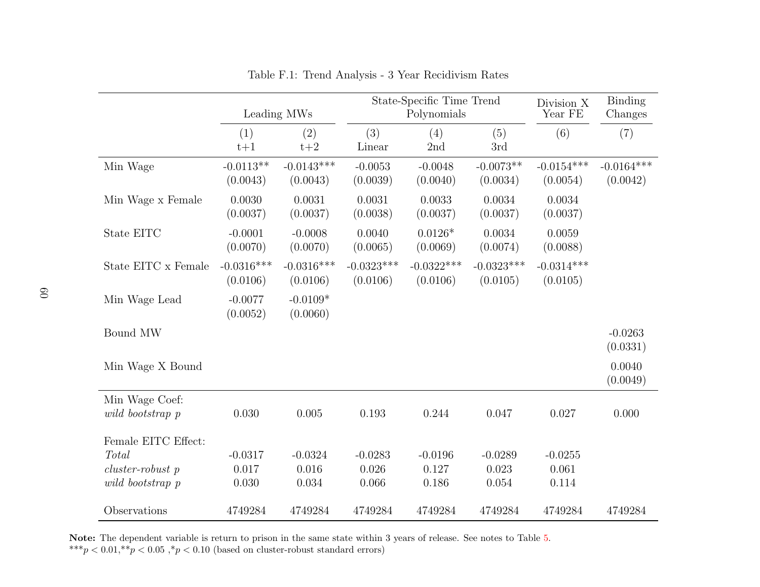Table F.1: Trend Analysis - 3 Year Recidivism Rates

| | Leading MWs | | State-Specific Time Trend Polynomials | | | Division X Year FE | Binding Changes |
|---|---|---|---|---|---|---|---|
| | (1) t+1 | (2) t+2 | (3) Linear | (4) 2nd | (5) 3rd | (6) | (7) |
| Min Wage | -0.0113** | -0.0143*** | -0.0053 | -0.0048 | -0.0073** | -0.0154*** | -0.0164*** |
| | (0.0043) | (0.0043) | (0.0039) | (0.0040) | (0.0034) | (0.0054) | (0.0042) |
| Min Wage x Female | 0.0030 | 0.0031 | 0.0031 | 0.0033 | 0.0034 | 0.0034 | |
| | (0.0037) | (0.0037) | (0.0038) | (0.0037) | (0.0037) | (0.0037) | |
| State EITC | -0.0001 | -0.0008 | 0.0040 | 0.0126* | 0.0034 | 0.0059 | |
| | (0.0070) | (0.0070) | (0.0065) | (0.0069) | (0.0074) | (0.0088) | |
| State EITC x Female | -0.0316*** | -0.0316*** | -0.0323*** | -0.0322*** | -0.0323*** | -0.0314*** | |
| | (0.0106) | (0.0106) | (0.0106) | (0.0106) | (0.0105) | (0.0105) | |
| Min Wage Lead | -0.0077 | -0.0109* | | | | | |
| | (0.0052) | (0.0060) | | | | | |
| Bound MW | | | | | | | -0.0263 |
| | | | | | | | (0.0331) |
| Min Wage X Bound | | | | | | | 0.0040 |
| | | | | | | | (0.0049) |
| Min Wage Coef: | | | | | | | |
| *wild bootstrap p* | 0.030 | 0.005 | 0.193 | 0.244 | 0.047 | 0.027 | 0.000 |
| Female EITC Effect: | | | | | | | |
| *Total* | -0.0317 | -0.0324 | -0.0283 | -0.0196 | -0.0289 | -0.0255 | |
| *cluster-robust p* | 0.017 | 0.016 | 0.026 | 0.127 | 0.023 | 0.061 | |
| *wild bootstrap p* | 0.030 | 0.034 | 0.066 | 0.186 | 0.054 | 0.114 | |
| Observations | 4749284 | 4749284 | 4749284 | 4749284 | 4749284 | 4749284 | 4749284 |

**Note:** The dependent variable is return to prison in the same state within 3 years of release. See notes to Table 5.
$^{***}p < 0.01$, $^{**}p < 0.05$, $^{*}p < 0.10$ (based on cluster-robust standard errors)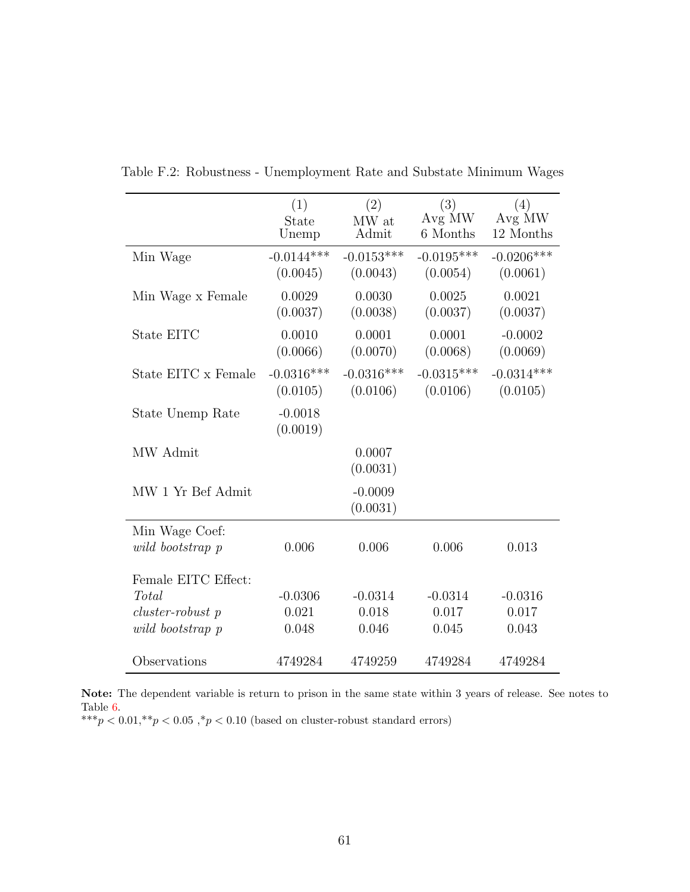Table F.2: Robustness - Unemployment Rate and Substate Minimum Wages

| | (1) State Unemp | (2) MW at Admit | (3) Avg MW 6 Months | (4) Avg MW 12 Months |
|---|---|---|---|---|
| Min Wage | -0.0144*** | -0.0153*** | -0.0195*** | -0.0206*** |
| | (0.0045) | (0.0043) | (0.0054) | (0.0061) |
| Min Wage x Female | 0.0029 | 0.0030 | 0.0025 | 0.0021 |
| | (0.0037) | (0.0038) | (0.0037) | (0.0037) |
| State EITC | 0.0010 | 0.0001 | 0.0001 | -0.0002 |
| | (0.0066) | (0.0070) | (0.0068) | (0.0069) |
| State EITC x Female | -0.0316*** | -0.0316*** | -0.0315*** | -0.0314*** |
| | (0.0105) | (0.0106) | (0.0106) | (0.0105) |
| State Unemp Rate | -0.0018 | | | |
| | (0.0019) | | | |
| MW Admit | | 0.0007 | | |
| | | (0.0031) | | |
| MW 1 Yr Bef Admit | | -0.0009 | | |
| | | (0.0031) | | |
| Min Wage Coef: | | | | |
| *wild bootstrap p* | 0.006 | 0.006 | 0.006 | 0.013 |
| Female EITC Effect: | | | | |
| *Total* | -0.0306 | -0.0314 | -0.0314 | -0.0316 |
| *cluster-robust p* | 0.021 | 0.018 | 0.017 | 0.017 |
| *wild bootstrap p* | 0.048 | 0.046 | 0.045 | 0.043 |
| Observations | 4749284 | 4749259 | 4749284 | 4749284 |

**Note:** The dependent variable is return to prison in the same state within 3 years of release. See notes to Table 6.

$^{***}p < 0.01$, $^{**}p < 0.05$, $^{*}p < 0.10$ (based on cluster-robust standard errors)